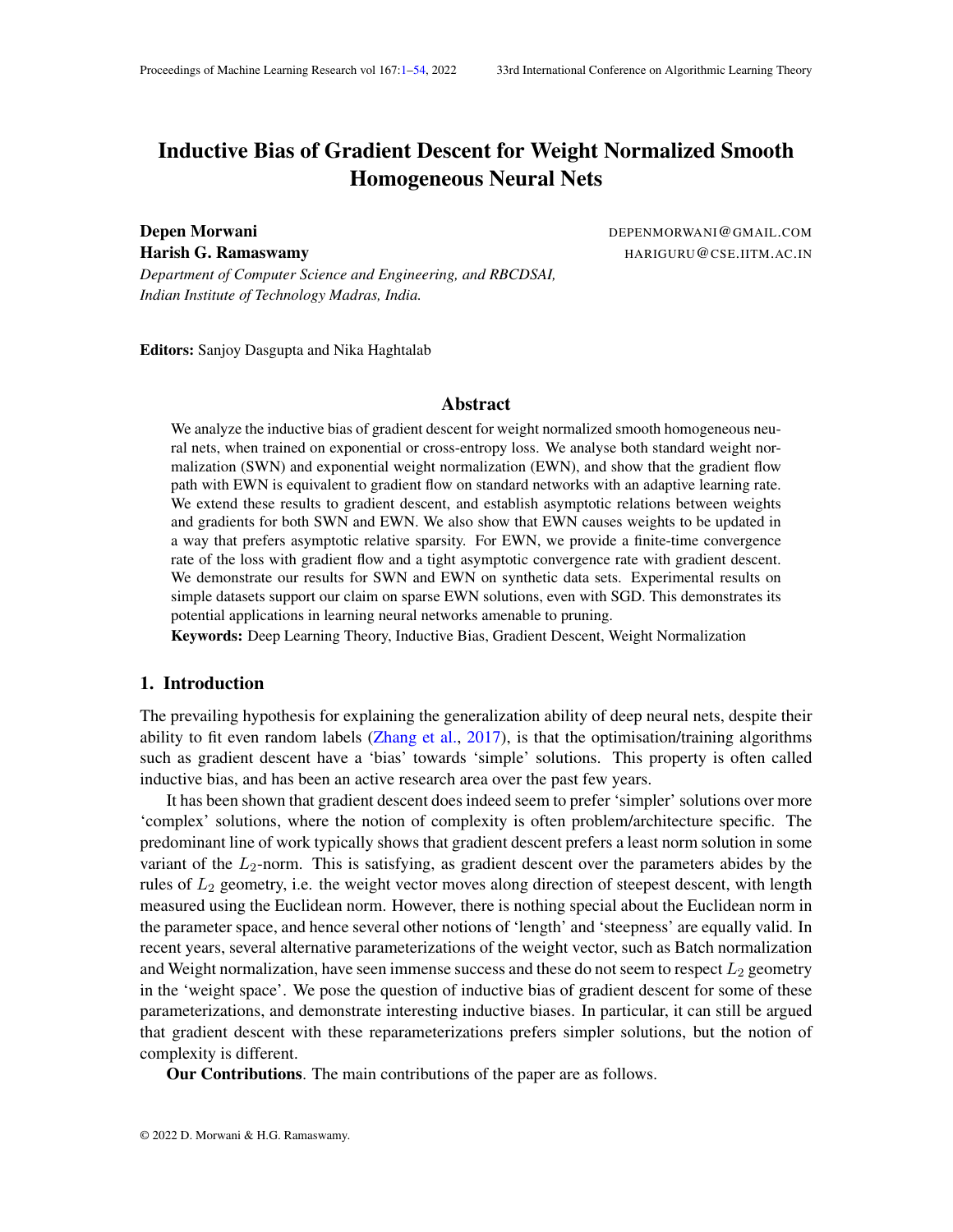# Inductive Bias of Gradient Descent for Weight Normalized Smooth Homogeneous Neural Nets

**Depen Morwani** DEPENMORWANI@GMAIL.COM
**Harish G. Ramaswamy** HARIGURU@CSE.IITM.AC.IN
*Department of Computer Science and Engineering, and RBCDSAI, Indian Institute of Technology Madras, India.*

**Editors:** Sanjoy Dasgupta and Nika Haghtalab

## Abstract

We analyze the inductive bias of gradient descent for weight normalized smooth homogeneous neural nets, when trained on exponential or cross-entropy loss. We analyse both standard weight normalization (SWN) and exponential weight normalization (EWN), and show that the gradient flow path with EWN is equivalent to gradient flow on standard networks with an adaptive learning rate. We extend these results to gradient descent, and establish asymptotic relations between weights and gradients for both SWN and EWN. We also show that EWN causes weights to be updated in a way that prefers asymptotic relative sparsity. For EWN, we provide a finite-time convergence rate of the loss with gradient flow and a tight asymptotic convergence rate with gradient descent. We demonstrate our results for SWN and EWN on synthetic data sets. Experimental results on simple datasets support our claim on sparse EWN solutions, even with SGD. This demonstrates its potential applications in learning neural networks amenable to pruning.

**Keywords:** Deep Learning Theory, Inductive Bias, Gradient Descent, Weight Normalization

## 1. Introduction

The prevailing hypothesis for explaining the generalization ability of deep neural nets, despite their ability to fit even random labels (Zhang et al., 2017), is that the optimisation/training algorithms such as gradient descent have a 'bias' towards 'simple' solutions. This property is often called inductive bias, and has been an active research area over the past few years.

It has been shown that gradient descent does indeed seem to prefer 'simpler' solutions over more 'complex' solutions, where the notion of complexity is often problem/architecture specific. The predominant line of work typically shows that gradient descent prefers a least norm solution in some variant of the $L_2$-norm. This is satisfying, as gradient descent over the parameters abides by the rules of $L_2$ geometry, i.e. the weight vector moves along direction of steepest descent, with length measured using the Euclidean norm. However, there is nothing special about the Euclidean norm in the parameter space, and hence several other notions of 'length' and 'steepness' are equally valid. In recent years, several alternative parameterizations of the weight vector, such as Batch normalization and Weight normalization, have seen immense success and these do not seem to respect $L_2$ geometry in the 'weight space'. We pose the question of inductive bias of gradient descent for some of these parameterizations, and demonstrate interesting inductive biases. In particular, it can still be argued that gradient descent with these reparameterizations prefers simpler solutions, but the notion of complexity is different.

**Our Contributions**. The main contributions of the paper are as follows.

© 2022 D. Morwani & H.G. Ramaswamy.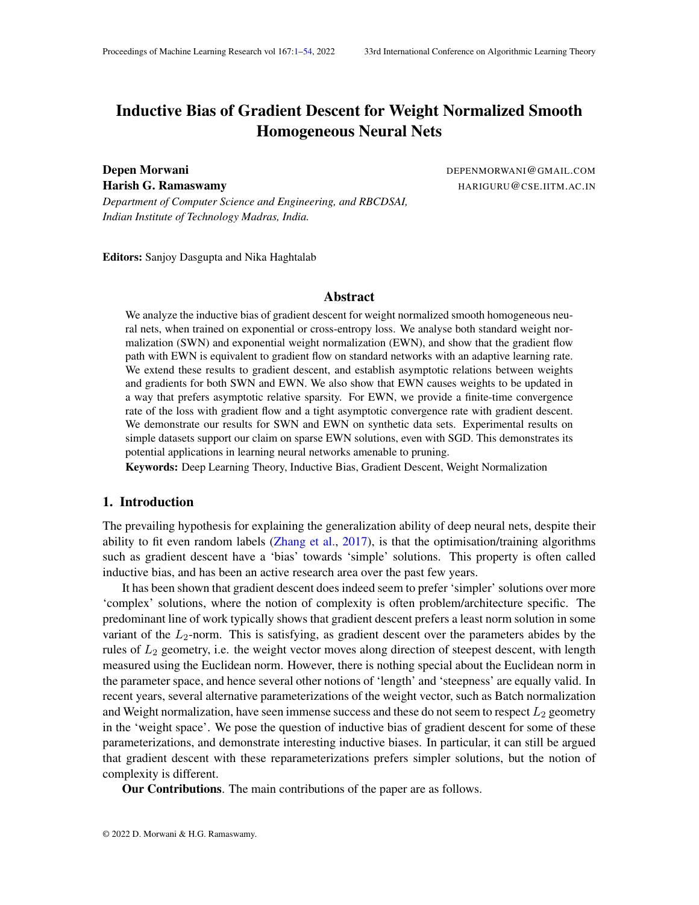# Inductive Bias of Gradient Descent for Weight Normalized Smooth Homogeneous Neural Nets

**Depen Morwani** DEPENMORWANI@GMAIL.COM

**Harish G. Ramaswamy** HARIGURU@CSE.IITM.AC.IN

*Department of Computer Science and Engineering, and RBCDSAI, Indian Institute of Technology Madras, India.*

**Editors:** Sanjoy Dasgupta and Nika Haghtalab

## Abstract

We analyze the inductive bias of gradient descent for weight normalized smooth homogeneous neural nets, when trained on exponential or cross-entropy loss. We analyse both standard weight normalization (SWN) and exponential weight normalization (EWN), and show that the gradient flow path with EWN is equivalent to gradient flow on standard networks with an adaptive learning rate. We extend these results to gradient descent, and establish asymptotic relations between weights and gradients for both SWN and EWN. We also show that EWN causes weights to be updated in a way that prefers asymptotic relative sparsity. For EWN, we provide a finite-time convergence rate of the loss with gradient flow and a tight asymptotic convergence rate with gradient descent. We demonstrate our results for SWN and EWN on synthetic data sets. Experimental results on simple datasets support our claim on sparse EWN solutions, even with SGD. This demonstrates its potential applications in learning neural networks amenable to pruning.

**Keywords:** Deep Learning Theory, Inductive Bias, Gradient Descent, Weight Normalization

## 1. Introduction

The prevailing hypothesis for explaining the generalization ability of deep neural nets, despite their ability to fit even random labels (Zhang et al., 2017), is that the optimisation/training algorithms such as gradient descent have a 'bias' towards 'simple' solutions. This property is often called inductive bias, and has been an active research area over the past few years.

It has been shown that gradient descent does indeed seem to prefer 'simpler' solutions over more 'complex' solutions, where the notion of complexity is often problem/architecture specific. The predominant line of work typically shows that gradient descent prefers a least norm solution in some variant of the $L_2$-norm. This is satisfying, as gradient descent over the parameters abides by the rules of $L_2$ geometry, i.e. the weight vector moves along direction of steepest descent, with length measured using the Euclidean norm. However, there is nothing special about the Euclidean norm in the parameter space, and hence several other notions of 'length' and 'steepness' are equally valid. In recent years, several alternative parameterizations of the weight vector, such as Batch normalization and Weight normalization, have seen immense success and these do not seem to respect $L_2$ geometry in the 'weight space'. We pose the question of inductive bias of gradient descent for some of these parameterizations, and demonstrate interesting inductive biases. In particular, it can still be argued that gradient descent with these reparameterizations prefers simpler solutions, but the notion of complexity is different.

**Our Contributions**. The main contributions of the paper are as follows.

© 2022 D. Morwani & H.G. Ramaswamy.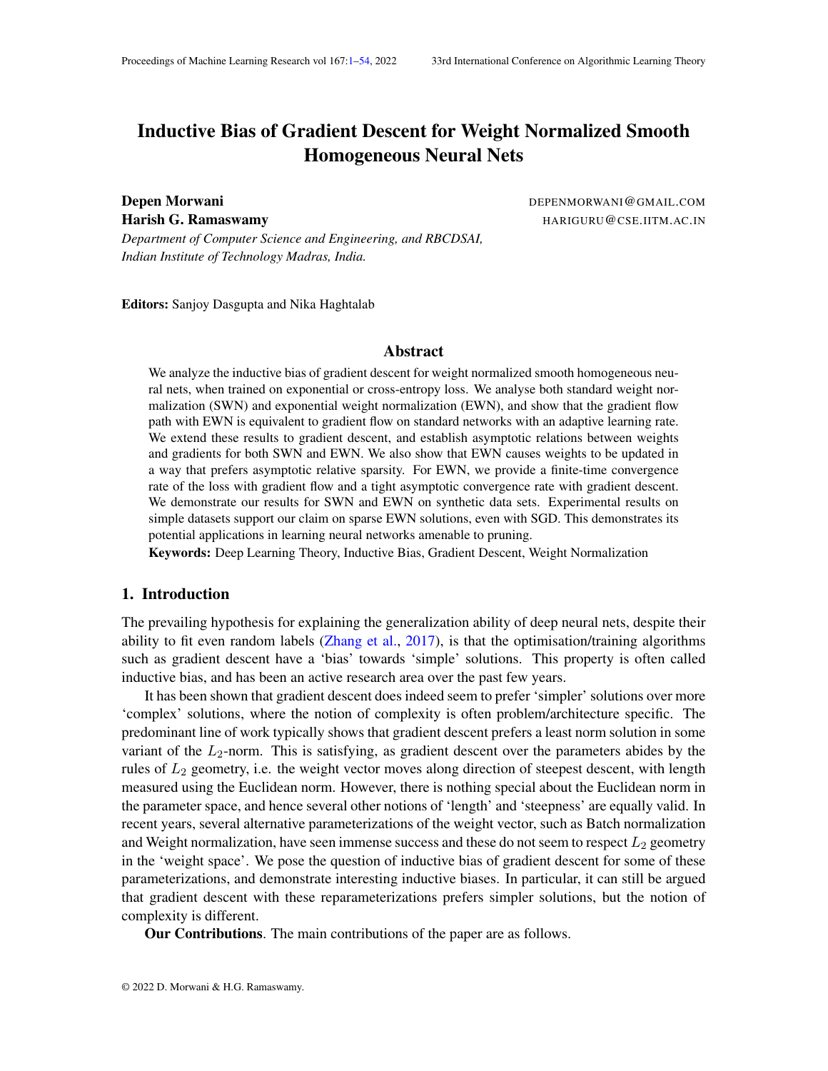# Inductive Bias of Gradient Descent for Weight Normalized Smooth Homogeneous Neural Nets

**Depen Morwani** DEPENMORWANI@GMAIL.COM
**Harish G. Ramaswamy** HARIGURU@CSE.IITM.AC.IN
*Department of Computer Science and Engineering, and RBCDSAI, Indian Institute of Technology Madras, India.*

**Editors:** Sanjoy Dasgupta and Nika Haghtalab

## Abstract

We analyze the inductive bias of gradient descent for weight normalized smooth homogeneous neural nets, when trained on exponential or cross-entropy loss. We analyse both standard weight normalization (SWN) and exponential weight normalization (EWN), and show that the gradient flow path with EWN is equivalent to gradient flow on standard networks with an adaptive learning rate. We extend these results to gradient descent, and establish asymptotic relations between weights and gradients for both SWN and EWN. We also show that EWN causes weights to be updated in a way that prefers asymptotic relative sparsity. For EWN, we provide a finite-time convergence rate of the loss with gradient flow and a tight asymptotic convergence rate with gradient descent. We demonstrate our results for SWN and EWN on synthetic data sets. Experimental results on simple datasets support our claim on sparse EWN solutions, even with SGD. This demonstrates its potential applications in learning neural networks amenable to pruning.

**Keywords:** Deep Learning Theory, Inductive Bias, Gradient Descent, Weight Normalization

## 1. Introduction

The prevailing hypothesis for explaining the generalization ability of deep neural nets, despite their ability to fit even random labels (Zhang et al., 2017), is that the optimisation/training algorithms such as gradient descent have a 'bias' towards 'simple' solutions. This property is often called inductive bias, and has been an active research area over the past few years.

It has been shown that gradient descent does indeed seem to prefer 'simpler' solutions over more 'complex' solutions, where the notion of complexity is often problem/architecture specific. The predominant line of work typically shows that gradient descent prefers a least norm solution in some variant of the $L_2$-norm. This is satisfying, as gradient descent over the parameters abides by the rules of $L_2$ geometry, i.e. the weight vector moves along direction of steepest descent, with length measured using the Euclidean norm. However, there is nothing special about the Euclidean norm in the parameter space, and hence several other notions of 'length' and 'steepness' are equally valid. In recent years, several alternative parameterizations of the weight vector, such as Batch normalization and Weight normalization, have seen immense success and these do not seem to respect $L_2$ geometry in the 'weight space'. We pose the question of inductive bias of gradient descent for some of these parameterizations, and demonstrate interesting inductive biases. In particular, it can still be argued that gradient descent with these reparameterizations prefers simpler solutions, but the notion of complexity is different.

**Our Contributions**. The main contributions of the paper are as follows.

© 2022 D. Morwani & H.G. Ramaswamy.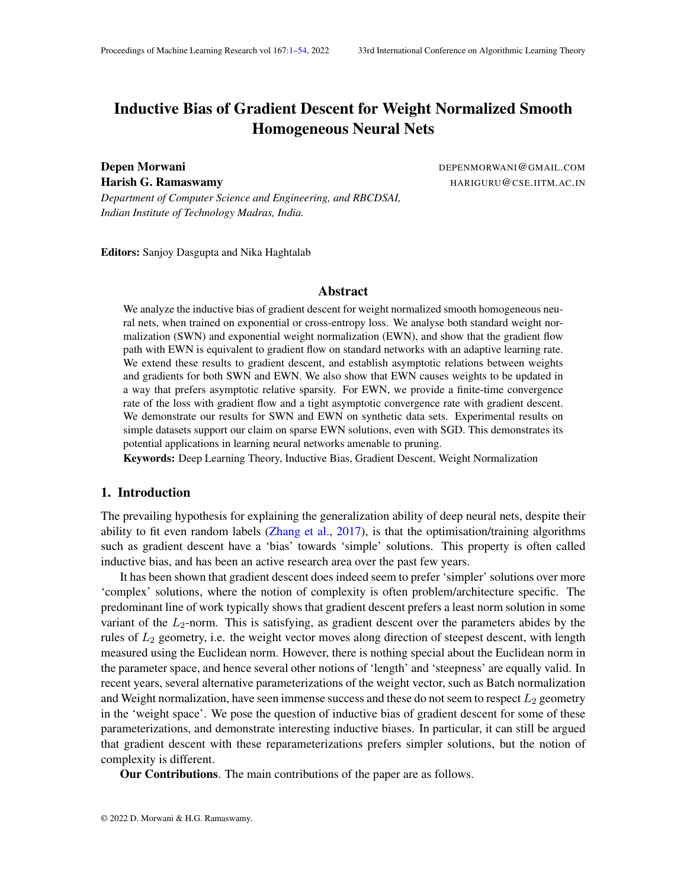# Inductive Bias of Gradient Descent for Weight Normalized Smooth Homogeneous Neural Nets

**Depen Morwani** DEPENMORWANI@GMAIL.COM

**Harish G. Ramaswamy** HARIGURU@CSE.IITM.AC.IN

*Department of Computer Science and Engineering, and RBCDSAI, Indian Institute of Technology Madras, India.*

**Editors:** Sanjoy Dasgupta and Nika Haghtalab

## Abstract

We analyze the inductive bias of gradient descent for weight normalized smooth homogeneous neural nets, when trained on exponential or cross-entropy loss. We analyse both standard weight normalization (SWN) and exponential weight normalization (EWN), and show that the gradient flow path with EWN is equivalent to gradient flow on standard networks with an adaptive learning rate. We extend these results to gradient descent, and establish asymptotic relations between weights and gradients for both SWN and EWN. We also show that EWN causes weights to be updated in a way that prefers asymptotic relative sparsity. For EWN, we provide a finite-time convergence rate of the loss with gradient flow and a tight asymptotic convergence rate with gradient descent. We demonstrate our results for SWN and EWN on synthetic data sets. Experimental results on simple datasets support our claim on sparse EWN solutions, even with SGD. This demonstrates its potential applications in learning neural networks amenable to pruning.

**Keywords:** Deep Learning Theory, Inductive Bias, Gradient Descent, Weight Normalization

## 1. Introduction

The prevailing hypothesis for explaining the generalization ability of deep neural nets, despite their ability to fit even random labels (Zhang et al., 2017), is that the optimisation/training algorithms such as gradient descent have a 'bias' towards 'simple' solutions. This property is often called inductive bias, and has been an active research area over the past few years.

It has been shown that gradient descent does indeed seem to prefer 'simpler' solutions over more 'complex' solutions, where the notion of complexity is often problem/architecture specific. The predominant line of work typically shows that gradient descent prefers a least norm solution in some variant of the $L_2$-norm. This is satisfying, as gradient descent over the parameters abides by the rules of $L_2$ geometry, i.e. the weight vector moves along direction of steepest descent, with length measured using the Euclidean norm. However, there is nothing special about the Euclidean norm in the parameter space, and hence several other notions of 'length' and 'steepness' are equally valid. In recent years, several alternative parameterizations of the weight vector, such as Batch normalization and Weight normalization, have seen immense success and these do not seem to respect $L_2$ geometry in the 'weight space'. We pose the question of inductive bias of gradient descent for some of these parameterizations, and demonstrate interesting inductive biases. In particular, it can still be argued that gradient descent with these reparameterizations prefers simpler solutions, but the notion of complexity is different.

**Our Contributions**. The main contributions of the paper are as follows.

© 2022 D. Morwani & H.G. Ramaswamy.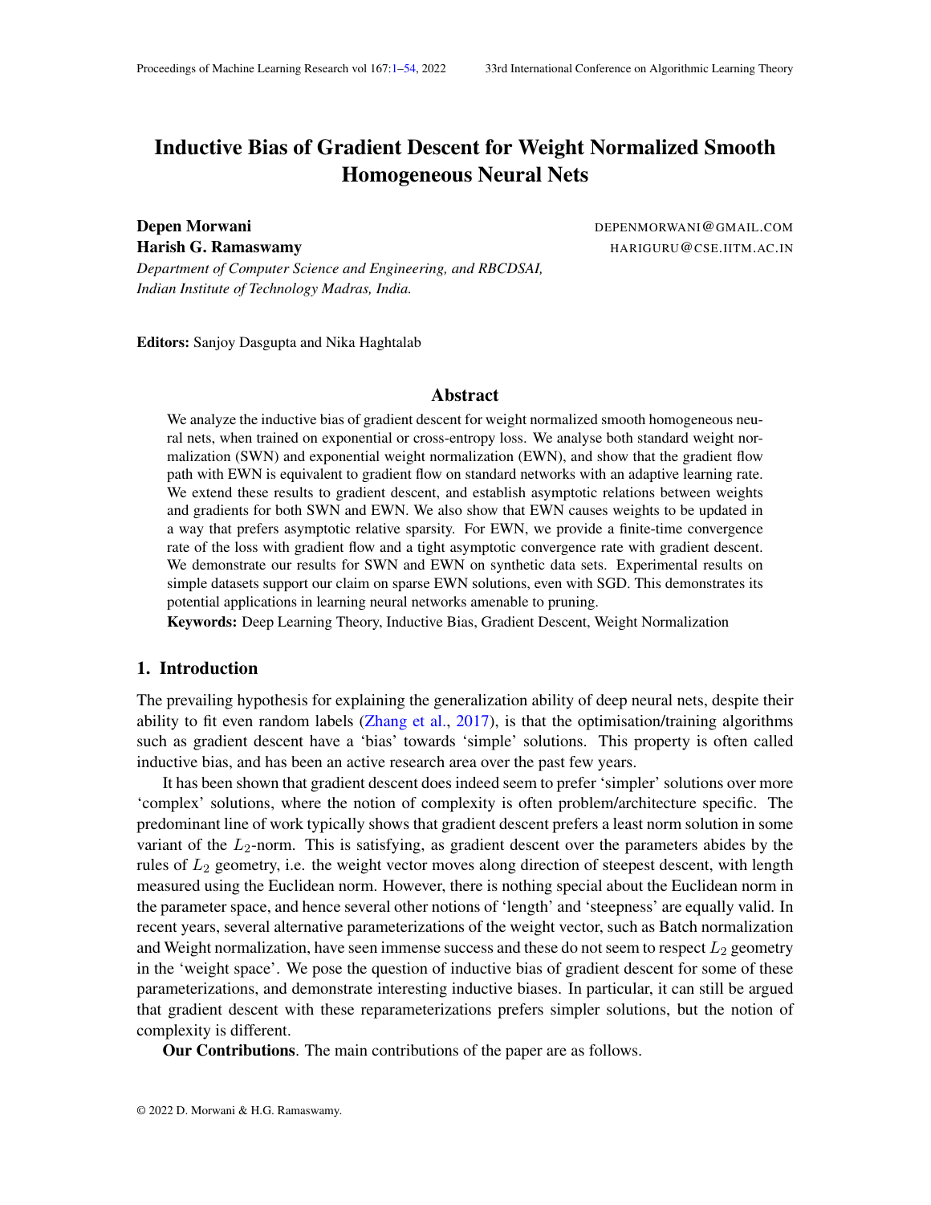# Inductive Bias of Gradient Descent for Weight Normalized Smooth Homogeneous Neural Nets

**Depen Morwani** DEPENMORWANI@GMAIL.COM

**Harish G. Ramaswamy** HARIGURU@CSE.IITM.AC.IN

*Department of Computer Science and Engineering, and RBCDSAI, Indian Institute of Technology Madras, India.*

**Editors:** Sanjoy Dasgupta and Nika Haghtalab

## Abstract

We analyze the inductive bias of gradient descent for weight normalized smooth homogeneous neural nets, when trained on exponential or cross-entropy loss. We analyse both standard weight normalization (SWN) and exponential weight normalization (EWN), and show that the gradient flow path with EWN is equivalent to gradient flow on standard networks with an adaptive learning rate. We extend these results to gradient descent, and establish asymptotic relations between weights and gradients for both SWN and EWN. We also show that EWN causes weights to be updated in a way that prefers asymptotic relative sparsity. For EWN, we provide a finite-time convergence rate of the loss with gradient flow and a tight asymptotic convergence rate with gradient descent. We demonstrate our results for SWN and EWN on synthetic data sets. Experimental results on simple datasets support our claim on sparse EWN solutions, even with SGD. This demonstrates its potential applications in learning neural networks amenable to pruning.

**Keywords:** Deep Learning Theory, Inductive Bias, Gradient Descent, Weight Normalization

## 1. Introduction

The prevailing hypothesis for explaining the generalization ability of deep neural nets, despite their ability to fit even random labels (Zhang et al., 2017), is that the optimisation/training algorithms such as gradient descent have a 'bias' towards 'simple' solutions. This property is often called inductive bias, and has been an active research area over the past few years.

It has been shown that gradient descent does indeed seem to prefer 'simpler' solutions over more 'complex' solutions, where the notion of complexity is often problem/architecture specific. The predominant line of work typically shows that gradient descent prefers a least norm solution in some variant of the $L_2$-norm. This is satisfying, as gradient descent over the parameters abides by the rules of $L_2$ geometry, i.e. the weight vector moves along direction of steepest descent, with length measured using the Euclidean norm. However, there is nothing special about the Euclidean norm in the parameter space, and hence several other notions of 'length' and 'steepness' are equally valid. In recent years, several alternative parameterizations of the weight vector, such as Batch normalization and Weight normalization, have seen immense success and these do not seem to respect $L_2$ geometry in the 'weight space'. We pose the question of inductive bias of gradient descent for some of these parameterizations, and demonstrate interesting inductive biases. In particular, it can still be argued that gradient descent with these reparameterizations prefers simpler solutions, but the notion of complexity is different.

**Our Contributions**. The main contributions of the paper are as follows.

© 2022 D. Morwani & H.G. Ramaswamy.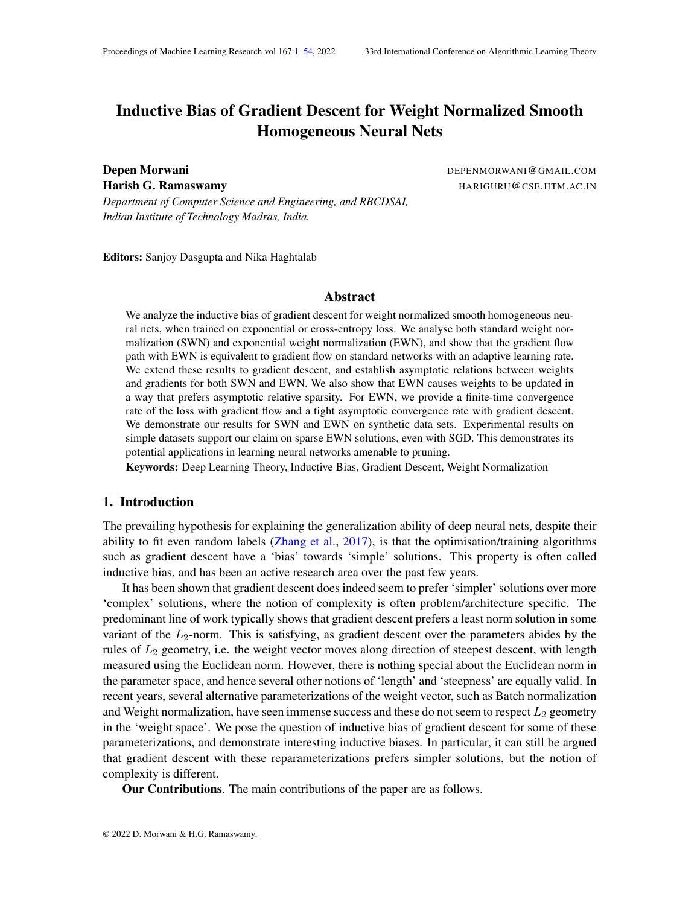# Inductive Bias of Gradient Descent for Weight Normalized Smooth Homogeneous Neural Nets

**Depen Morwani** DEPENMORWANI@GMAIL.COM
**Harish G. Ramaswamy** HARIGURU@CSE.IITM.AC.IN
*Department of Computer Science and Engineering, and RBCDSAI, Indian Institute of Technology Madras, India.*

**Editors:** Sanjoy Dasgupta and Nika Haghtalab

## Abstract

We analyze the inductive bias of gradient descent for weight normalized smooth homogeneous neural nets, when trained on exponential or cross-entropy loss. We analyse both standard weight normalization (SWN) and exponential weight normalization (EWN), and show that the gradient flow path with EWN is equivalent to gradient flow on standard networks with an adaptive learning rate. We extend these results to gradient descent, and establish asymptotic relations between weights and gradients for both SWN and EWN. We also show that EWN causes weights to be updated in a way that prefers asymptotic relative sparsity. For EWN, we provide a finite-time convergence rate of the loss with gradient flow and a tight asymptotic convergence rate with gradient descent. We demonstrate our results for SWN and EWN on synthetic data sets. Experimental results on simple datasets support our claim on sparse EWN solutions, even with SGD. This demonstrates its potential applications in learning neural networks amenable to pruning.

**Keywords:** Deep Learning Theory, Inductive Bias, Gradient Descent, Weight Normalization

## 1. Introduction

The prevailing hypothesis for explaining the generalization ability of deep neural nets, despite their ability to fit even random labels (Zhang et al., 2017), is that the optimisation/training algorithms such as gradient descent have a 'bias' towards 'simple' solutions. This property is often called inductive bias, and has been an active research area over the past few years.

It has been shown that gradient descent does indeed seem to prefer 'simpler' solutions over more 'complex' solutions, where the notion of complexity is often problem/architecture specific. The predominant line of work typically shows that gradient descent prefers a least norm solution in some variant of the $L_2$-norm. This is satisfying, as gradient descent over the parameters abides by the rules of $L_2$ geometry, i.e. the weight vector moves along direction of steepest descent, with length measured using the Euclidean norm. However, there is nothing special about the Euclidean norm in the parameter space, and hence several other notions of 'length' and 'steepness' are equally valid. In recent years, several alternative parameterizations of the weight vector, such as Batch normalization and Weight normalization, have seen immense success and these do not seem to respect $L_2$ geometry in the 'weight space'. We pose the question of inductive bias of gradient descent for some of these parameterizations, and demonstrate interesting inductive biases. In particular, it can still be argued that gradient descent with these reparameterizations prefers simpler solutions, but the notion of complexity is different.

**Our Contributions**. The main contributions of the paper are as follows.

© 2022 D. Morwani & H.G. Ramaswamy.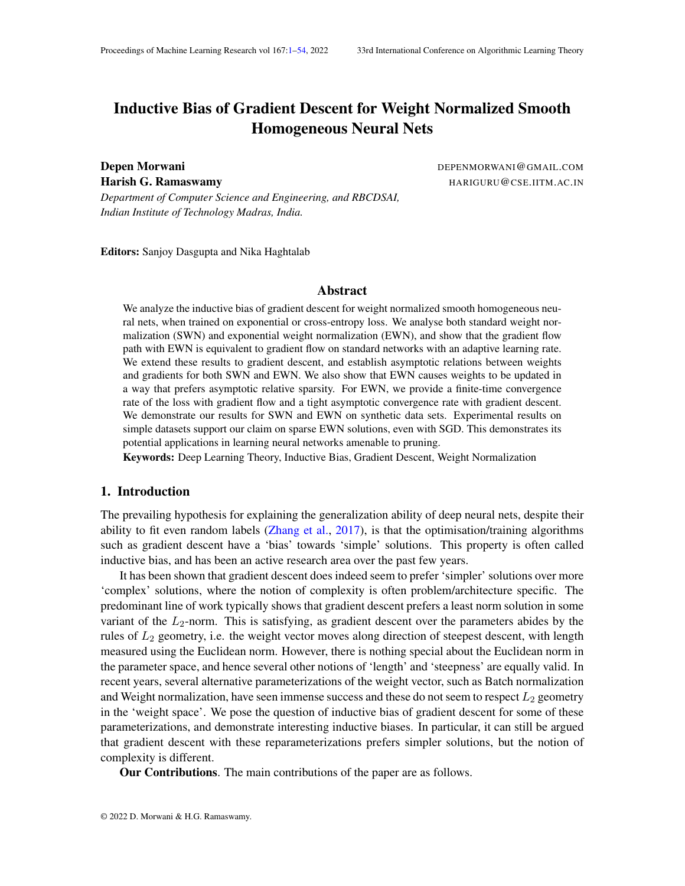# Inductive Bias of Gradient Descent for Weight Normalized Smooth Homogeneous Neural Nets

**Depen Morwani** DEPENMORWANI@GMAIL.COM

**Harish G. Ramaswamy** HARIGURU@CSE.IITM.AC.IN

*Department of Computer Science and Engineering, and RBCDSAI, Indian Institute of Technology Madras, India.*

**Editors:** Sanjoy Dasgupta and Nika Haghtalab

## Abstract

We analyze the inductive bias of gradient descent for weight normalized smooth homogeneous neural nets, when trained on exponential or cross-entropy loss. We analyse both standard weight normalization (SWN) and exponential weight normalization (EWN), and show that the gradient flow path with EWN is equivalent to gradient flow on standard networks with an adaptive learning rate. We extend these results to gradient descent, and establish asymptotic relations between weights and gradients for both SWN and EWN. We also show that EWN causes weights to be updated in a way that prefers asymptotic relative sparsity. For EWN, we provide a finite-time convergence rate of the loss with gradient flow and a tight asymptotic convergence rate with gradient descent. We demonstrate our results for SWN and EWN on synthetic data sets. Experimental results on simple datasets support our claim on sparse EWN solutions, even with SGD. This demonstrates its potential applications in learning neural networks amenable to pruning.

**Keywords:** Deep Learning Theory, Inductive Bias, Gradient Descent, Weight Normalization

## 1. Introduction

The prevailing hypothesis for explaining the generalization ability of deep neural nets, despite their ability to fit even random labels (Zhang et al., 2017), is that the optimisation/training algorithms such as gradient descent have a 'bias' towards 'simple' solutions. This property is often called inductive bias, and has been an active research area over the past few years.

It has been shown that gradient descent does indeed seem to prefer 'simpler' solutions over more 'complex' solutions, where the notion of complexity is often problem/architecture specific. The predominant line of work typically shows that gradient descent prefers a least norm solution in some variant of the $L_2$-norm. This is satisfying, as gradient descent over the parameters abides by the rules of $L_2$ geometry, i.e. the weight vector moves along direction of steepest descent, with length measured using the Euclidean norm. However, there is nothing special about the Euclidean norm in the parameter space, and hence several other notions of 'length' and 'steepness' are equally valid. In recent years, several alternative parameterizations of the weight vector, such as Batch normalization and Weight normalization, have seen immense success and these do not seem to respect $L_2$ geometry in the 'weight space'. We pose the question of inductive bias of gradient descent for some of these parameterizations, and demonstrate interesting inductive biases. In particular, it can still be argued that gradient descent with these reparameterizations prefers simpler solutions, but the notion of complexity is different.

**Our Contributions**. The main contributions of the paper are as follows.

© 2022 D. Morwani & H.G. Ramaswamy.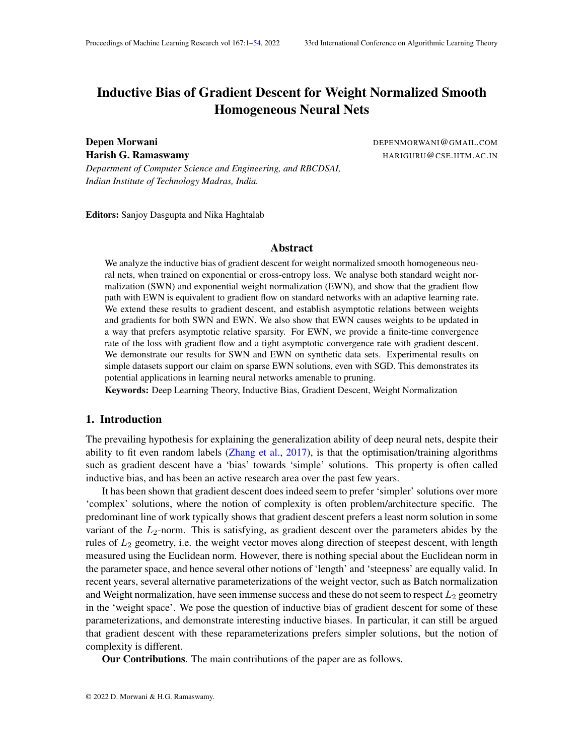# Inductive Bias of Gradient Descent for Weight Normalized Smooth Homogeneous Neural Nets

**Depen Morwani** DEPENMORWANI@GMAIL.COM
**Harish G. Ramaswamy** HARIGURU@CSE.IITM.AC.IN

*Department of Computer Science and Engineering, and RBCDSAI, Indian Institute of Technology Madras, India.*

**Editors:** Sanjoy Dasgupta and Nika Haghtalab

## Abstract

We analyze the inductive bias of gradient descent for weight normalized smooth homogeneous neural nets, when trained on exponential or cross-entropy loss. We analyse both standard weight normalization (SWN) and exponential weight normalization (EWN), and show that the gradient flow path with EWN is equivalent to gradient flow on standard networks with an adaptive learning rate. We extend these results to gradient descent, and establish asymptotic relations between weights and gradients for both SWN and EWN. We also show that EWN causes weights to be updated in a way that prefers asymptotic relative sparsity. For EWN, we provide a finite-time convergence rate of the loss with gradient flow and a tight asymptotic convergence rate with gradient descent. We demonstrate our results for SWN and EWN on synthetic data sets. Experimental results on simple datasets support our claim on sparse EWN solutions, even with SGD. This demonstrates its potential applications in learning neural networks amenable to pruning.

**Keywords:** Deep Learning Theory, Inductive Bias, Gradient Descent, Weight Normalization

## 1. Introduction

The prevailing hypothesis for explaining the generalization ability of deep neural nets, despite their ability to fit even random labels (Zhang et al., 2017), is that the optimisation/training algorithms such as gradient descent have a 'bias' towards 'simple' solutions. This property is often called inductive bias, and has been an active research area over the past few years.

It has been shown that gradient descent does indeed seem to prefer 'simpler' solutions over more 'complex' solutions, where the notion of complexity is often problem/architecture specific. The predominant line of work typically shows that gradient descent prefers a least norm solution in some variant of the $L_2$-norm. This is satisfying, as gradient descent over the parameters abides by the rules of $L_2$ geometry, i.e. the weight vector moves along direction of steepest descent, with length measured using the Euclidean norm. However, there is nothing special about the Euclidean norm in the parameter space, and hence several other notions of 'length' and 'steepness' are equally valid. In recent years, several alternative parameterizations of the weight vector, such as Batch normalization and Weight normalization, have seen immense success and these do not seem to respect $L_2$ geometry in the 'weight space'. We pose the question of inductive bias of gradient descent for some of these parameterizations, and demonstrate interesting inductive biases. In particular, it can still be argued that gradient descent with these reparameterizations prefers simpler solutions, but the notion of complexity is different.

**Our Contributions**. The main contributions of the paper are as follows.

© 2022 D. Morwani & H.G. Ramaswamy.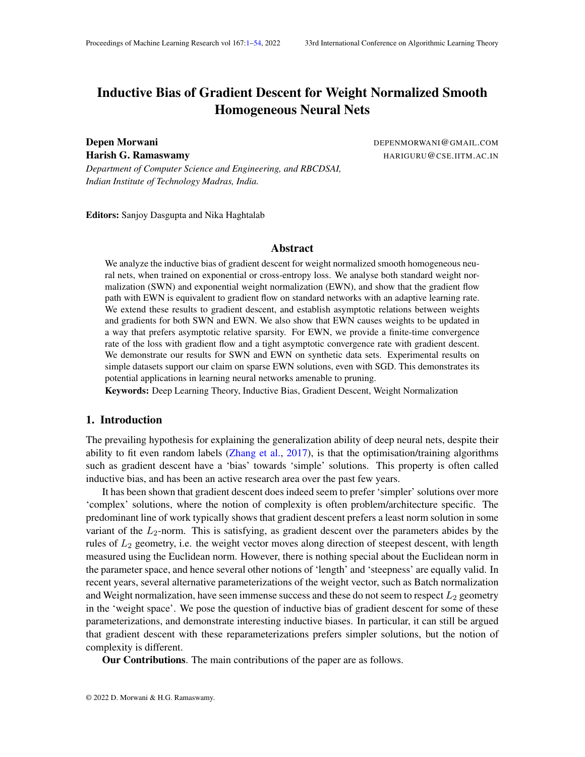# Inductive Bias of Gradient Descent for Weight Normalized Smooth Homogeneous Neural Nets

**Depen Morwani** DEPENMORWANI@GMAIL.COM
**Harish G. Ramaswamy** HARIGURU@CSE.IITM.AC.IN

*Department of Computer Science and Engineering, and RBCDSAI, Indian Institute of Technology Madras, India.*

**Editors:** Sanjoy Dasgupta and Nika Haghtalab

## Abstract

We analyze the inductive bias of gradient descent for weight normalized smooth homogeneous neural nets, when trained on exponential or cross-entropy loss. We analyse both standard weight normalization (SWN) and exponential weight normalization (EWN), and show that the gradient flow path with EWN is equivalent to gradient flow on standard networks with an adaptive learning rate. We extend these results to gradient descent, and establish asymptotic relations between weights and gradients for both SWN and EWN. We also show that EWN causes weights to be updated in a way that prefers asymptotic relative sparsity. For EWN, we provide a finite-time convergence rate of the loss with gradient flow and a tight asymptotic convergence rate with gradient descent. We demonstrate our results for SWN and EWN on synthetic data sets. Experimental results on simple datasets support our claim on sparse EWN solutions, even with SGD. This demonstrates its potential applications in learning neural networks amenable to pruning.

**Keywords:** Deep Learning Theory, Inductive Bias, Gradient Descent, Weight Normalization

## 1. Introduction

The prevailing hypothesis for explaining the generalization ability of deep neural nets, despite their ability to fit even random labels (Zhang et al., 2017), is that the optimisation/training algorithms such as gradient descent have a 'bias' towards 'simple' solutions. This property is often called inductive bias, and has been an active research area over the past few years.

It has been shown that gradient descent does indeed seem to prefer 'simpler' solutions over more 'complex' solutions, where the notion of complexity is often problem/architecture specific. The predominant line of work typically shows that gradient descent prefers a least norm solution in some variant of the $L_2$-norm. This is satisfying, as gradient descent over the parameters abides by the rules of $L_2$ geometry, i.e. the weight vector moves along direction of steepest descent, with length measured using the Euclidean norm. However, there is nothing special about the Euclidean norm in the parameter space, and hence several other notions of 'length' and 'steepness' are equally valid. In recent years, several alternative parameterizations of the weight vector, such as Batch normalization and Weight normalization, have seen immense success and these do not seem to respect $L_2$ geometry in the 'weight space'. We pose the question of inductive bias of gradient descent for some of these parameterizations, and demonstrate interesting inductive biases. In particular, it can still be argued that gradient descent with these reparameterizations prefers simpler solutions, but the notion of complexity is different.

**Our Contributions**. The main contributions of the paper are as follows.

© 2022 D. Morwani & H.G. Ramaswamy.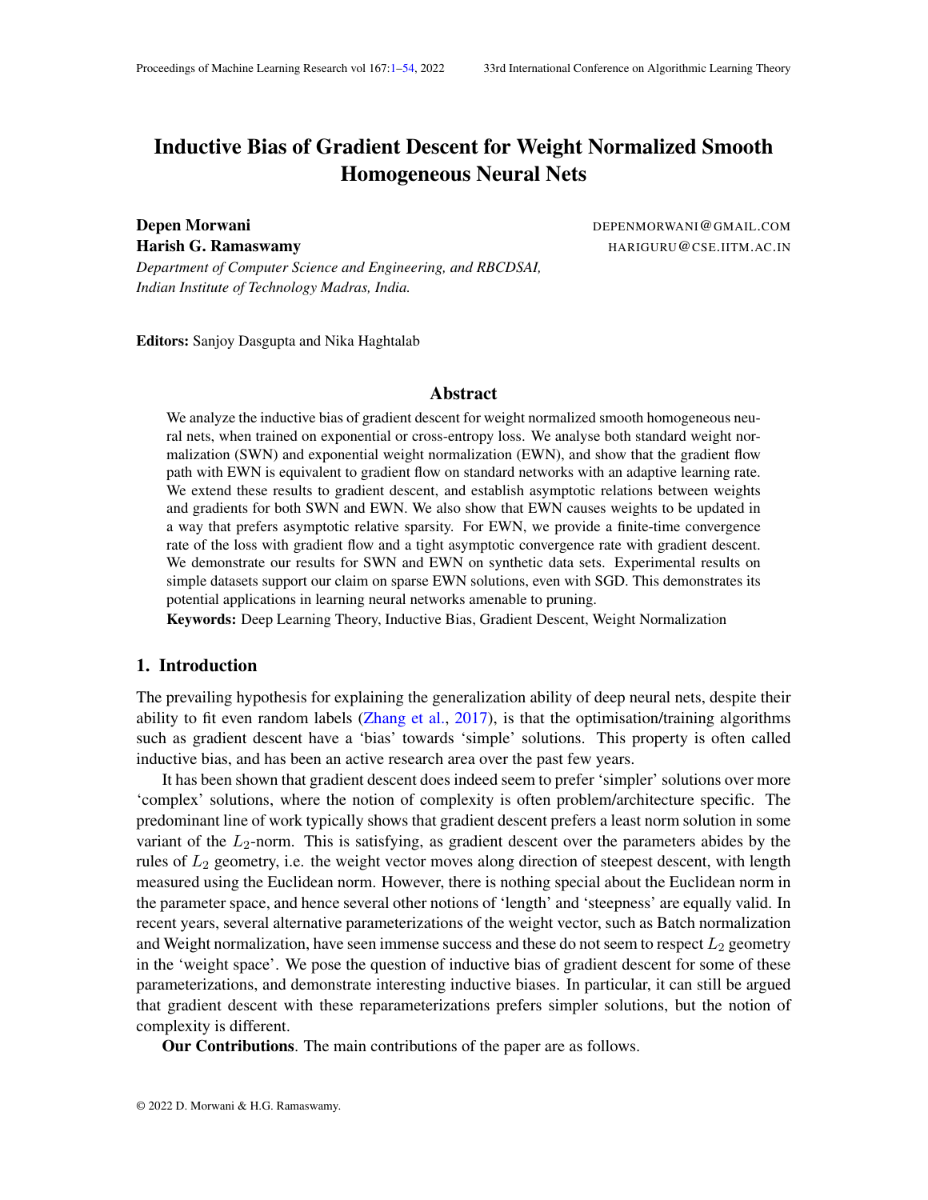# Inductive Bias of Gradient Descent for Weight Normalized Smooth Homogeneous Neural Nets

**Depen Morwani** DEPENMORWANI@GMAIL.COM

**Harish G. Ramaswamy** HARIGURU@CSE.IITM.AC.IN

*Department of Computer Science and Engineering, and RBCDSAI, Indian Institute of Technology Madras, India.*

**Editors:** Sanjoy Dasgupta and Nika Haghtalab

## Abstract

We analyze the inductive bias of gradient descent for weight normalized smooth homogeneous neural nets, when trained on exponential or cross-entropy loss. We analyse both standard weight normalization (SWN) and exponential weight normalization (EWN), and show that the gradient flow path with EWN is equivalent to gradient flow on standard networks with an adaptive learning rate. We extend these results to gradient descent, and establish asymptotic relations between weights and gradients for both SWN and EWN. We also show that EWN causes weights to be updated in a way that prefers asymptotic relative sparsity. For EWN, we provide a finite-time convergence rate of the loss with gradient flow and a tight asymptotic convergence rate with gradient descent. We demonstrate our results for SWN and EWN on synthetic data sets. Experimental results on simple datasets support our claim on sparse EWN solutions, even with SGD. This demonstrates its potential applications in learning neural networks amenable to pruning.

**Keywords:** Deep Learning Theory, Inductive Bias, Gradient Descent, Weight Normalization

## 1. Introduction

The prevailing hypothesis for explaining the generalization ability of deep neural nets, despite their ability to fit even random labels (Zhang et al., 2017), is that the optimisation/training algorithms such as gradient descent have a 'bias' towards 'simple' solutions. This property is often called inductive bias, and has been an active research area over the past few years.

It has been shown that gradient descent does indeed seem to prefer 'simpler' solutions over more 'complex' solutions, where the notion of complexity is often problem/architecture specific. The predominant line of work typically shows that gradient descent prefers a least norm solution in some variant of the $L_2$-norm. This is satisfying, as gradient descent over the parameters abides by the rules of $L_2$ geometry, i.e. the weight vector moves along direction of steepest descent, with length measured using the Euclidean norm. However, there is nothing special about the Euclidean norm in the parameter space, and hence several other notions of 'length' and 'steepness' are equally valid. In recent years, several alternative parameterizations of the weight vector, such as Batch normalization and Weight normalization, have seen immense success and these do not seem to respect $L_2$ geometry in the 'weight space'. We pose the question of inductive bias of gradient descent for some of these parameterizations, and demonstrate interesting inductive biases. In particular, it can still be argued that gradient descent with these reparameterizations prefers simpler solutions, but the notion of complexity is different.

**Our Contributions**. The main contributions of the paper are as follows.

© 2022 D. Morwani & H.G. Ramaswamy.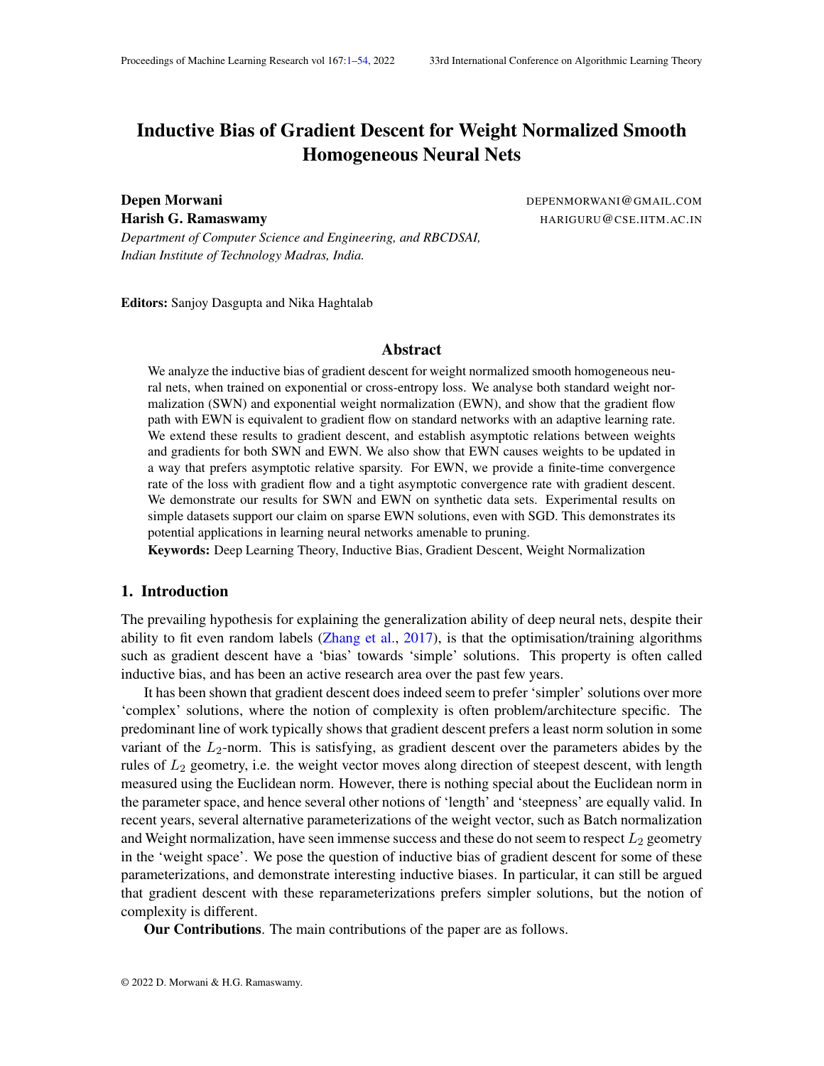# Inductive Bias of Gradient Descent for Weight Normalized Smooth Homogeneous Neural Nets

**Depen Morwani** DEPENMORWANI@GMAIL.COM

**Harish G. Ramaswamy** HARIGURU@CSE.IITM.AC.IN

*Department of Computer Science and Engineering, and RBCDSAI, Indian Institute of Technology Madras, India.*

**Editors:** Sanjoy Dasgupta and Nika Haghtalab

## Abstract

We analyze the inductive bias of gradient descent for weight normalized smooth homogeneous neural nets, when trained on exponential or cross-entropy loss. We analyse both standard weight normalization (SWN) and exponential weight normalization (EWN), and show that the gradient flow path with EWN is equivalent to gradient flow on standard networks with an adaptive learning rate. We extend these results to gradient descent, and establish asymptotic relations between weights and gradients for both SWN and EWN. We also show that EWN causes weights to be updated in a way that prefers asymptotic relative sparsity. For EWN, we provide a finite-time convergence rate of the loss with gradient flow and a tight asymptotic convergence rate with gradient descent. We demonstrate our results for SWN and EWN on synthetic data sets. Experimental results on simple datasets support our claim on sparse EWN solutions, even with SGD. This demonstrates its potential applications in learning neural networks amenable to pruning.

**Keywords:** Deep Learning Theory, Inductive Bias, Gradient Descent, Weight Normalization

## 1. Introduction

The prevailing hypothesis for explaining the generalization ability of deep neural nets, despite their ability to fit even random labels (Zhang et al., 2017), is that the optimisation/training algorithms such as gradient descent have a 'bias' towards 'simple' solutions. This property is often called inductive bias, and has been an active research area over the past few years.

It has been shown that gradient descent does indeed seem to prefer 'simpler' solutions over more 'complex' solutions, where the notion of complexity is often problem/architecture specific. The predominant line of work typically shows that gradient descent prefers a least norm solution in some variant of the $L_2$-norm. This is satisfying, as gradient descent over the parameters abides by the rules of $L_2$ geometry, i.e. the weight vector moves along direction of steepest descent, with length measured using the Euclidean norm. However, there is nothing special about the Euclidean norm in the parameter space, and hence several other notions of 'length' and 'steepness' are equally valid. In recent years, several alternative parameterizations of the weight vector, such as Batch normalization and Weight normalization, have seen immense success and these do not seem to respect $L_2$ geometry in the 'weight space'. We pose the question of inductive bias of gradient descent for some of these parameterizations, and demonstrate interesting inductive biases. In particular, it can still be argued that gradient descent with these reparameterizations prefers simpler solutions, but the notion of complexity is different.

**Our Contributions**. The main contributions of the paper are as follows.

© 2022 D. Morwani & H.G. Ramaswamy.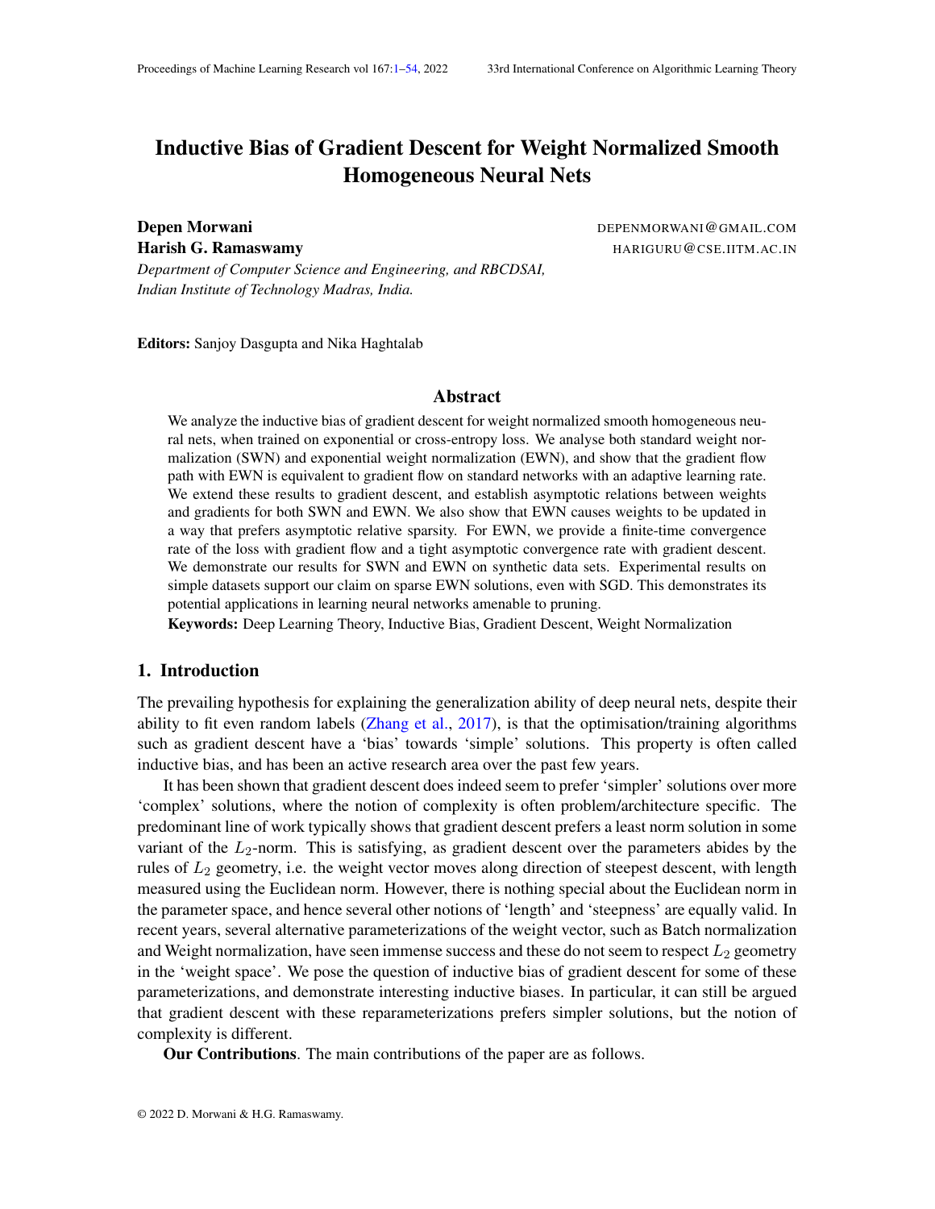# Inductive Bias of Gradient Descent for Weight Normalized Smooth Homogeneous Neural Nets

**Depen Morwani** DEPENMORWANI@GMAIL.COM
**Harish G. Ramaswamy** HARIGURU@CSE.IITM.AC.IN
*Department of Computer Science and Engineering, and RBCDSAI, Indian Institute of Technology Madras, India.*

**Editors:** Sanjoy Dasgupta and Nika Haghtalab

## Abstract

We analyze the inductive bias of gradient descent for weight normalized smooth homogeneous neural nets, when trained on exponential or cross-entropy loss. We analyse both standard weight normalization (SWN) and exponential weight normalization (EWN), and show that the gradient flow path with EWN is equivalent to gradient flow on standard networks with an adaptive learning rate. We extend these results to gradient descent, and establish asymptotic relations between weights and gradients for both SWN and EWN. We also show that EWN causes weights to be updated in a way that prefers asymptotic relative sparsity. For EWN, we provide a finite-time convergence rate of the loss with gradient flow and a tight asymptotic convergence rate with gradient descent. We demonstrate our results for SWN and EWN on synthetic data sets. Experimental results on simple datasets support our claim on sparse EWN solutions, even with SGD. This demonstrates its potential applications in learning neural networks amenable to pruning.

**Keywords:** Deep Learning Theory, Inductive Bias, Gradient Descent, Weight Normalization

## 1. Introduction

The prevailing hypothesis for explaining the generalization ability of deep neural nets, despite their ability to fit even random labels (Zhang et al., 2017), is that the optimisation/training algorithms such as gradient descent have a 'bias' towards 'simple' solutions. This property is often called inductive bias, and has been an active research area over the past few years.

It has been shown that gradient descent does indeed seem to prefer 'simpler' solutions over more 'complex' solutions, where the notion of complexity is often problem/architecture specific. The predominant line of work typically shows that gradient descent prefers a least norm solution in some variant of the $L_2$-norm. This is satisfying, as gradient descent over the parameters abides by the rules of $L_2$ geometry, i.e. the weight vector moves along direction of steepest descent, with length measured using the Euclidean norm. However, there is nothing special about the Euclidean norm in the parameter space, and hence several other notions of 'length' and 'steepness' are equally valid. In recent years, several alternative parameterizations of the weight vector, such as Batch normalization and Weight normalization, have seen immense success and these do not seem to respect $L_2$ geometry in the 'weight space'. We pose the question of inductive bias of gradient descent for some of these parameterizations, and demonstrate interesting inductive biases. In particular, it can still be argued that gradient descent with these reparameterizations prefers simpler solutions, but the notion of complexity is different.

**Our Contributions**. The main contributions of the paper are as follows.

© 2022 D. Morwani & H.G. Ramaswamy.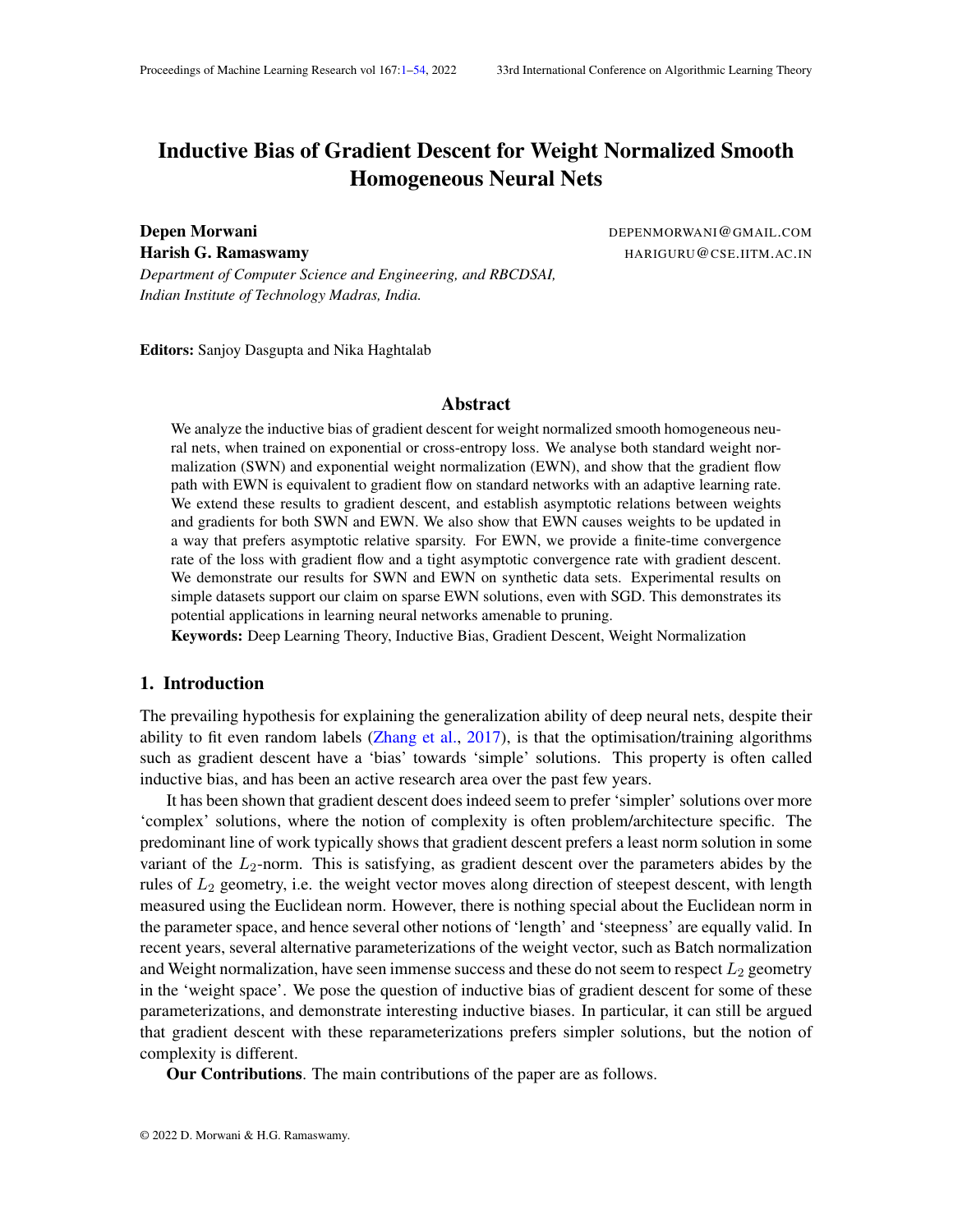# Inductive Bias of Gradient Descent for Weight Normalized Smooth Homogeneous Neural Nets

**Depen Morwani** DEPENMORWANI@GMAIL.COM

**Harish G. Ramaswamy** HARIGURU@CSE.IITM.AC.IN

*Department of Computer Science and Engineering, and RBCDSAI, Indian Institute of Technology Madras, India.*

**Editors:** Sanjoy Dasgupta and Nika Haghtalab

## Abstract

We analyze the inductive bias of gradient descent for weight normalized smooth homogeneous neural nets, when trained on exponential or cross-entropy loss. We analyse both standard weight normalization (SWN) and exponential weight normalization (EWN), and show that the gradient flow path with EWN is equivalent to gradient flow on standard networks with an adaptive learning rate. We extend these results to gradient descent, and establish asymptotic relations between weights and gradients for both SWN and EWN. We also show that EWN causes weights to be updated in a way that prefers asymptotic relative sparsity. For EWN, we provide a finite-time convergence rate of the loss with gradient flow and a tight asymptotic convergence rate with gradient descent. We demonstrate our results for SWN and EWN on synthetic data sets. Experimental results on simple datasets support our claim on sparse EWN solutions, even with SGD. This demonstrates its potential applications in learning neural networks amenable to pruning.

**Keywords:** Deep Learning Theory, Inductive Bias, Gradient Descent, Weight Normalization

## 1. Introduction

The prevailing hypothesis for explaining the generalization ability of deep neural nets, despite their ability to fit even random labels (Zhang et al., 2017), is that the optimisation/training algorithms such as gradient descent have a 'bias' towards 'simple' solutions. This property is often called inductive bias, and has been an active research area over the past few years.

It has been shown that gradient descent does indeed seem to prefer 'simpler' solutions over more 'complex' solutions, where the notion of complexity is often problem/architecture specific. The predominant line of work typically shows that gradient descent prefers a least norm solution in some variant of the $L_2$-norm. This is satisfying, as gradient descent over the parameters abides by the rules of $L_2$ geometry, i.e. the weight vector moves along direction of steepest descent, with length measured using the Euclidean norm. However, there is nothing special about the Euclidean norm in the parameter space, and hence several other notions of 'length' and 'steepness' are equally valid. In recent years, several alternative parameterizations of the weight vector, such as Batch normalization and Weight normalization, have seen immense success and these do not seem to respect $L_2$ geometry in the 'weight space'. We pose the question of inductive bias of gradient descent for some of these parameterizations, and demonstrate interesting inductive biases. In particular, it can still be argued that gradient descent with these reparameterizations prefers simpler solutions, but the notion of complexity is different.

**Our Contributions**. The main contributions of the paper are as follows.

© 2022 D. Morwani & H.G. Ramaswamy.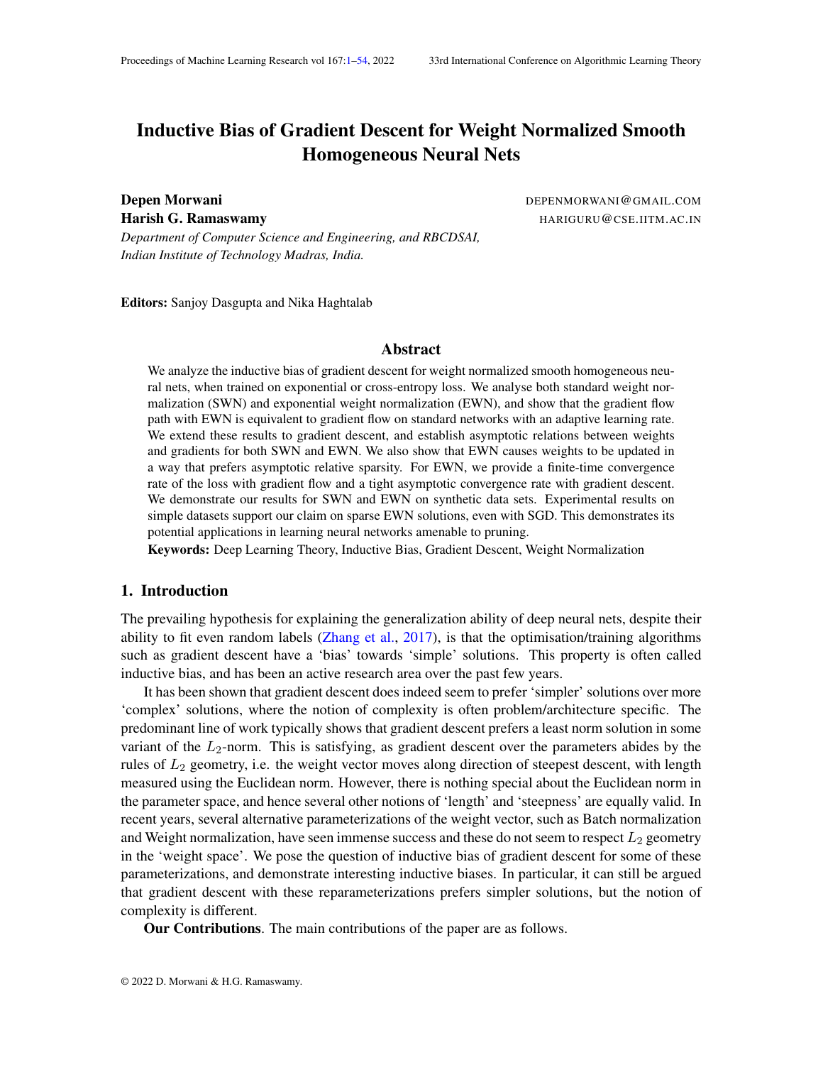# Inductive Bias of Gradient Descent for Weight Normalized Smooth Homogeneous Neural Nets

**Depen Morwani** DEPENMORWANI@GMAIL.COM

**Harish G. Ramaswamy** HARIGURU@CSE.IITM.AC.IN

*Department of Computer Science and Engineering, and RBCDSAI, Indian Institute of Technology Madras, India.*

**Editors:** Sanjoy Dasgupta and Nika Haghtalab

## Abstract

We analyze the inductive bias of gradient descent for weight normalized smooth homogeneous neural nets, when trained on exponential or cross-entropy loss. We analyse both standard weight normalization (SWN) and exponential weight normalization (EWN), and show that the gradient flow path with EWN is equivalent to gradient flow on standard networks with an adaptive learning rate. We extend these results to gradient descent, and establish asymptotic relations between weights and gradients for both SWN and EWN. We also show that EWN causes weights to be updated in a way that prefers asymptotic relative sparsity. For EWN, we provide a finite-time convergence rate of the loss with gradient flow and a tight asymptotic convergence rate with gradient descent. We demonstrate our results for SWN and EWN on synthetic data sets. Experimental results on simple datasets support our claim on sparse EWN solutions, even with SGD. This demonstrates its potential applications in learning neural networks amenable to pruning.

**Keywords:** Deep Learning Theory, Inductive Bias, Gradient Descent, Weight Normalization

## 1. Introduction

The prevailing hypothesis for explaining the generalization ability of deep neural nets, despite their ability to fit even random labels (Zhang et al., 2017), is that the optimisation/training algorithms such as gradient descent have a 'bias' towards 'simple' solutions. This property is often called inductive bias, and has been an active research area over the past few years.

It has been shown that gradient descent does indeed seem to prefer 'simpler' solutions over more 'complex' solutions, where the notion of complexity is often problem/architecture specific. The predominant line of work typically shows that gradient descent prefers a least norm solution in some variant of the $L_2$-norm. This is satisfying, as gradient descent over the parameters abides by the rules of $L_2$ geometry, i.e. the weight vector moves along direction of steepest descent, with length measured using the Euclidean norm. However, there is nothing special about the Euclidean norm in the parameter space, and hence several other notions of 'length' and 'steepness' are equally valid. In recent years, several alternative parameterizations of the weight vector, such as Batch normalization and Weight normalization, have seen immense success and these do not seem to respect $L_2$ geometry in the 'weight space'. We pose the question of inductive bias of gradient descent for some of these parameterizations, and demonstrate interesting inductive biases. In particular, it can still be argued that gradient descent with these reparameterizations prefers simpler solutions, but the notion of complexity is different.

**Our Contributions**. The main contributions of the paper are as follows.

© 2022 D. Morwani & H.G. Ramaswamy.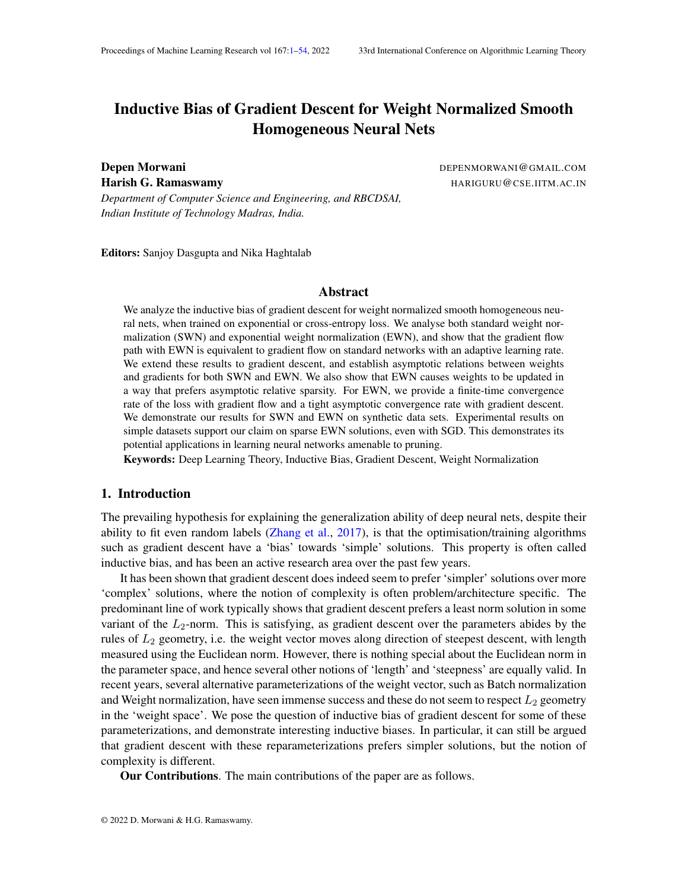# Inductive Bias of Gradient Descent for Weight Normalized Smooth Homogeneous Neural Nets

**Depen Morwani** DEPENMORWANI@GMAIL.COM

**Harish G. Ramaswamy** HARIGURU@CSE.IITM.AC.IN

*Department of Computer Science and Engineering, and RBCDSAI, Indian Institute of Technology Madras, India.*

**Editors:** Sanjoy Dasgupta and Nika Haghtalab

## Abstract

We analyze the inductive bias of gradient descent for weight normalized smooth homogeneous neural nets, when trained on exponential or cross-entropy loss. We analyse both standard weight normalization (SWN) and exponential weight normalization (EWN), and show that the gradient flow path with EWN is equivalent to gradient flow on standard networks with an adaptive learning rate. We extend these results to gradient descent, and establish asymptotic relations between weights and gradients for both SWN and EWN. We also show that EWN causes weights to be updated in a way that prefers asymptotic relative sparsity. For EWN, we provide a finite-time convergence rate of the loss with gradient flow and a tight asymptotic convergence rate with gradient descent. We demonstrate our results for SWN and EWN on synthetic data sets. Experimental results on simple datasets support our claim on sparse EWN solutions, even with SGD. This demonstrates its potential applications in learning neural networks amenable to pruning.

**Keywords:** Deep Learning Theory, Inductive Bias, Gradient Descent, Weight Normalization

## 1. Introduction

The prevailing hypothesis for explaining the generalization ability of deep neural nets, despite their ability to fit even random labels (Zhang et al., 2017), is that the optimisation/training algorithms such as gradient descent have a 'bias' towards 'simple' solutions. This property is often called inductive bias, and has been an active research area over the past few years.

It has been shown that gradient descent does indeed seem to prefer 'simpler' solutions over more 'complex' solutions, where the notion of complexity is often problem/architecture specific. The predominant line of work typically shows that gradient descent prefers a least norm solution in some variant of the $L_2$-norm. This is satisfying, as gradient descent over the parameters abides by the rules of $L_2$ geometry, i.e. the weight vector moves along direction of steepest descent, with length measured using the Euclidean norm. However, there is nothing special about the Euclidean norm in the parameter space, and hence several other notions of 'length' and 'steepness' are equally valid. In recent years, several alternative parameterizations of the weight vector, such as Batch normalization and Weight normalization, have seen immense success and these do not seem to respect $L_2$ geometry in the 'weight space'. We pose the question of inductive bias of gradient descent for some of these parameterizations, and demonstrate interesting inductive biases. In particular, it can still be argued that gradient descent with these reparameterizations prefers simpler solutions, but the notion of complexity is different.

**Our Contributions**. The main contributions of the paper are as follows.

© 2022 D. Morwani & H.G. Ramaswamy.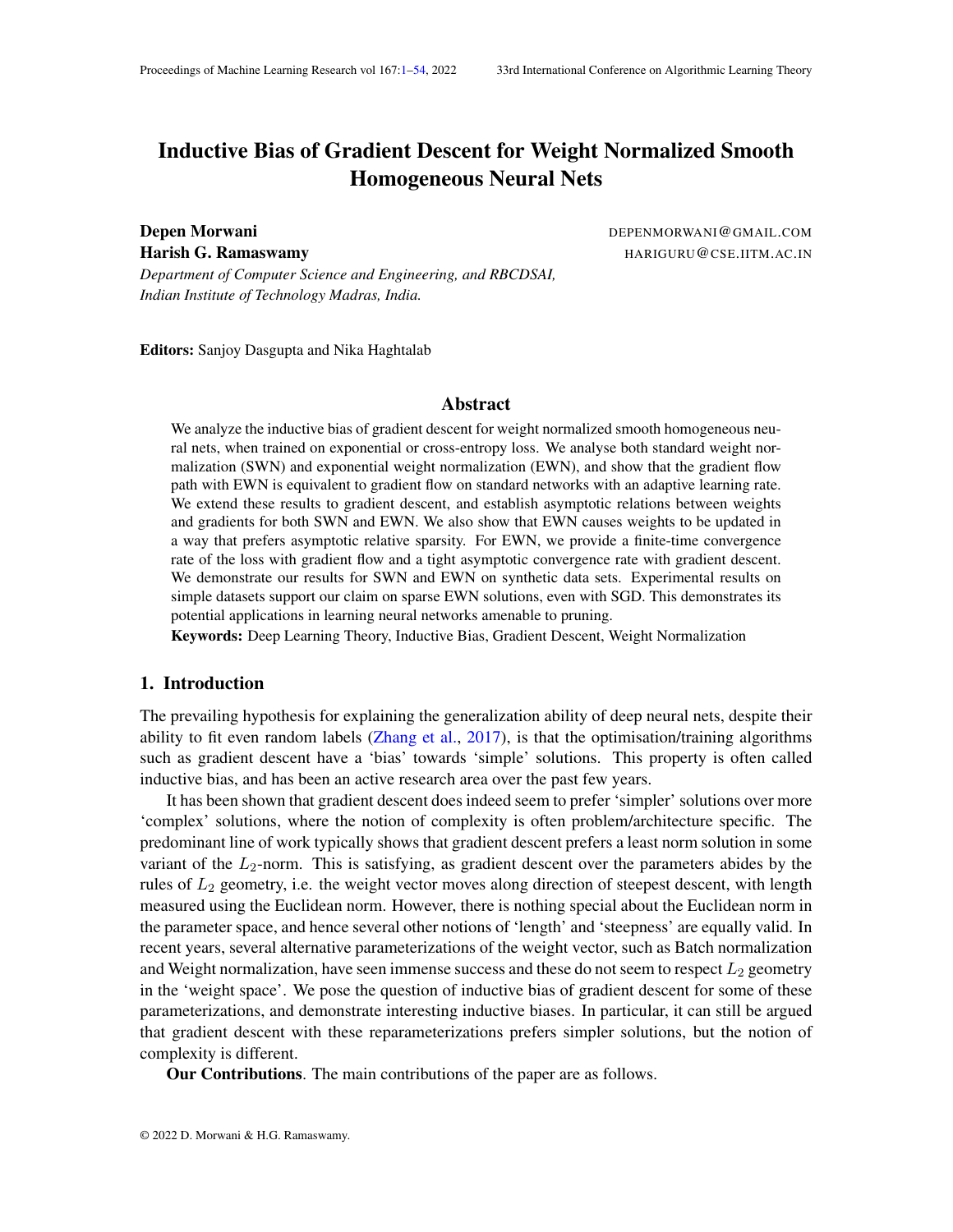# Inductive Bias of Gradient Descent for Weight Normalized Smooth Homogeneous Neural Nets

**Depen Morwani** DEPENMORWANI@GMAIL.COM

**Harish G. Ramaswamy** HARIGURU@CSE.IITM.AC.IN

*Department of Computer Science and Engineering, and RBCDSAI, Indian Institute of Technology Madras, India.*

**Editors:** Sanjoy Dasgupta and Nika Haghtalab

## Abstract

We analyze the inductive bias of gradient descent for weight normalized smooth homogeneous neural nets, when trained on exponential or cross-entropy loss. We analyse both standard weight normalization (SWN) and exponential weight normalization (EWN), and show that the gradient flow path with EWN is equivalent to gradient flow on standard networks with an adaptive learning rate. We extend these results to gradient descent, and establish asymptotic relations between weights and gradients for both SWN and EWN. We also show that EWN causes weights to be updated in a way that prefers asymptotic relative sparsity. For EWN, we provide a finite-time convergence rate of the loss with gradient flow and a tight asymptotic convergence rate with gradient descent. We demonstrate our results for SWN and EWN on synthetic data sets. Experimental results on simple datasets support our claim on sparse EWN solutions, even with SGD. This demonstrates its potential applications in learning neural networks amenable to pruning.

**Keywords:** Deep Learning Theory, Inductive Bias, Gradient Descent, Weight Normalization

## 1. Introduction

The prevailing hypothesis for explaining the generalization ability of deep neural nets, despite their ability to fit even random labels (Zhang et al., 2017), is that the optimisation/training algorithms such as gradient descent have a 'bias' towards 'simple' solutions. This property is often called inductive bias, and has been an active research area over the past few years.

It has been shown that gradient descent does indeed seem to prefer 'simpler' solutions over more 'complex' solutions, where the notion of complexity is often problem/architecture specific. The predominant line of work typically shows that gradient descent prefers a least norm solution in some variant of the $L_2$-norm. This is satisfying, as gradient descent over the parameters abides by the rules of $L_2$ geometry, i.e. the weight vector moves along direction of steepest descent, with length measured using the Euclidean norm. However, there is nothing special about the Euclidean norm in the parameter space, and hence several other notions of 'length' and 'steepness' are equally valid. In recent years, several alternative parameterizations of the weight vector, such as Batch normalization and Weight normalization, have seen immense success and these do not seem to respect $L_2$ geometry in the 'weight space'. We pose the question of inductive bias of gradient descent for some of these parameterizations, and demonstrate interesting inductive biases. In particular, it can still be argued that gradient descent with these reparameterizations prefers simpler solutions, but the notion of complexity is different.

**Our Contributions**. The main contributions of the paper are as follows.

© 2022 D. Morwani & H.G. Ramaswamy.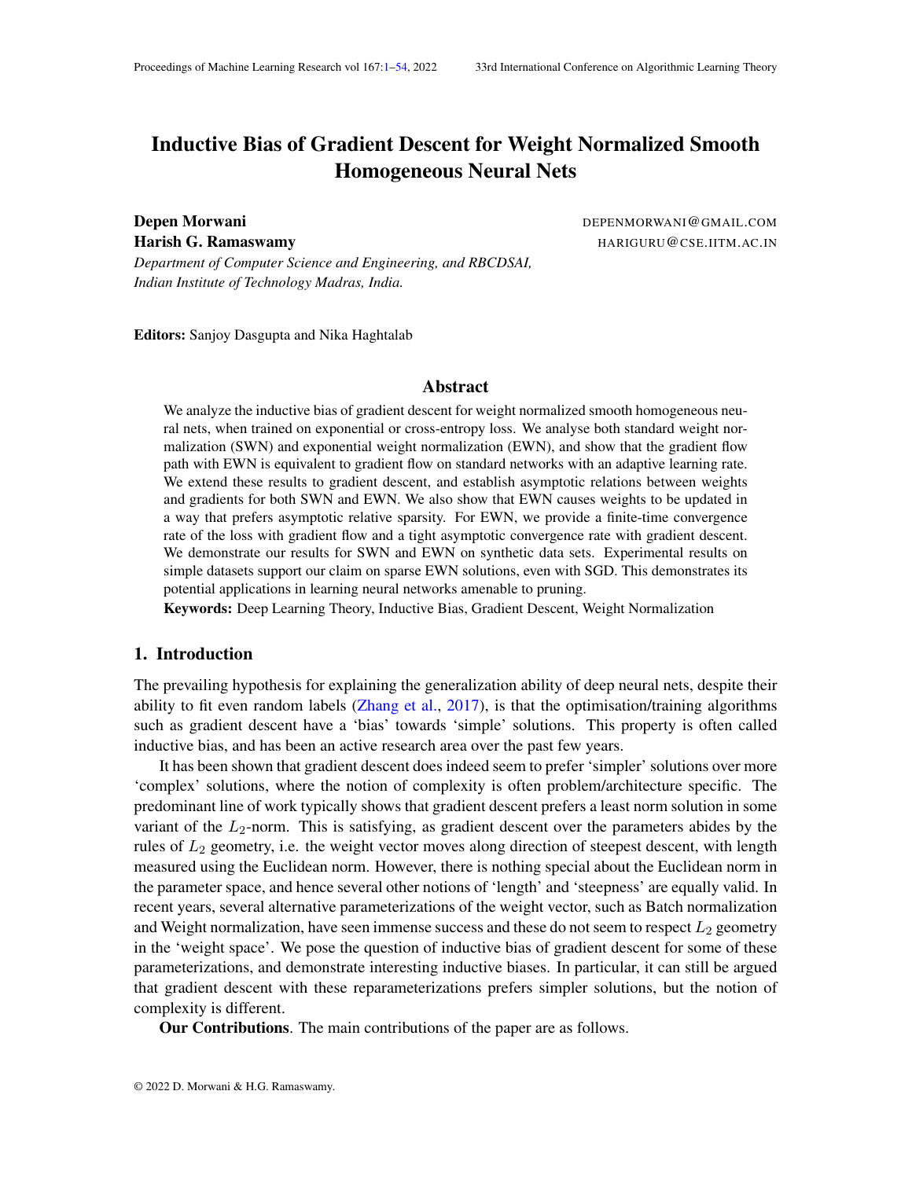# Inductive Bias of Gradient Descent for Weight Normalized Smooth Homogeneous Neural Nets

**Depen Morwani** DEPENMORWANI@GMAIL.COM

**Harish G. Ramaswamy** HARIGURU@CSE.IITM.AC.IN

*Department of Computer Science and Engineering, and RBCDSAI, Indian Institute of Technology Madras, India.*

**Editors:** Sanjoy Dasgupta and Nika Haghtalab

## Abstract

We analyze the inductive bias of gradient descent for weight normalized smooth homogeneous neural nets, when trained on exponential or cross-entropy loss. We analyse both standard weight normalization (SWN) and exponential weight normalization (EWN), and show that the gradient flow path with EWN is equivalent to gradient flow on standard networks with an adaptive learning rate. We extend these results to gradient descent, and establish asymptotic relations between weights and gradients for both SWN and EWN. We also show that EWN causes weights to be updated in a way that prefers asymptotic relative sparsity. For EWN, we provide a finite-time convergence rate of the loss with gradient flow and a tight asymptotic convergence rate with gradient descent. We demonstrate our results for SWN and EWN on synthetic data sets. Experimental results on simple datasets support our claim on sparse EWN solutions, even with SGD. This demonstrates its potential applications in learning neural networks amenable to pruning.

**Keywords:** Deep Learning Theory, Inductive Bias, Gradient Descent, Weight Normalization

## 1. Introduction

The prevailing hypothesis for explaining the generalization ability of deep neural nets, despite their ability to fit even random labels (Zhang et al., 2017), is that the optimisation/training algorithms such as gradient descent have a 'bias' towards 'simple' solutions. This property is often called inductive bias, and has been an active research area over the past few years.

It has been shown that gradient descent does indeed seem to prefer 'simpler' solutions over more 'complex' solutions, where the notion of complexity is often problem/architecture specific. The predominant line of work typically shows that gradient descent prefers a least norm solution in some variant of the $L_2$-norm. This is satisfying, as gradient descent over the parameters abides by the rules of $L_2$ geometry, i.e. the weight vector moves along direction of steepest descent, with length measured using the Euclidean norm. However, there is nothing special about the Euclidean norm in the parameter space, and hence several other notions of 'length' and 'steepness' are equally valid. In recent years, several alternative parameterizations of the weight vector, such as Batch normalization and Weight normalization, have seen immense success and these do not seem to respect $L_2$ geometry in the 'weight space'. We pose the question of inductive bias of gradient descent for some of these parameterizations, and demonstrate interesting inductive biases. In particular, it can still be argued that gradient descent with these reparameterizations prefers simpler solutions, but the notion of complexity is different.

**Our Contributions**. The main contributions of the paper are as follows.

© 2022 D. Morwani & H.G. Ramaswamy.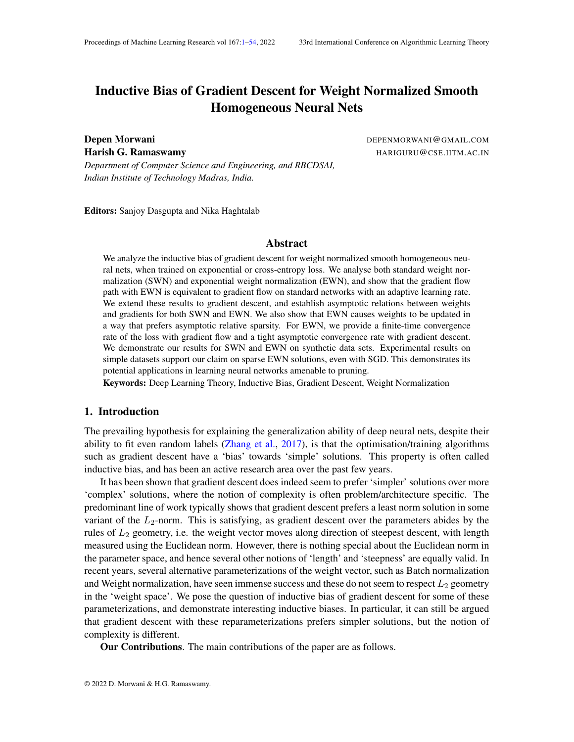# Inductive Bias of Gradient Descent for Weight Normalized Smooth Homogeneous Neural Nets

**Depen Morwani** DEPENMORWANI@GMAIL.COM

**Harish G. Ramaswamy** HARIGURU@CSE.IITM.AC.IN

*Department of Computer Science and Engineering, and RBCDSAI, Indian Institute of Technology Madras, India.*

**Editors:** Sanjoy Dasgupta and Nika Haghtalab

## Abstract

We analyze the inductive bias of gradient descent for weight normalized smooth homogeneous neural nets, when trained on exponential or cross-entropy loss. We analyse both standard weight normalization (SWN) and exponential weight normalization (EWN), and show that the gradient flow path with EWN is equivalent to gradient flow on standard networks with an adaptive learning rate. We extend these results to gradient descent, and establish asymptotic relations between weights and gradients for both SWN and EWN. We also show that EWN causes weights to be updated in a way that prefers asymptotic relative sparsity. For EWN, we provide a finite-time convergence rate of the loss with gradient flow and a tight asymptotic convergence rate with gradient descent. We demonstrate our results for SWN and EWN on synthetic data sets. Experimental results on simple datasets support our claim on sparse EWN solutions, even with SGD. This demonstrates its potential applications in learning neural networks amenable to pruning.

**Keywords:** Deep Learning Theory, Inductive Bias, Gradient Descent, Weight Normalization

## 1. Introduction

The prevailing hypothesis for explaining the generalization ability of deep neural nets, despite their ability to fit even random labels (Zhang et al., 2017), is that the optimisation/training algorithms such as gradient descent have a 'bias' towards 'simple' solutions. This property is often called inductive bias, and has been an active research area over the past few years.

It has been shown that gradient descent does indeed seem to prefer 'simpler' solutions over more 'complex' solutions, where the notion of complexity is often problem/architecture specific. The predominant line of work typically shows that gradient descent prefers a least norm solution in some variant of the $L_2$-norm. This is satisfying, as gradient descent over the parameters abides by the rules of $L_2$ geometry, i.e. the weight vector moves along direction of steepest descent, with length measured using the Euclidean norm. However, there is nothing special about the Euclidean norm in the parameter space, and hence several other notions of 'length' and 'steepness' are equally valid. In recent years, several alternative parameterizations of the weight vector, such as Batch normalization and Weight normalization, have seen immense success and these do not seem to respect $L_2$ geometry in the 'weight space'. We pose the question of inductive bias of gradient descent for some of these parameterizations, and demonstrate interesting inductive biases. In particular, it can still be argued that gradient descent with these reparameterizations prefers simpler solutions, but the notion of complexity is different.

**Our Contributions**. The main contributions of the paper are as follows.

© 2022 D. Morwani & H.G. Ramaswamy.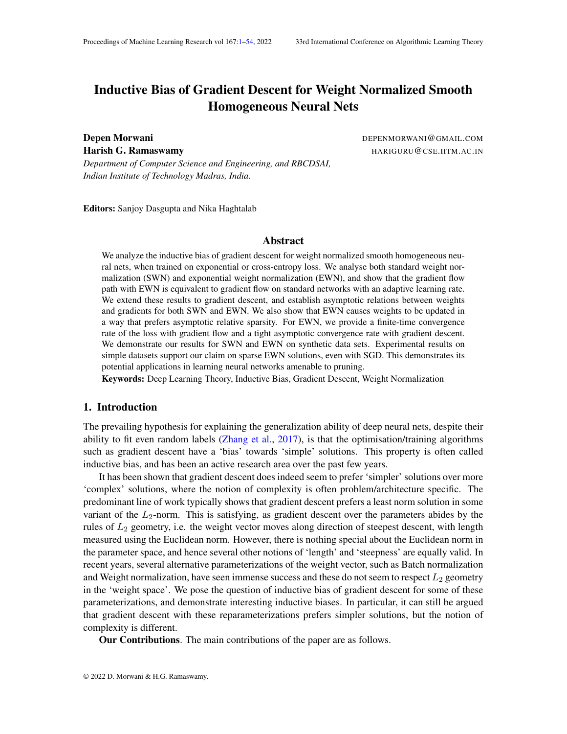# Inductive Bias of Gradient Descent for Weight Normalized Smooth Homogeneous Neural Nets

**Depen Morwani** DEPENMORWANI@GMAIL.COM
**Harish G. Ramaswamy** HARIGURU@CSE.IITM.AC.IN
*Department of Computer Science and Engineering, and RBCDSAI, Indian Institute of Technology Madras, India.*

**Editors:** Sanjoy Dasgupta and Nika Haghtalab

## Abstract

We analyze the inductive bias of gradient descent for weight normalized smooth homogeneous neural nets, when trained on exponential or cross-entropy loss. We analyse both standard weight normalization (SWN) and exponential weight normalization (EWN), and show that the gradient flow path with EWN is equivalent to gradient flow on standard networks with an adaptive learning rate. We extend these results to gradient descent, and establish asymptotic relations between weights and gradients for both SWN and EWN. We also show that EWN causes weights to be updated in a way that prefers asymptotic relative sparsity. For EWN, we provide a finite-time convergence rate of the loss with gradient flow and a tight asymptotic convergence rate with gradient descent. We demonstrate our results for SWN and EWN on synthetic data sets. Experimental results on simple datasets support our claim on sparse EWN solutions, even with SGD. This demonstrates its potential applications in learning neural networks amenable to pruning.

**Keywords:** Deep Learning Theory, Inductive Bias, Gradient Descent, Weight Normalization

## 1. Introduction

The prevailing hypothesis for explaining the generalization ability of deep neural nets, despite their ability to fit even random labels (Zhang et al., 2017), is that the optimisation/training algorithms such as gradient descent have a 'bias' towards 'simple' solutions. This property is often called inductive bias, and has been an active research area over the past few years.

It has been shown that gradient descent does indeed seem to prefer 'simpler' solutions over more 'complex' solutions, where the notion of complexity is often problem/architecture specific. The predominant line of work typically shows that gradient descent prefers a least norm solution in some variant of the $L_2$-norm. This is satisfying, as gradient descent over the parameters abides by the rules of $L_2$ geometry, i.e. the weight vector moves along direction of steepest descent, with length measured using the Euclidean norm. However, there is nothing special about the Euclidean norm in the parameter space, and hence several other notions of 'length' and 'steepness' are equally valid. In recent years, several alternative parameterizations of the weight vector, such as Batch normalization and Weight normalization, have seen immense success and these do not seem to respect $L_2$ geometry in the 'weight space'. We pose the question of inductive bias of gradient descent for some of these parameterizations, and demonstrate interesting inductive biases. In particular, it can still be argued that gradient descent with these reparameterizations prefers simpler solutions, but the notion of complexity is different.

**Our Contributions**. The main contributions of the paper are as follows.

© 2022 D. Morwani & H.G. Ramaswamy.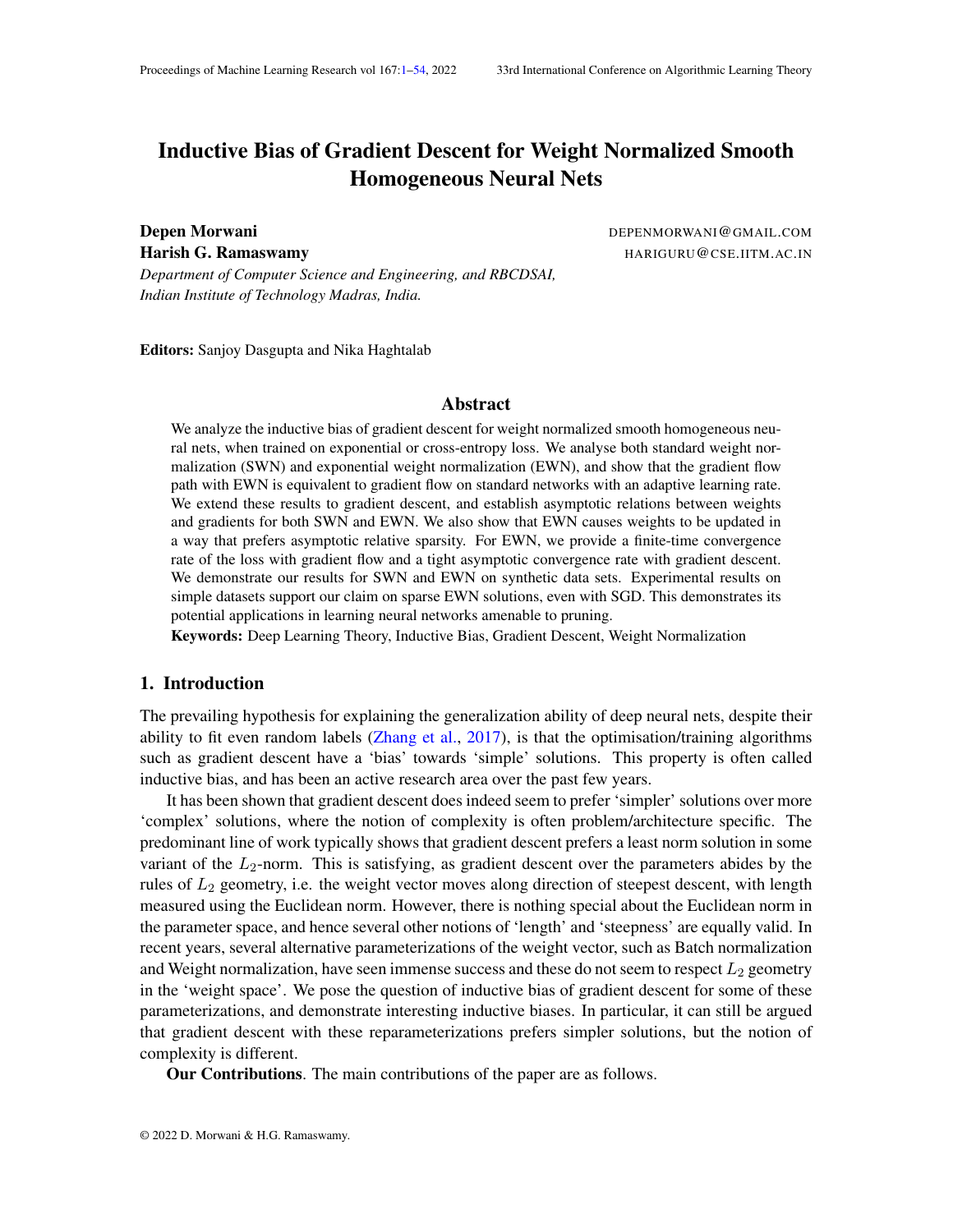# Inductive Bias of Gradient Descent for Weight Normalized Smooth Homogeneous Neural Nets

**Depen Morwani** DEPENMORWANI@GMAIL.COM

**Harish G. Ramaswamy** HARIGURU@CSE.IITM.AC.IN

*Department of Computer Science and Engineering, and RBCDSAI, Indian Institute of Technology Madras, India.*

**Editors:** Sanjoy Dasgupta and Nika Haghtalab

## Abstract

We analyze the inductive bias of gradient descent for weight normalized smooth homogeneous neural nets, when trained on exponential or cross-entropy loss. We analyse both standard weight normalization (SWN) and exponential weight normalization (EWN), and show that the gradient flow path with EWN is equivalent to gradient flow on standard networks with an adaptive learning rate. We extend these results to gradient descent, and establish asymptotic relations between weights and gradients for both SWN and EWN. We also show that EWN causes weights to be updated in a way that prefers asymptotic relative sparsity. For EWN, we provide a finite-time convergence rate of the loss with gradient flow and a tight asymptotic convergence rate with gradient descent. We demonstrate our results for SWN and EWN on synthetic data sets. Experimental results on simple datasets support our claim on sparse EWN solutions, even with SGD. This demonstrates its potential applications in learning neural networks amenable to pruning.

**Keywords:** Deep Learning Theory, Inductive Bias, Gradient Descent, Weight Normalization

## 1. Introduction

The prevailing hypothesis for explaining the generalization ability of deep neural nets, despite their ability to fit even random labels (Zhang et al., 2017), is that the optimisation/training algorithms such as gradient descent have a 'bias' towards 'simple' solutions. This property is often called inductive bias, and has been an active research area over the past few years.

It has been shown that gradient descent does indeed seem to prefer 'simpler' solutions over more 'complex' solutions, where the notion of complexity is often problem/architecture specific. The predominant line of work typically shows that gradient descent prefers a least norm solution in some variant of the $L_2$-norm. This is satisfying, as gradient descent over the parameters abides by the rules of $L_2$ geometry, i.e. the weight vector moves along direction of steepest descent, with length measured using the Euclidean norm. However, there is nothing special about the Euclidean norm in the parameter space, and hence several other notions of 'length' and 'steepness' are equally valid. In recent years, several alternative parameterizations of the weight vector, such as Batch normalization and Weight normalization, have seen immense success and these do not seem to respect $L_2$ geometry in the 'weight space'. We pose the question of inductive bias of gradient descent for some of these parameterizations, and demonstrate interesting inductive biases. In particular, it can still be argued that gradient descent with these reparameterizations prefers simpler solutions, but the notion of complexity is different.

**Our Contributions**. The main contributions of the paper are as follows.

© 2022 D. Morwani & H.G. Ramaswamy.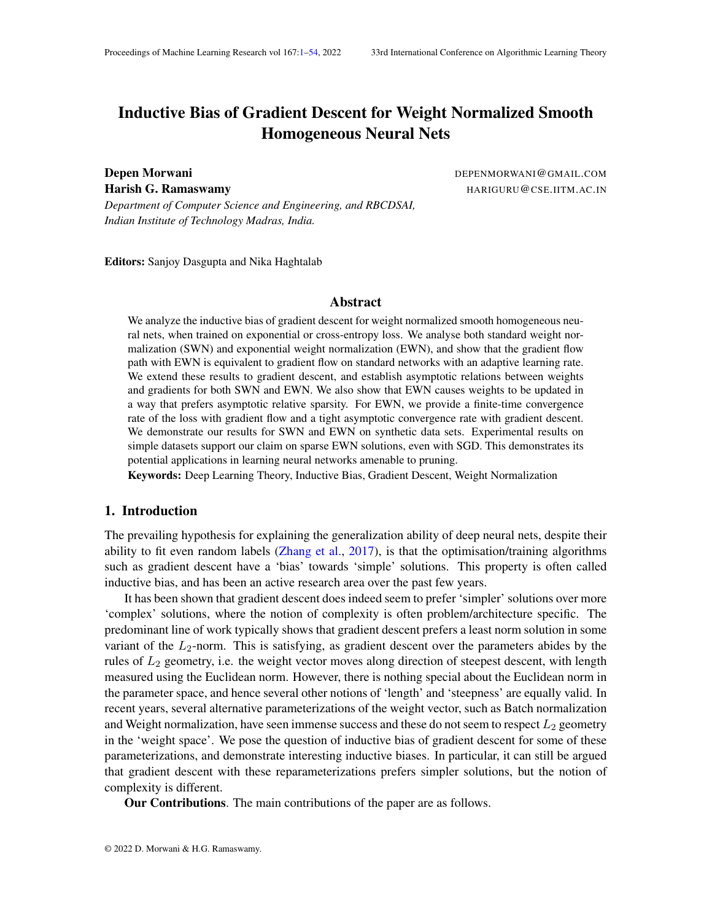# Inductive Bias of Gradient Descent for Weight Normalized Smooth Homogeneous Neural Nets

**Depen Morwani** DEPENMORWANI@GMAIL.COM

**Harish G. Ramaswamy** HARIGURU@CSE.IITM.AC.IN

*Department of Computer Science and Engineering, and RBCDSAI, Indian Institute of Technology Madras, India.*

**Editors:** Sanjoy Dasgupta and Nika Haghtalab

## Abstract

We analyze the inductive bias of gradient descent for weight normalized smooth homogeneous neural nets, when trained on exponential or cross-entropy loss. We analyse both standard weight normalization (SWN) and exponential weight normalization (EWN), and show that the gradient flow path with EWN is equivalent to gradient flow on standard networks with an adaptive learning rate. We extend these results to gradient descent, and establish asymptotic relations between weights and gradients for both SWN and EWN. We also show that EWN causes weights to be updated in a way that prefers asymptotic relative sparsity. For EWN, we provide a finite-time convergence rate of the loss with gradient flow and a tight asymptotic convergence rate with gradient descent. We demonstrate our results for SWN and EWN on synthetic data sets. Experimental results on simple datasets support our claim on sparse EWN solutions, even with SGD. This demonstrates its potential applications in learning neural networks amenable to pruning.

**Keywords:** Deep Learning Theory, Inductive Bias, Gradient Descent, Weight Normalization

## 1. Introduction

The prevailing hypothesis for explaining the generalization ability of deep neural nets, despite their ability to fit even random labels (Zhang et al., 2017), is that the optimisation/training algorithms such as gradient descent have a 'bias' towards 'simple' solutions. This property is often called inductive bias, and has been an active research area over the past few years.

It has been shown that gradient descent does indeed seem to prefer 'simpler' solutions over more 'complex' solutions, where the notion of complexity is often problem/architecture specific. The predominant line of work typically shows that gradient descent prefers a least norm solution in some variant of the $L_2$-norm. This is satisfying, as gradient descent over the parameters abides by the rules of $L_2$ geometry, i.e. the weight vector moves along direction of steepest descent, with length measured using the Euclidean norm. However, there is nothing special about the Euclidean norm in the parameter space, and hence several other notions of 'length' and 'steepness' are equally valid. In recent years, several alternative parameterizations of the weight vector, such as Batch normalization and Weight normalization, have seen immense success and these do not seem to respect $L_2$ geometry in the 'weight space'. We pose the question of inductive bias of gradient descent for some of these parameterizations, and demonstrate interesting inductive biases. In particular, it can still be argued that gradient descent with these reparameterizations prefers simpler solutions, but the notion of complexity is different.

**Our Contributions**. The main contributions of the paper are as follows.

© 2022 D. Morwani & H.G. Ramaswamy.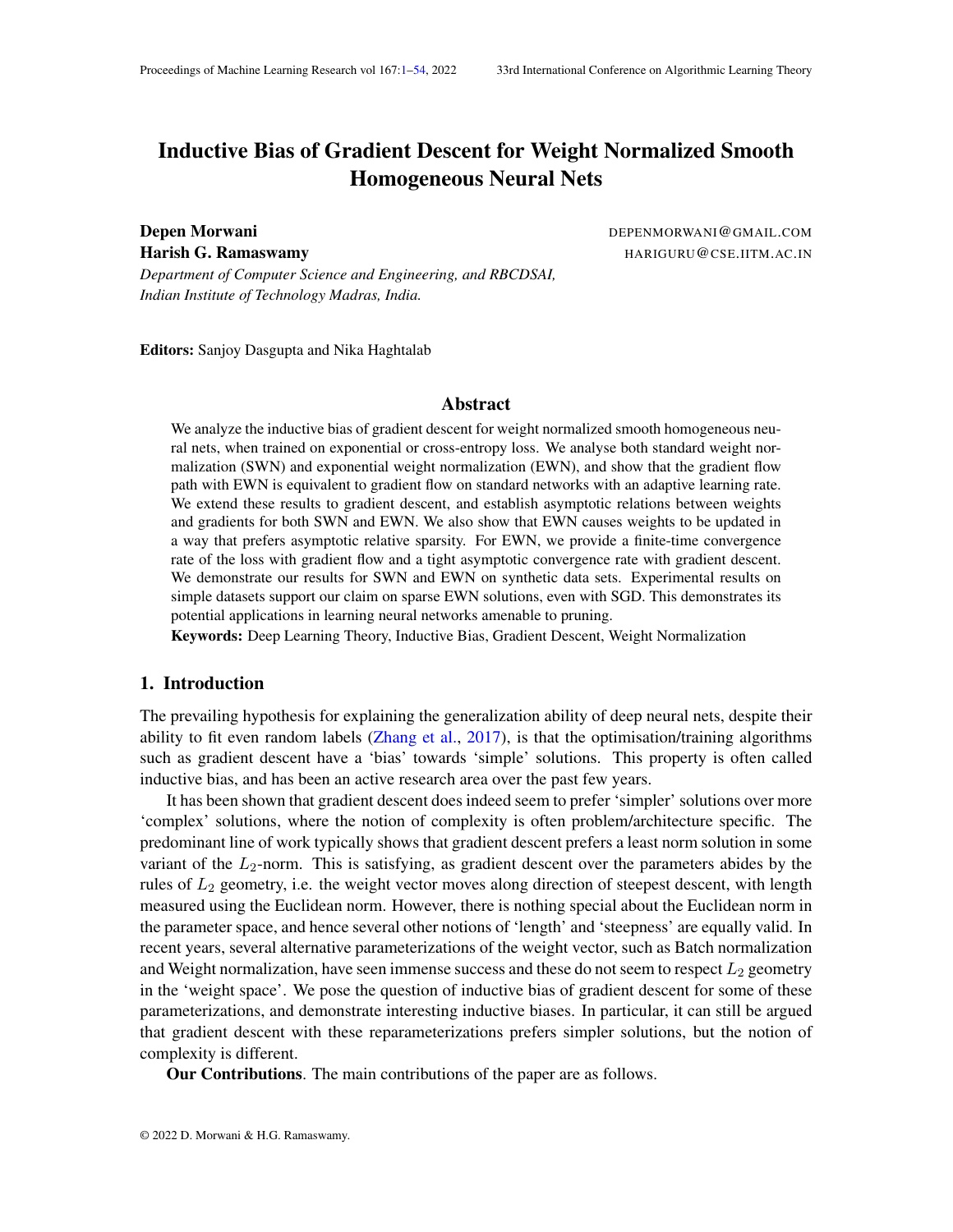# Inductive Bias of Gradient Descent for Weight Normalized Smooth Homogeneous Neural Nets

**Depen Morwani** DEPENMORWANI@GMAIL.COM

**Harish G. Ramaswamy** HARIGURU@CSE.IITM.AC.IN

*Department of Computer Science and Engineering, and RBCDSAI, Indian Institute of Technology Madras, India.*

**Editors:** Sanjoy Dasgupta and Nika Haghtalab

## Abstract

We analyze the inductive bias of gradient descent for weight normalized smooth homogeneous neural nets, when trained on exponential or cross-entropy loss. We analyse both standard weight normalization (SWN) and exponential weight normalization (EWN), and show that the gradient flow path with EWN is equivalent to gradient flow on standard networks with an adaptive learning rate. We extend these results to gradient descent, and establish asymptotic relations between weights and gradients for both SWN and EWN. We also show that EWN causes weights to be updated in a way that prefers asymptotic relative sparsity. For EWN, we provide a finite-time convergence rate of the loss with gradient flow and a tight asymptotic convergence rate with gradient descent. We demonstrate our results for SWN and EWN on synthetic data sets. Experimental results on simple datasets support our claim on sparse EWN solutions, even with SGD. This demonstrates its potential applications in learning neural networks amenable to pruning.

**Keywords:** Deep Learning Theory, Inductive Bias, Gradient Descent, Weight Normalization

## 1. Introduction

The prevailing hypothesis for explaining the generalization ability of deep neural nets, despite their ability to fit even random labels (Zhang et al., 2017), is that the optimisation/training algorithms such as gradient descent have a 'bias' towards 'simple' solutions. This property is often called inductive bias, and has been an active research area over the past few years.

It has been shown that gradient descent does indeed seem to prefer 'simpler' solutions over more 'complex' solutions, where the notion of complexity is often problem/architecture specific. The predominant line of work typically shows that gradient descent prefers a least norm solution in some variant of the $L_2$-norm. This is satisfying, as gradient descent over the parameters abides by the rules of $L_2$ geometry, i.e. the weight vector moves along direction of steepest descent, with length measured using the Euclidean norm. However, there is nothing special about the Euclidean norm in the parameter space, and hence several other notions of 'length' and 'steepness' are equally valid. In recent years, several alternative parameterizations of the weight vector, such as Batch normalization and Weight normalization, have seen immense success and these do not seem to respect $L_2$ geometry in the 'weight space'. We pose the question of inductive bias of gradient descent for some of these parameterizations, and demonstrate interesting inductive biases. In particular, it can still be argued that gradient descent with these reparameterizations prefers simpler solutions, but the notion of complexity is different.

**Our Contributions**. The main contributions of the paper are as follows.

© 2022 D. Morwani & H.G. Ramaswamy.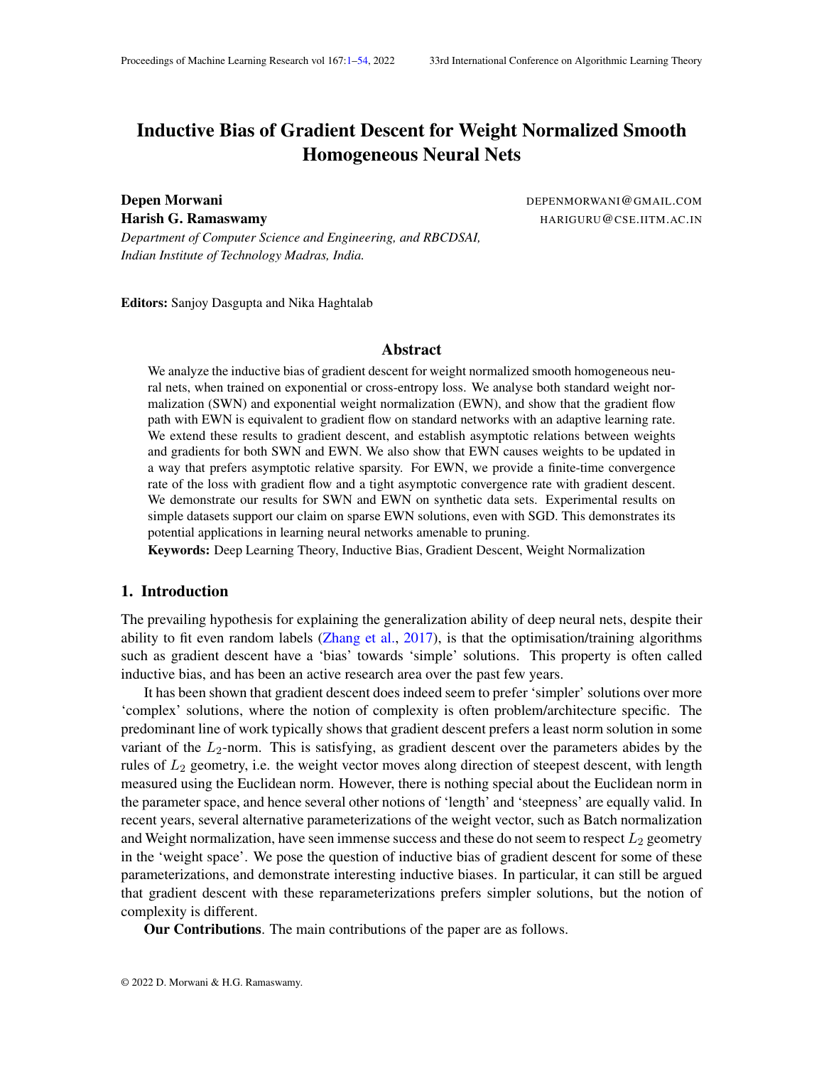# Inductive Bias of Gradient Descent for Weight Normalized Smooth Homogeneous Neural Nets

**Depen Morwani** DEPENMORWANI@GMAIL.COM

**Harish G. Ramaswamy** HARIGURU@CSE.IITM.AC.IN

*Department of Computer Science and Engineering, and RBCDSAI, Indian Institute of Technology Madras, India.*

**Editors:** Sanjoy Dasgupta and Nika Haghtalab

## Abstract

We analyze the inductive bias of gradient descent for weight normalized smooth homogeneous neural nets, when trained on exponential or cross-entropy loss. We analyse both standard weight normalization (SWN) and exponential weight normalization (EWN), and show that the gradient flow path with EWN is equivalent to gradient flow on standard networks with an adaptive learning rate. We extend these results to gradient descent, and establish asymptotic relations between weights and gradients for both SWN and EWN. We also show that EWN causes weights to be updated in a way that prefers asymptotic relative sparsity. For EWN, we provide a finite-time convergence rate of the loss with gradient flow and a tight asymptotic convergence rate with gradient descent. We demonstrate our results for SWN and EWN on synthetic data sets. Experimental results on simple datasets support our claim on sparse EWN solutions, even with SGD. This demonstrates its potential applications in learning neural networks amenable to pruning.

**Keywords:** Deep Learning Theory, Inductive Bias, Gradient Descent, Weight Normalization

## 1. Introduction

The prevailing hypothesis for explaining the generalization ability of deep neural nets, despite their ability to fit even random labels (Zhang et al., 2017), is that the optimisation/training algorithms such as gradient descent have a 'bias' towards 'simple' solutions. This property is often called inductive bias, and has been an active research area over the past few years.

It has been shown that gradient descent does indeed seem to prefer 'simpler' solutions over more 'complex' solutions, where the notion of complexity is often problem/architecture specific. The predominant line of work typically shows that gradient descent prefers a least norm solution in some variant of the $L_2$-norm. This is satisfying, as gradient descent over the parameters abides by the rules of $L_2$ geometry, i.e. the weight vector moves along direction of steepest descent, with length measured using the Euclidean norm. However, there is nothing special about the Euclidean norm in the parameter space, and hence several other notions of 'length' and 'steepness' are equally valid. In recent years, several alternative parameterizations of the weight vector, such as Batch normalization and Weight normalization, have seen immense success and these do not seem to respect $L_2$ geometry in the 'weight space'. We pose the question of inductive bias of gradient descent for some of these parameterizations, and demonstrate interesting inductive biases. In particular, it can still be argued that gradient descent with these reparameterizations prefers simpler solutions, but the notion of complexity is different.

**Our Contributions**. The main contributions of the paper are as follows.

© 2022 D. Morwani & H.G. Ramaswamy.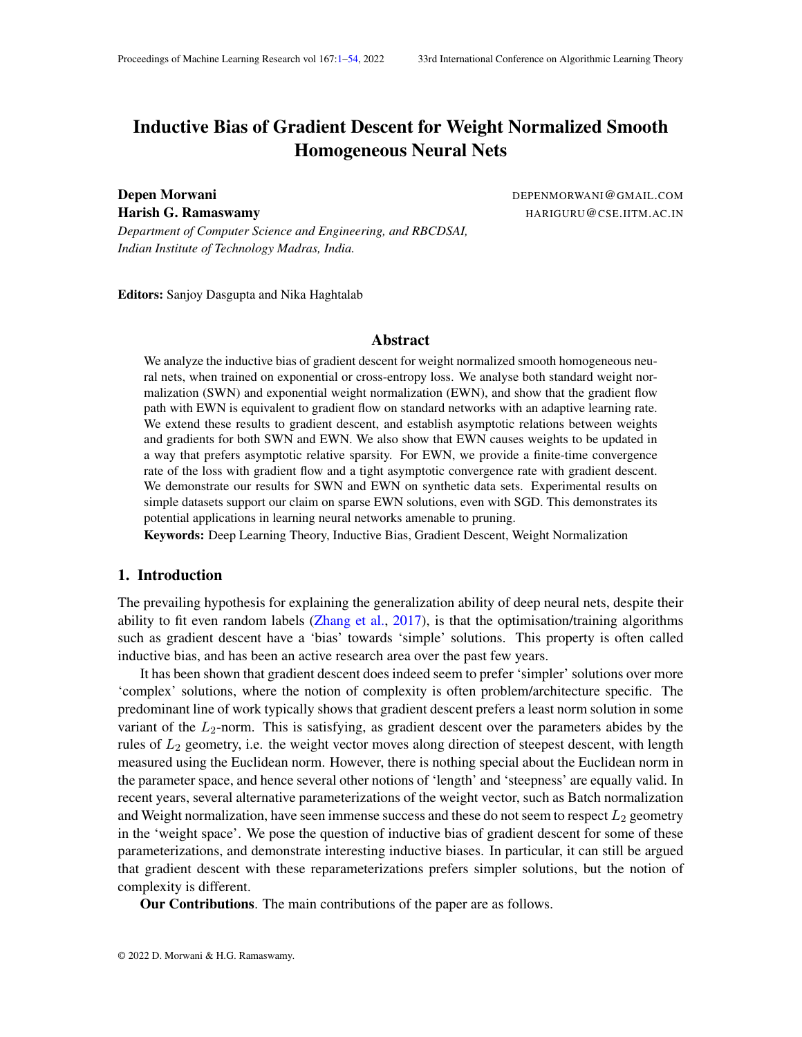# Inductive Bias of Gradient Descent for Weight Normalized Smooth Homogeneous Neural Nets

**Depen Morwani** DEPENMORWANI@GMAIL.COM

**Harish G. Ramaswamy** HARIGURU@CSE.IITM.AC.IN

*Department of Computer Science and Engineering, and RBCDSAI, Indian Institute of Technology Madras, India.*

**Editors:** Sanjoy Dasgupta and Nika Haghtalab

## Abstract

We analyze the inductive bias of gradient descent for weight normalized smooth homogeneous neural nets, when trained on exponential or cross-entropy loss. We analyse both standard weight normalization (SWN) and exponential weight normalization (EWN), and show that the gradient flow path with EWN is equivalent to gradient flow on standard networks with an adaptive learning rate. We extend these results to gradient descent, and establish asymptotic relations between weights and gradients for both SWN and EWN. We also show that EWN causes weights to be updated in a way that prefers asymptotic relative sparsity. For EWN, we provide a finite-time convergence rate of the loss with gradient flow and a tight asymptotic convergence rate with gradient descent. We demonstrate our results for SWN and EWN on synthetic data sets. Experimental results on simple datasets support our claim on sparse EWN solutions, even with SGD. This demonstrates its potential applications in learning neural networks amenable to pruning.

**Keywords:** Deep Learning Theory, Inductive Bias, Gradient Descent, Weight Normalization

## 1. Introduction

The prevailing hypothesis for explaining the generalization ability of deep neural nets, despite their ability to fit even random labels (Zhang et al., 2017), is that the optimisation/training algorithms such as gradient descent have a 'bias' towards 'simple' solutions. This property is often called inductive bias, and has been an active research area over the past few years.

It has been shown that gradient descent does indeed seem to prefer 'simpler' solutions over more 'complex' solutions, where the notion of complexity is often problem/architecture specific. The predominant line of work typically shows that gradient descent prefers a least norm solution in some variant of the $L_2$-norm. This is satisfying, as gradient descent over the parameters abides by the rules of $L_2$ geometry, i.e. the weight vector moves along direction of steepest descent, with length measured using the Euclidean norm. However, there is nothing special about the Euclidean norm in the parameter space, and hence several other notions of 'length' and 'steepness' are equally valid. In recent years, several alternative parameterizations of the weight vector, such as Batch normalization and Weight normalization, have seen immense success and these do not seem to respect $L_2$ geometry in the 'weight space'. We pose the question of inductive bias of gradient descent for some of these parameterizations, and demonstrate interesting inductive biases. In particular, it can still be argued that gradient descent with these reparameterizations prefers simpler solutions, but the notion of complexity is different.

**Our Contributions**. The main contributions of the paper are as follows.

© 2022 D. Morwani & H.G. Ramaswamy.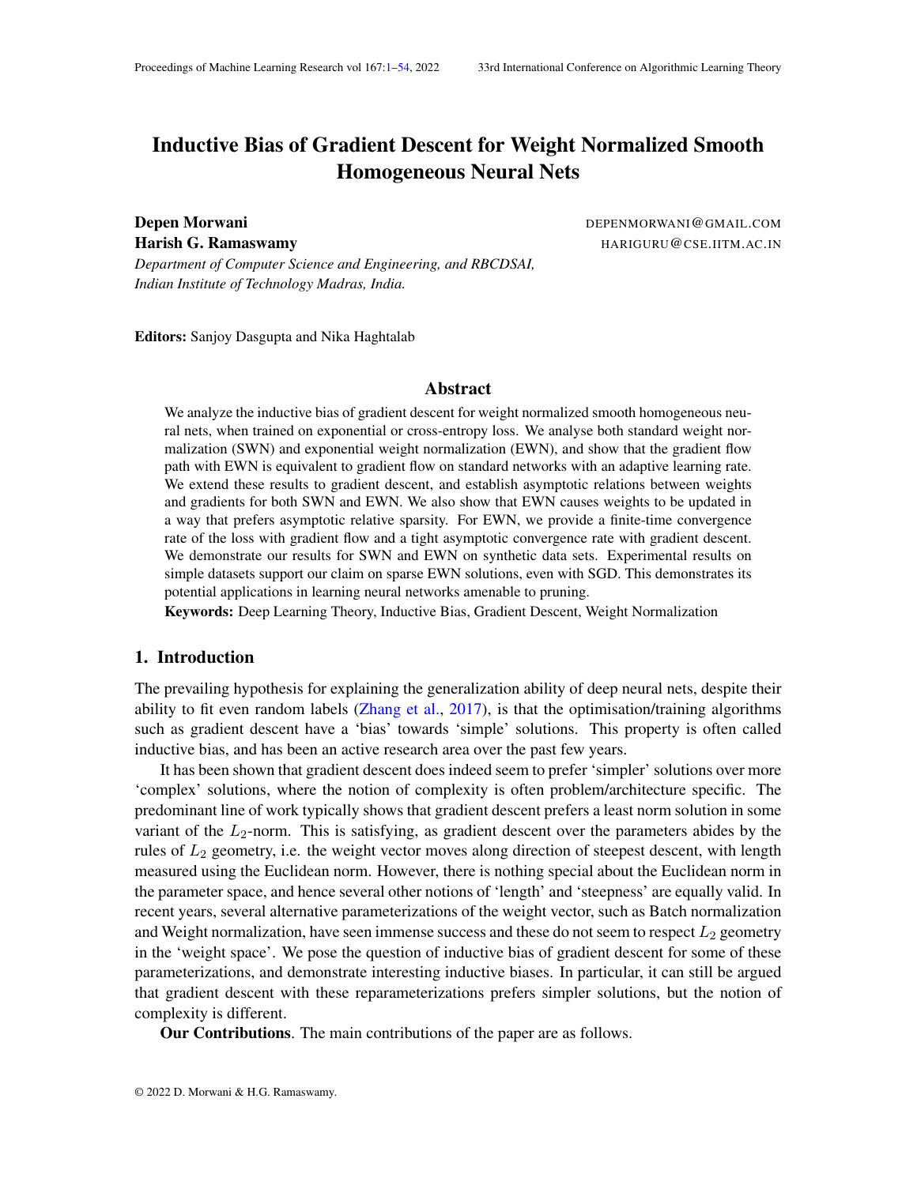# Inductive Bias of Gradient Descent for Weight Normalized Smooth Homogeneous Neural Nets

**Depen Morwani** DEPENMORWANI@GMAIL.COM

**Harish G. Ramaswamy** HARIGURU@CSE.IITM.AC.IN

*Department of Computer Science and Engineering, and RBCDSAI, Indian Institute of Technology Madras, India.*

**Editors:** Sanjoy Dasgupta and Nika Haghtalab

## Abstract

We analyze the inductive bias of gradient descent for weight normalized smooth homogeneous neural nets, when trained on exponential or cross-entropy loss. We analyse both standard weight normalization (SWN) and exponential weight normalization (EWN), and show that the gradient flow path with EWN is equivalent to gradient flow on standard networks with an adaptive learning rate. We extend these results to gradient descent, and establish asymptotic relations between weights and gradients for both SWN and EWN. We also show that EWN causes weights to be updated in a way that prefers asymptotic relative sparsity. For EWN, we provide a finite-time convergence rate of the loss with gradient flow and a tight asymptotic convergence rate with gradient descent. We demonstrate our results for SWN and EWN on synthetic data sets. Experimental results on simple datasets support our claim on sparse EWN solutions, even with SGD. This demonstrates its potential applications in learning neural networks amenable to pruning.

**Keywords:** Deep Learning Theory, Inductive Bias, Gradient Descent, Weight Normalization

## 1. Introduction

The prevailing hypothesis for explaining the generalization ability of deep neural nets, despite their ability to fit even random labels (Zhang et al., 2017), is that the optimisation/training algorithms such as gradient descent have a 'bias' towards 'simple' solutions. This property is often called inductive bias, and has been an active research area over the past few years.

It has been shown that gradient descent does indeed seem to prefer 'simpler' solutions over more 'complex' solutions, where the notion of complexity is often problem/architecture specific. The predominant line of work typically shows that gradient descent prefers a least norm solution in some variant of the $L_2$-norm. This is satisfying, as gradient descent over the parameters abides by the rules of $L_2$ geometry, i.e. the weight vector moves along direction of steepest descent, with length measured using the Euclidean norm. However, there is nothing special about the Euclidean norm in the parameter space, and hence several other notions of 'length' and 'steepness' are equally valid. In recent years, several alternative parameterizations of the weight vector, such as Batch normalization and Weight normalization, have seen immense success and these do not seem to respect $L_2$ geometry in the 'weight space'. We pose the question of inductive bias of gradient descent for some of these parameterizations, and demonstrate interesting inductive biases. In particular, it can still be argued that gradient descent with these reparameterizations prefers simpler solutions, but the notion of complexity is different.

**Our Contributions**. The main contributions of the paper are as follows.

© 2022 D. Morwani & H.G. Ramaswamy.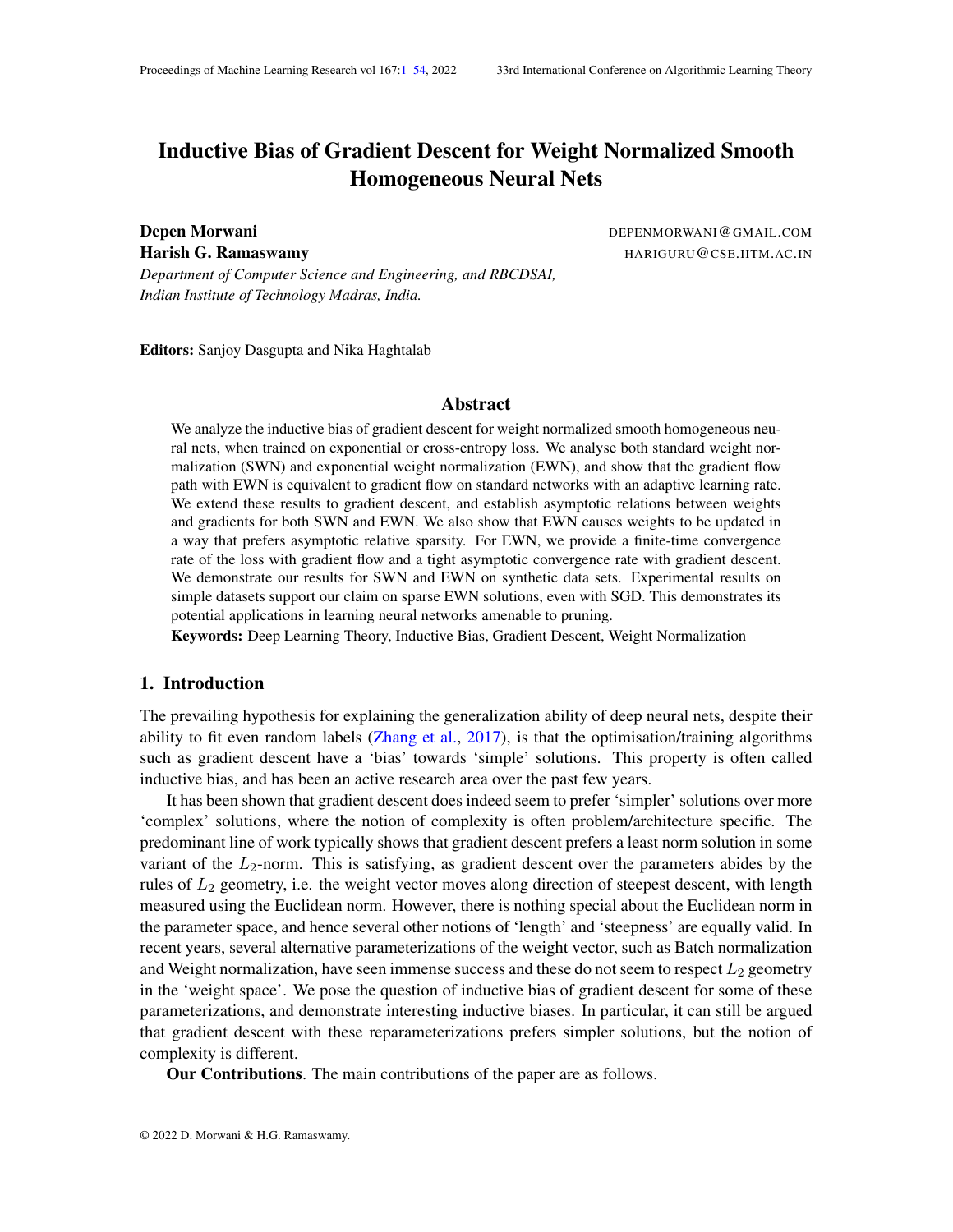# Inductive Bias of Gradient Descent for Weight Normalized Smooth Homogeneous Neural Nets

**Depen Morwani** DEPENMORWANI@GMAIL.COM

**Harish G. Ramaswamy** HARIGURU@CSE.IITM.AC.IN

*Department of Computer Science and Engineering, and RBCDSAI, Indian Institute of Technology Madras, India.*

**Editors:** Sanjoy Dasgupta and Nika Haghtalab

## Abstract

We analyze the inductive bias of gradient descent for weight normalized smooth homogeneous neural nets, when trained on exponential or cross-entropy loss. We analyse both standard weight normalization (SWN) and exponential weight normalization (EWN), and show that the gradient flow path with EWN is equivalent to gradient flow on standard networks with an adaptive learning rate. We extend these results to gradient descent, and establish asymptotic relations between weights and gradients for both SWN and EWN. We also show that EWN causes weights to be updated in a way that prefers asymptotic relative sparsity. For EWN, we provide a finite-time convergence rate of the loss with gradient flow and a tight asymptotic convergence rate with gradient descent. We demonstrate our results for SWN and EWN on synthetic data sets. Experimental results on simple datasets support our claim on sparse EWN solutions, even with SGD. This demonstrates its potential applications in learning neural networks amenable to pruning.

**Keywords:** Deep Learning Theory, Inductive Bias, Gradient Descent, Weight Normalization

## 1. Introduction

The prevailing hypothesis for explaining the generalization ability of deep neural nets, despite their ability to fit even random labels (Zhang et al., 2017), is that the optimisation/training algorithms such as gradient descent have a 'bias' towards 'simple' solutions. This property is often called inductive bias, and has been an active research area over the past few years.

It has been shown that gradient descent does indeed seem to prefer 'simpler' solutions over more 'complex' solutions, where the notion of complexity is often problem/architecture specific. The predominant line of work typically shows that gradient descent prefers a least norm solution in some variant of the $L_2$-norm. This is satisfying, as gradient descent over the parameters abides by the rules of $L_2$ geometry, i.e. the weight vector moves along direction of steepest descent, with length measured using the Euclidean norm. However, there is nothing special about the Euclidean norm in the parameter space, and hence several other notions of 'length' and 'steepness' are equally valid. In recent years, several alternative parameterizations of the weight vector, such as Batch normalization and Weight normalization, have seen immense success and these do not seem to respect $L_2$ geometry in the 'weight space'. We pose the question of inductive bias of gradient descent for some of these parameterizations, and demonstrate interesting inductive biases. In particular, it can still be argued that gradient descent with these reparameterizations prefers simpler solutions, but the notion of complexity is different.

**Our Contributions**. The main contributions of the paper are as follows.

© 2022 D. Morwani & H.G. Ramaswamy.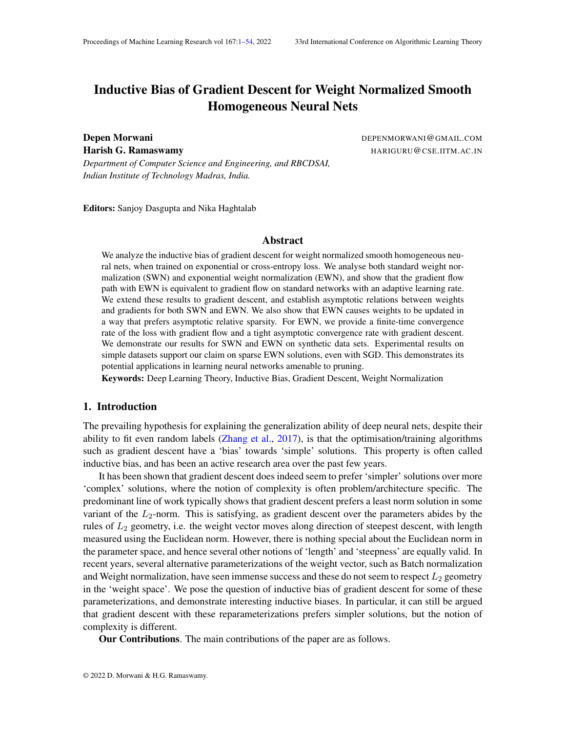# Inductive Bias of Gradient Descent for Weight Normalized Smooth Homogeneous Neural Nets

**Depen Morwani** DEPENMORWANI@GMAIL.COM
**Harish G. Ramaswamy** HARIGURU@CSE.IITM.AC.IN

*Department of Computer Science and Engineering, and RBCDSAI,*
*Indian Institute of Technology Madras, India.*

**Editors:** Sanjoy Dasgupta and Nika Haghtalab

## Abstract

We analyze the inductive bias of gradient descent for weight normalized smooth homogeneous neural nets, when trained on exponential or cross-entropy loss. We analyse both standard weight normalization (SWN) and exponential weight normalization (EWN), and show that the gradient flow path with EWN is equivalent to gradient flow on standard networks with an adaptive learning rate. We extend these results to gradient descent, and establish asymptotic relations between weights and gradients for both SWN and EWN. We also show that EWN causes weights to be updated in a way that prefers asymptotic relative sparsity. For EWN, we provide a finite-time convergence rate of the loss with gradient flow and a tight asymptotic convergence rate with gradient descent. We demonstrate our results for SWN and EWN on synthetic data sets. Experimental results on simple datasets support our claim on sparse EWN solutions, even with SGD. This demonstrates its potential applications in learning neural networks amenable to pruning.

**Keywords:** Deep Learning Theory, Inductive Bias, Gradient Descent, Weight Normalization

## 1. Introduction

The prevailing hypothesis for explaining the generalization ability of deep neural nets, despite their ability to fit even random labels (Zhang et al., 2017), is that the optimisation/training algorithms such as gradient descent have a 'bias' towards 'simple' solutions. This property is often called inductive bias, and has been an active research area over the past few years.

It has been shown that gradient descent does indeed seem to prefer 'simpler' solutions over more 'complex' solutions, where the notion of complexity is often problem/architecture specific. The predominant line of work typically shows that gradient descent prefers a least norm solution in some variant of the $L_2$-norm. This is satisfying, as gradient descent over the parameters abides by the rules of $L_2$ geometry, i.e. the weight vector moves along direction of steepest descent, with length measured using the Euclidean norm. However, there is nothing special about the Euclidean norm in the parameter space, and hence several other notions of 'length' and 'steepness' are equally valid. In recent years, several alternative parameterizations of the weight vector, such as Batch normalization and Weight normalization, have seen immense success and these do not seem to respect $L_2$ geometry in the 'weight space'. We pose the question of inductive bias of gradient descent for some of these parameterizations, and demonstrate interesting inductive biases. In particular, it can still be argued that gradient descent with these reparameterizations prefers simpler solutions, but the notion of complexity is different.

**Our Contributions**. The main contributions of the paper are as follows.

© 2022 D. Morwani & H.G. Ramaswamy.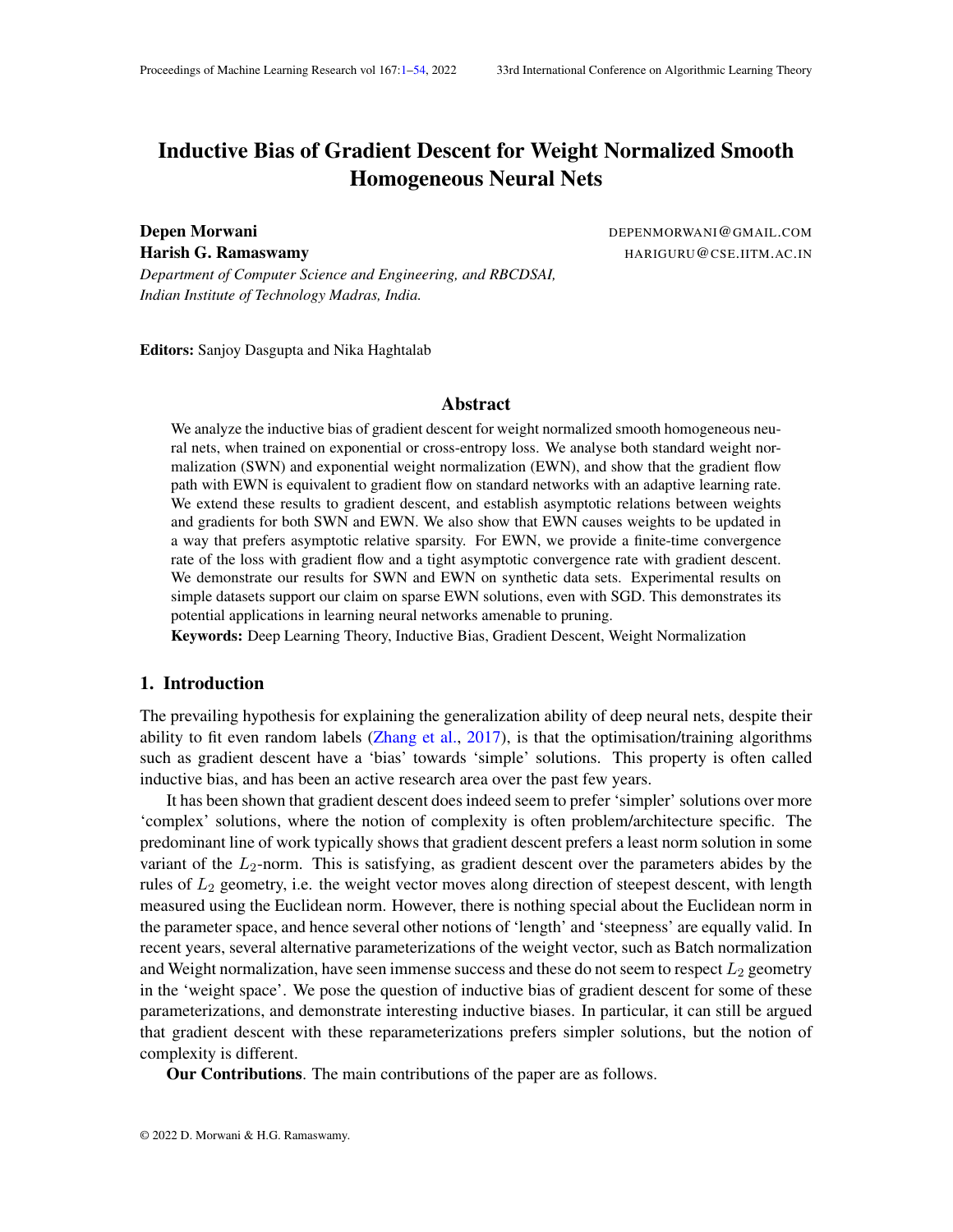# Inductive Bias of Gradient Descent for Weight Normalized Smooth Homogeneous Neural Nets

**Depen Morwani** DEPENMORWANI@GMAIL.COM

**Harish G. Ramaswamy** HARIGURU@CSE.IITM.AC.IN

*Department of Computer Science and Engineering, and RBCDSAI, Indian Institute of Technology Madras, India.*

**Editors:** Sanjoy Dasgupta and Nika Haghtalab

## Abstract

We analyze the inductive bias of gradient descent for weight normalized smooth homogeneous neural nets, when trained on exponential or cross-entropy loss. We analyse both standard weight normalization (SWN) and exponential weight normalization (EWN), and show that the gradient flow path with EWN is equivalent to gradient flow on standard networks with an adaptive learning rate. We extend these results to gradient descent, and establish asymptotic relations between weights and gradients for both SWN and EWN. We also show that EWN causes weights to be updated in a way that prefers asymptotic relative sparsity. For EWN, we provide a finite-time convergence rate of the loss with gradient flow and a tight asymptotic convergence rate with gradient descent. We demonstrate our results for SWN and EWN on synthetic data sets. Experimental results on simple datasets support our claim on sparse EWN solutions, even with SGD. This demonstrates its potential applications in learning neural networks amenable to pruning.

**Keywords:** Deep Learning Theory, Inductive Bias, Gradient Descent, Weight Normalization

## 1. Introduction

The prevailing hypothesis for explaining the generalization ability of deep neural nets, despite their ability to fit even random labels (Zhang et al., 2017), is that the optimisation/training algorithms such as gradient descent have a 'bias' towards 'simple' solutions. This property is often called inductive bias, and has been an active research area over the past few years.

It has been shown that gradient descent does indeed seem to prefer 'simpler' solutions over more 'complex' solutions, where the notion of complexity is often problem/architecture specific. The predominant line of work typically shows that gradient descent prefers a least norm solution in some variant of the $L_2$-norm. This is satisfying, as gradient descent over the parameters abides by the rules of $L_2$ geometry, i.e. the weight vector moves along direction of steepest descent, with length measured using the Euclidean norm. However, there is nothing special about the Euclidean norm in the parameter space, and hence several other notions of 'length' and 'steepness' are equally valid. In recent years, several alternative parameterizations of the weight vector, such as Batch normalization and Weight normalization, have seen immense success and these do not seem to respect $L_2$ geometry in the 'weight space'. We pose the question of inductive bias of gradient descent for some of these parameterizations, and demonstrate interesting inductive biases. In particular, it can still be argued that gradient descent with these reparameterizations prefers simpler solutions, but the notion of complexity is different.

**Our Contributions**. The main contributions of the paper are as follows.

© 2022 D. Morwani & H.G. Ramaswamy.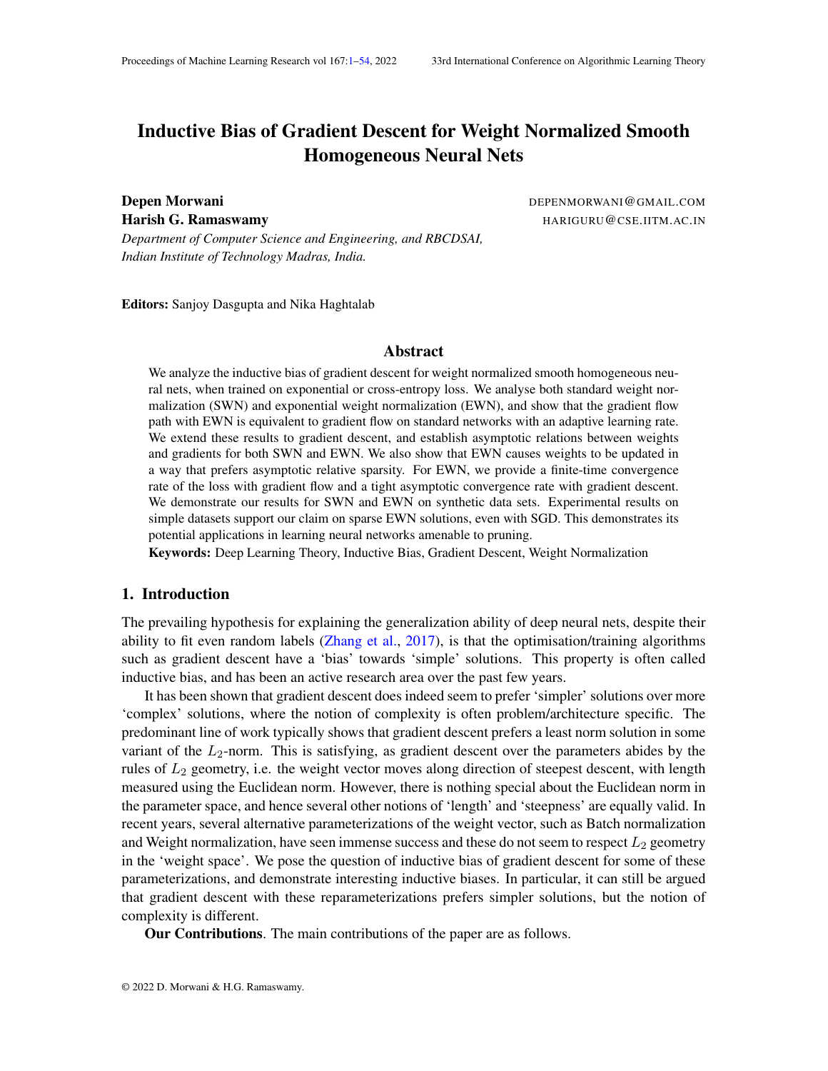# Inductive Bias of Gradient Descent for Weight Normalized Smooth Homogeneous Neural Nets

**Depen Morwani** DEPENMORWANI@GMAIL.COM
**Harish G. Ramaswamy** HARIGURU@CSE.IITM.AC.IN

*Department of Computer Science and Engineering, and RBCDSAI, Indian Institute of Technology Madras, India.*

**Editors:** Sanjoy Dasgupta and Nika Haghtalab

## Abstract

We analyze the inductive bias of gradient descent for weight normalized smooth homogeneous neural nets, when trained on exponential or cross-entropy loss. We analyse both standard weight normalization (SWN) and exponential weight normalization (EWN), and show that the gradient flow path with EWN is equivalent to gradient flow on standard networks with an adaptive learning rate. We extend these results to gradient descent, and establish asymptotic relations between weights and gradients for both SWN and EWN. We also show that EWN causes weights to be updated in a way that prefers asymptotic relative sparsity. For EWN, we provide a finite-time convergence rate of the loss with gradient flow and a tight asymptotic convergence rate with gradient descent. We demonstrate our results for SWN and EWN on synthetic data sets. Experimental results on simple datasets support our claim on sparse EWN solutions, even with SGD. This demonstrates its potential applications in learning neural networks amenable to pruning.

**Keywords:** Deep Learning Theory, Inductive Bias, Gradient Descent, Weight Normalization

## 1. Introduction

The prevailing hypothesis for explaining the generalization ability of deep neural nets, despite their ability to fit even random labels (Zhang et al., 2017), is that the optimisation/training algorithms such as gradient descent have a 'bias' towards 'simple' solutions. This property is often called inductive bias, and has been an active research area over the past few years.

It has been shown that gradient descent does indeed seem to prefer 'simpler' solutions over more 'complex' solutions, where the notion of complexity is often problem/architecture specific. The predominant line of work typically shows that gradient descent prefers a least norm solution in some variant of the $L_2$-norm. This is satisfying, as gradient descent over the parameters abides by the rules of $L_2$ geometry, i.e. the weight vector moves along direction of steepest descent, with length measured using the Euclidean norm. However, there is nothing special about the Euclidean norm in the parameter space, and hence several other notions of 'length' and 'steepness' are equally valid. In recent years, several alternative parameterizations of the weight vector, such as Batch normalization and Weight normalization, have seen immense success and these do not seem to respect $L_2$ geometry in the 'weight space'. We pose the question of inductive bias of gradient descent for some of these parameterizations, and demonstrate interesting inductive biases. In particular, it can still be argued that gradient descent with these reparameterizations prefers simpler solutions, but the notion of complexity is different.

**Our Contributions**. The main contributions of the paper are as follows.

© 2022 D. Morwani & H.G. Ramaswamy.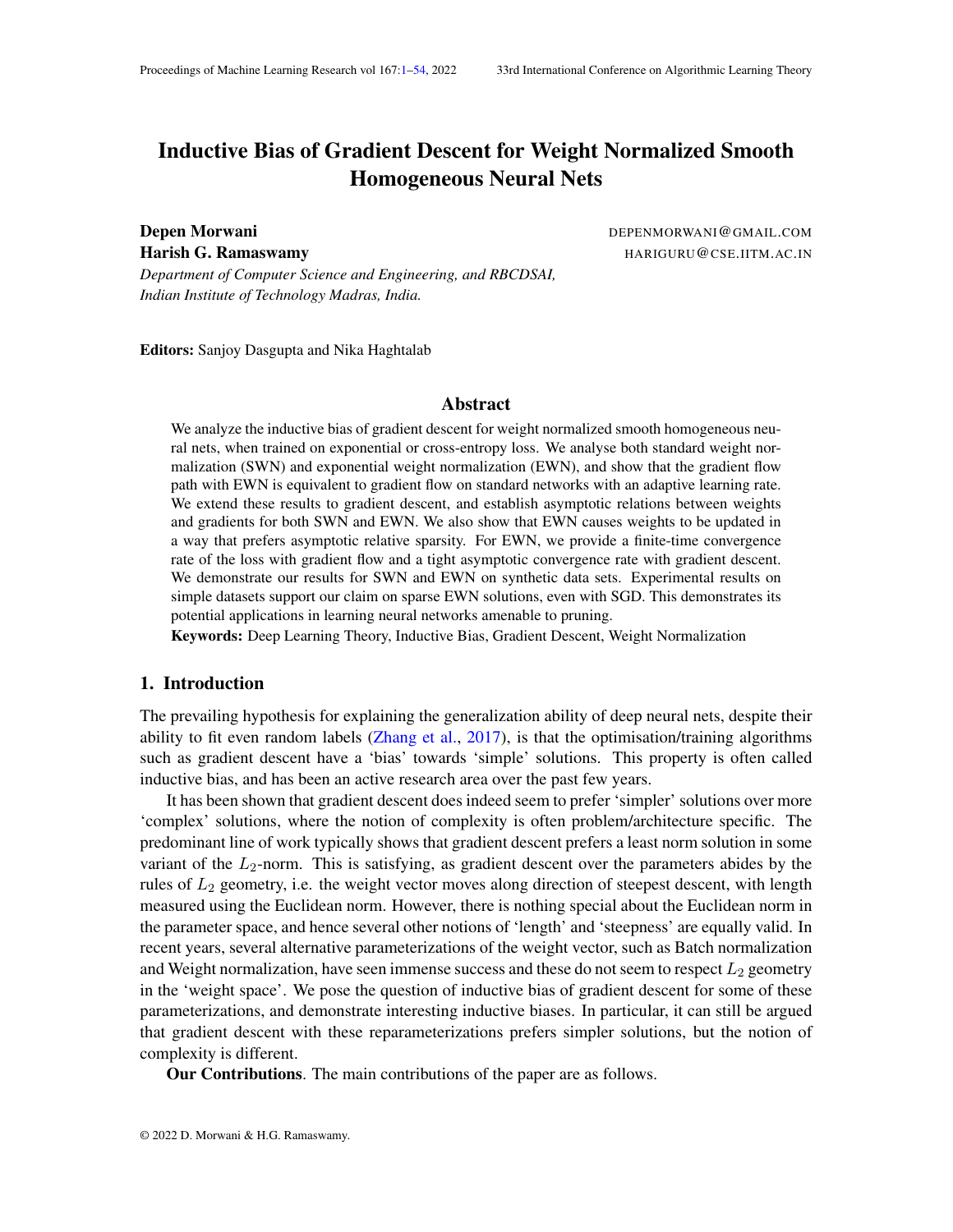# Inductive Bias of Gradient Descent for Weight Normalized Smooth Homogeneous Neural Nets

**Depen Morwani** DEPENMORWANI@GMAIL.COM

**Harish G. Ramaswamy** HARIGURU@CSE.IITM.AC.IN

*Department of Computer Science and Engineering, and RBCDSAI, Indian Institute of Technology Madras, India.*

**Editors:** Sanjoy Dasgupta and Nika Haghtalab

## Abstract

We analyze the inductive bias of gradient descent for weight normalized smooth homogeneous neural nets, when trained on exponential or cross-entropy loss. We analyse both standard weight normalization (SWN) and exponential weight normalization (EWN), and show that the gradient flow path with EWN is equivalent to gradient flow on standard networks with an adaptive learning rate. We extend these results to gradient descent, and establish asymptotic relations between weights and gradients for both SWN and EWN. We also show that EWN causes weights to be updated in a way that prefers asymptotic relative sparsity. For EWN, we provide a finite-time convergence rate of the loss with gradient flow and a tight asymptotic convergence rate with gradient descent. We demonstrate our results for SWN and EWN on synthetic data sets. Experimental results on simple datasets support our claim on sparse EWN solutions, even with SGD. This demonstrates its potential applications in learning neural networks amenable to pruning.

**Keywords:** Deep Learning Theory, Inductive Bias, Gradient Descent, Weight Normalization

## 1. Introduction

The prevailing hypothesis for explaining the generalization ability of deep neural nets, despite their ability to fit even random labels (Zhang et al., 2017), is that the optimisation/training algorithms such as gradient descent have a 'bias' towards 'simple' solutions. This property is often called inductive bias, and has been an active research area over the past few years.

It has been shown that gradient descent does indeed seem to prefer 'simpler' solutions over more 'complex' solutions, where the notion of complexity is often problem/architecture specific. The predominant line of work typically shows that gradient descent prefers a least norm solution in some variant of the $L_2$-norm. This is satisfying, as gradient descent over the parameters abides by the rules of $L_2$ geometry, i.e. the weight vector moves along direction of steepest descent, with length measured using the Euclidean norm. However, there is nothing special about the Euclidean norm in the parameter space, and hence several other notions of 'length' and 'steepness' are equally valid. In recent years, several alternative parameterizations of the weight vector, such as Batch normalization and Weight normalization, have seen immense success and these do not seem to respect $L_2$ geometry in the 'weight space'. We pose the question of inductive bias of gradient descent for some of these parameterizations, and demonstrate interesting inductive biases. In particular, it can still be argued that gradient descent with these reparameterizations prefers simpler solutions, but the notion of complexity is different.

**Our Contributions**. The main contributions of the paper are as follows.

© 2022 D. Morwani & H.G. Ramaswamy.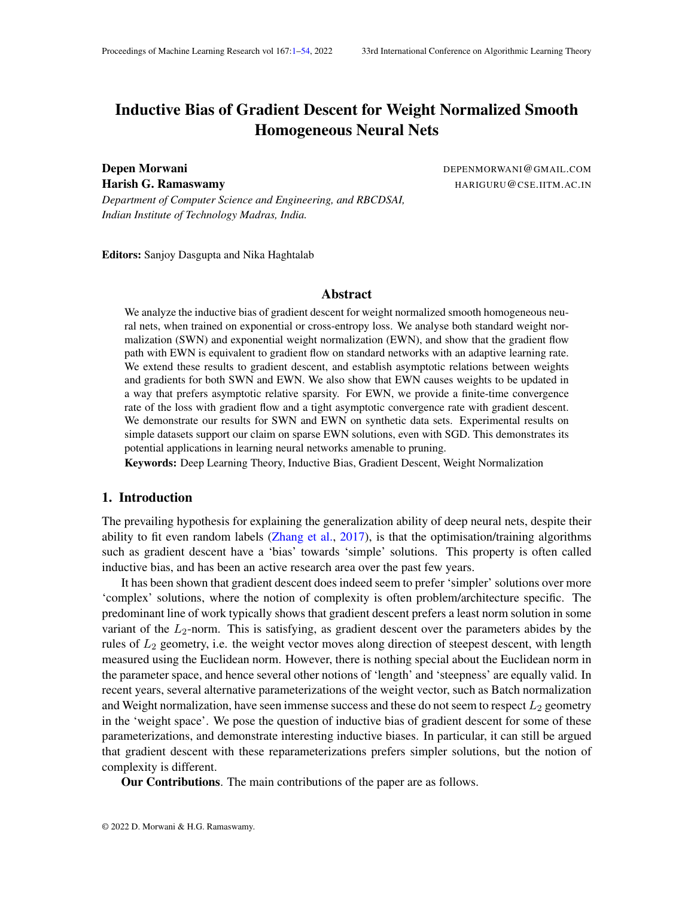# Inductive Bias of Gradient Descent for Weight Normalized Smooth Homogeneous Neural Nets

**Depen Morwani** DEPENMORWANI@GMAIL.COM

**Harish G. Ramaswamy** HARIGURU@CSE.IITM.AC.IN

*Department of Computer Science and Engineering, and RBCDSAI, Indian Institute of Technology Madras, India.*

**Editors:** Sanjoy Dasgupta and Nika Haghtalab

## Abstract

We analyze the inductive bias of gradient descent for weight normalized smooth homogeneous neural nets, when trained on exponential or cross-entropy loss. We analyse both standard weight normalization (SWN) and exponential weight normalization (EWN), and show that the gradient flow path with EWN is equivalent to gradient flow on standard networks with an adaptive learning rate. We extend these results to gradient descent, and establish asymptotic relations between weights and gradients for both SWN and EWN. We also show that EWN causes weights to be updated in a way that prefers asymptotic relative sparsity. For EWN, we provide a finite-time convergence rate of the loss with gradient flow and a tight asymptotic convergence rate with gradient descent. We demonstrate our results for SWN and EWN on synthetic data sets. Experimental results on simple datasets support our claim on sparse EWN solutions, even with SGD. This demonstrates its potential applications in learning neural networks amenable to pruning.

**Keywords:** Deep Learning Theory, Inductive Bias, Gradient Descent, Weight Normalization

## 1. Introduction

The prevailing hypothesis for explaining the generalization ability of deep neural nets, despite their ability to fit even random labels (Zhang et al., 2017), is that the optimisation/training algorithms such as gradient descent have a 'bias' towards 'simple' solutions. This property is often called inductive bias, and has been an active research area over the past few years.

It has been shown that gradient descent does indeed seem to prefer 'simpler' solutions over more 'complex' solutions, where the notion of complexity is often problem/architecture specific. The predominant line of work typically shows that gradient descent prefers a least norm solution in some variant of the $L_2$-norm. This is satisfying, as gradient descent over the parameters abides by the rules of $L_2$ geometry, i.e. the weight vector moves along direction of steepest descent, with length measured using the Euclidean norm. However, there is nothing special about the Euclidean norm in the parameter space, and hence several other notions of 'length' and 'steepness' are equally valid. In recent years, several alternative parameterizations of the weight vector, such as Batch normalization and Weight normalization, have seen immense success and these do not seem to respect $L_2$ geometry in the 'weight space'. We pose the question of inductive bias of gradient descent for some of these parameterizations, and demonstrate interesting inductive biases. In particular, it can still be argued that gradient descent with these reparameterizations prefers simpler solutions, but the notion of complexity is different.

**Our Contributions**. The main contributions of the paper are as follows.

© 2022 D. Morwani & H.G. Ramaswamy.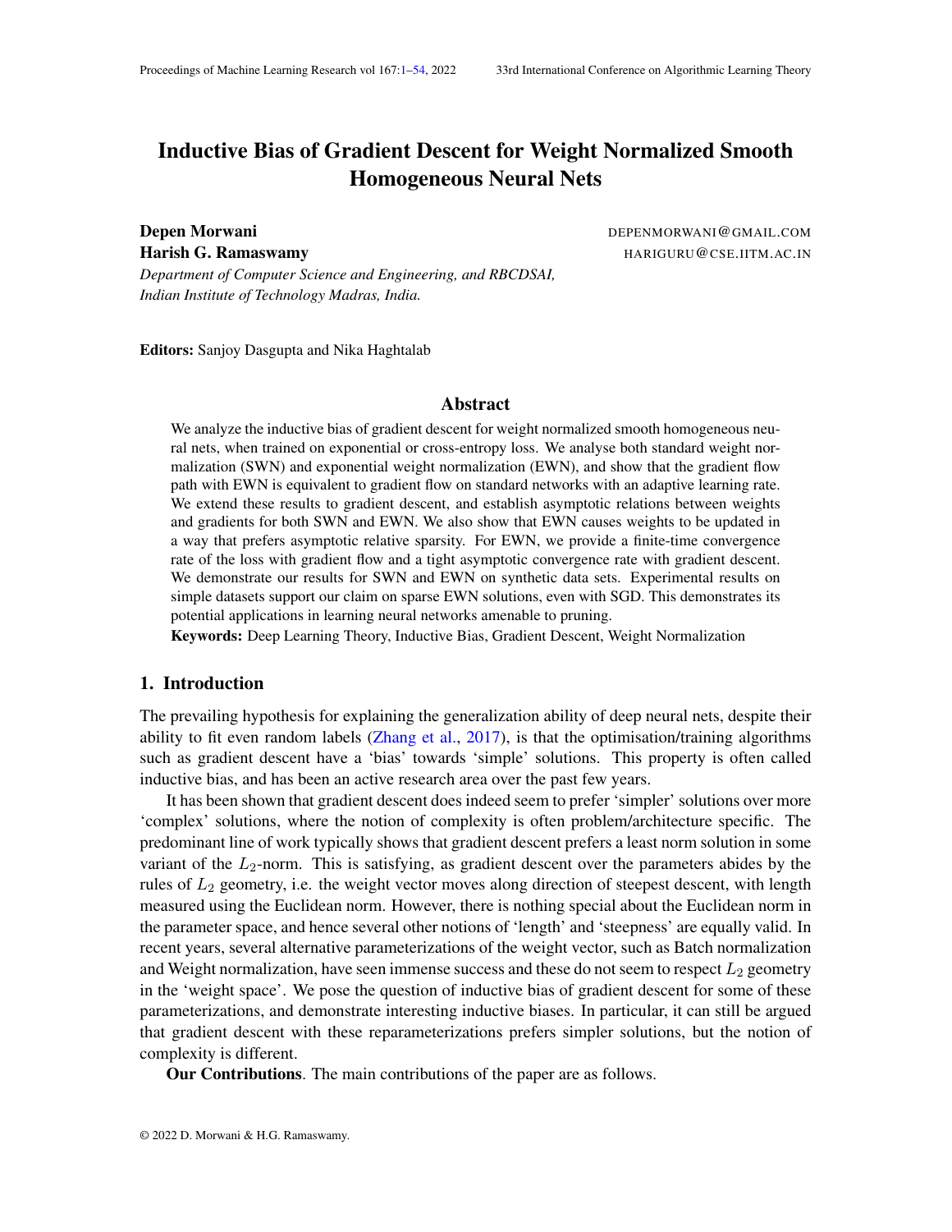# Inductive Bias of Gradient Descent for Weight Normalized Smooth Homogeneous Neural Nets

**Depen Morwani** DEPENMORWANI@GMAIL.COM

**Harish G. Ramaswamy** HARIGURU@CSE.IITM.AC.IN

*Department of Computer Science and Engineering, and RBCDSAI, Indian Institute of Technology Madras, India.*

**Editors:** Sanjoy Dasgupta and Nika Haghtalab

## Abstract

We analyze the inductive bias of gradient descent for weight normalized smooth homogeneous neural nets, when trained on exponential or cross-entropy loss. We analyse both standard weight normalization (SWN) and exponential weight normalization (EWN), and show that the gradient flow path with EWN is equivalent to gradient flow on standard networks with an adaptive learning rate. We extend these results to gradient descent, and establish asymptotic relations between weights and gradients for both SWN and EWN. We also show that EWN causes weights to be updated in a way that prefers asymptotic relative sparsity. For EWN, we provide a finite-time convergence rate of the loss with gradient flow and a tight asymptotic convergence rate with gradient descent. We demonstrate our results for SWN and EWN on synthetic data sets. Experimental results on simple datasets support our claim on sparse EWN solutions, even with SGD. This demonstrates its potential applications in learning neural networks amenable to pruning.

**Keywords:** Deep Learning Theory, Inductive Bias, Gradient Descent, Weight Normalization

## 1. Introduction

The prevailing hypothesis for explaining the generalization ability of deep neural nets, despite their ability to fit even random labels (Zhang et al., 2017), is that the optimisation/training algorithms such as gradient descent have a 'bias' towards 'simple' solutions. This property is often called inductive bias, and has been an active research area over the past few years.

It has been shown that gradient descent does indeed seem to prefer 'simpler' solutions over more 'complex' solutions, where the notion of complexity is often problem/architecture specific. The predominant line of work typically shows that gradient descent prefers a least norm solution in some variant of the $L_2$-norm. This is satisfying, as gradient descent over the parameters abides by the rules of $L_2$ geometry, i.e. the weight vector moves along direction of steepest descent, with length measured using the Euclidean norm. However, there is nothing special about the Euclidean norm in the parameter space, and hence several other notions of 'length' and 'steepness' are equally valid. In recent years, several alternative parameterizations of the weight vector, such as Batch normalization and Weight normalization, have seen immense success and these do not seem to respect $L_2$ geometry in the 'weight space'. We pose the question of inductive bias of gradient descent for some of these parameterizations, and demonstrate interesting inductive biases. In particular, it can still be argued that gradient descent with these reparameterizations prefers simpler solutions, but the notion of complexity is different.

**Our Contributions**. The main contributions of the paper are as follows.

© 2022 D. Morwani & H.G. Ramaswamy.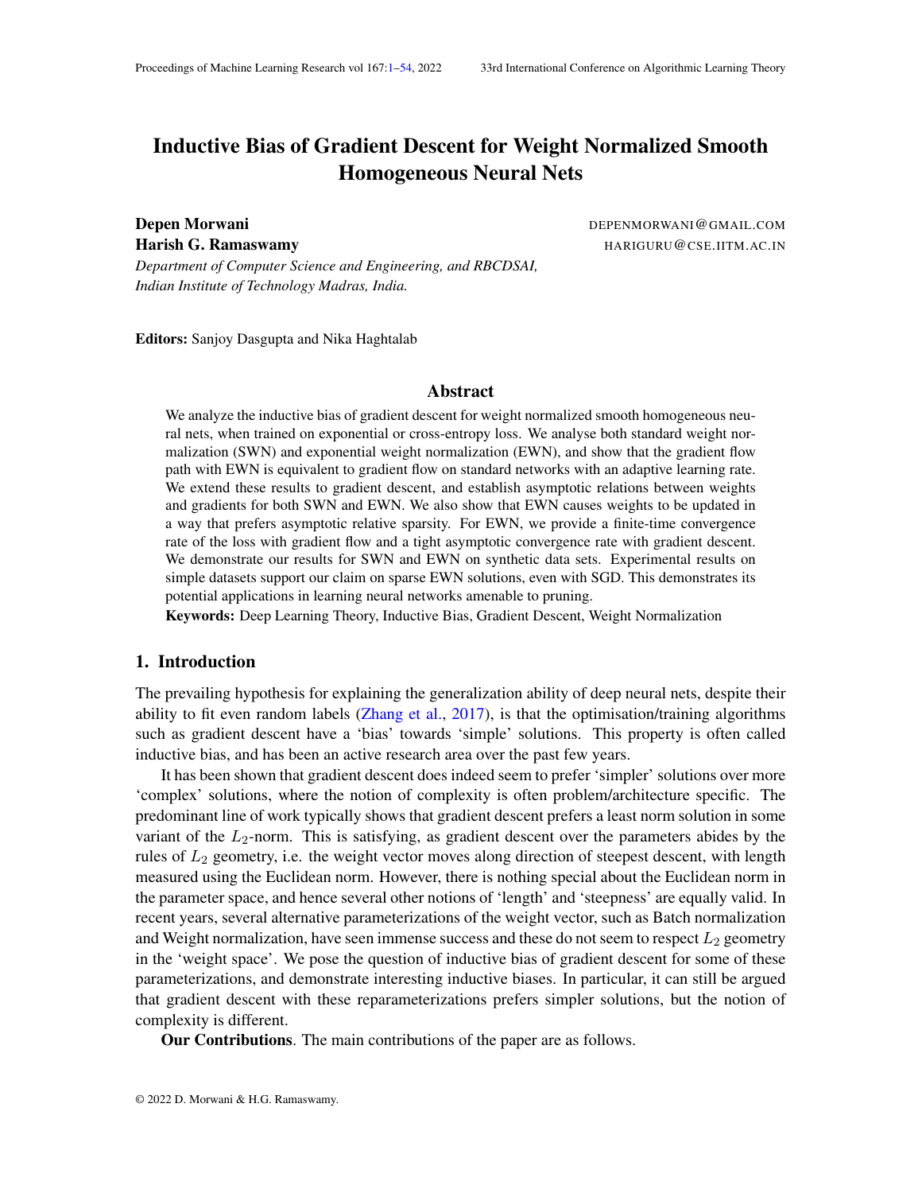# Inductive Bias of Gradient Descent for Weight Normalized Smooth Homogeneous Neural Nets

**Depen Morwani** DEPENMORWANI@GMAIL.COM

**Harish G. Ramaswamy** HARIGURU@CSE.IITM.AC.IN

*Department of Computer Science and Engineering, and RBCDSAI, Indian Institute of Technology Madras, India.*

**Editors:** Sanjoy Dasgupta and Nika Haghtalab

## Abstract

We analyze the inductive bias of gradient descent for weight normalized smooth homogeneous neural nets, when trained on exponential or cross-entropy loss. We analyse both standard weight normalization (SWN) and exponential weight normalization (EWN), and show that the gradient flow path with EWN is equivalent to gradient flow on standard networks with an adaptive learning rate. We extend these results to gradient descent, and establish asymptotic relations between weights and gradients for both SWN and EWN. We also show that EWN causes weights to be updated in a way that prefers asymptotic relative sparsity. For EWN, we provide a finite-time convergence rate of the loss with gradient flow and a tight asymptotic convergence rate with gradient descent. We demonstrate our results for SWN and EWN on synthetic data sets. Experimental results on simple datasets support our claim on sparse EWN solutions, even with SGD. This demonstrates its potential applications in learning neural networks amenable to pruning.

**Keywords:** Deep Learning Theory, Inductive Bias, Gradient Descent, Weight Normalization

## 1. Introduction

The prevailing hypothesis for explaining the generalization ability of deep neural nets, despite their ability to fit even random labels (Zhang et al., 2017), is that the optimisation/training algorithms such as gradient descent have a 'bias' towards 'simple' solutions. This property is often called inductive bias, and has been an active research area over the past few years.

It has been shown that gradient descent does indeed seem to prefer 'simpler' solutions over more 'complex' solutions, where the notion of complexity is often problem/architecture specific. The predominant line of work typically shows that gradient descent prefers a least norm solution in some variant of the $L_2$-norm. This is satisfying, as gradient descent over the parameters abides by the rules of $L_2$ geometry, i.e. the weight vector moves along direction of steepest descent, with length measured using the Euclidean norm. However, there is nothing special about the Euclidean norm in the parameter space, and hence several other notions of 'length' and 'steepness' are equally valid. In recent years, several alternative parameterizations of the weight vector, such as Batch normalization and Weight normalization, have seen immense success and these do not seem to respect $L_2$ geometry in the 'weight space'. We pose the question of inductive bias of gradient descent for some of these parameterizations, and demonstrate interesting inductive biases. In particular, it can still be argued that gradient descent with these reparameterizations prefers simpler solutions, but the notion of complexity is different.

**Our Contributions**. The main contributions of the paper are as follows.

© 2022 D. Morwani & H.G. Ramaswamy.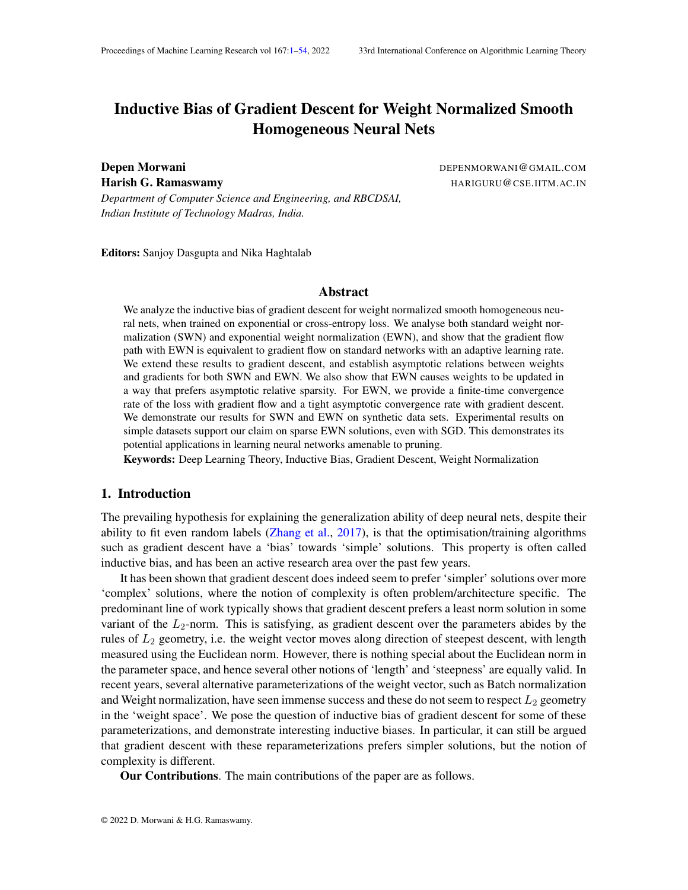# Inductive Bias of Gradient Descent for Weight Normalized Smooth Homogeneous Neural Nets

**Depen Morwani** DEPENMORWANI@GMAIL.COM
**Harish G. Ramaswamy** HARIGURU@CSE.IITM.AC.IN
*Department of Computer Science and Engineering, and RBCDSAI, Indian Institute of Technology Madras, India.*

**Editors:** Sanjoy Dasgupta and Nika Haghtalab

## Abstract

We analyze the inductive bias of gradient descent for weight normalized smooth homogeneous neural nets, when trained on exponential or cross-entropy loss. We analyse both standard weight normalization (SWN) and exponential weight normalization (EWN), and show that the gradient flow path with EWN is equivalent to gradient flow on standard networks with an adaptive learning rate. We extend these results to gradient descent, and establish asymptotic relations between weights and gradients for both SWN and EWN. We also show that EWN causes weights to be updated in a way that prefers asymptotic relative sparsity. For EWN, we provide a finite-time convergence rate of the loss with gradient flow and a tight asymptotic convergence rate with gradient descent. We demonstrate our results for SWN and EWN on synthetic data sets. Experimental results on simple datasets support our claim on sparse EWN solutions, even with SGD. This demonstrates its potential applications in learning neural networks amenable to pruning.

**Keywords:** Deep Learning Theory, Inductive Bias, Gradient Descent, Weight Normalization

## 1. Introduction

The prevailing hypothesis for explaining the generalization ability of deep neural nets, despite their ability to fit even random labels (Zhang et al., 2017), is that the optimisation/training algorithms such as gradient descent have a 'bias' towards 'simple' solutions. This property is often called inductive bias, and has been an active research area over the past few years.

It has been shown that gradient descent does indeed seem to prefer 'simpler' solutions over more 'complex' solutions, where the notion of complexity is often problem/architecture specific. The predominant line of work typically shows that gradient descent prefers a least norm solution in some variant of the $L_2$-norm. This is satisfying, as gradient descent over the parameters abides by the rules of $L_2$ geometry, i.e. the weight vector moves along direction of steepest descent, with length measured using the Euclidean norm. However, there is nothing special about the Euclidean norm in the parameter space, and hence several other notions of 'length' and 'steepness' are equally valid. In recent years, several alternative parameterizations of the weight vector, such as Batch normalization and Weight normalization, have seen immense success and these do not seem to respect $L_2$ geometry in the 'weight space'. We pose the question of inductive bias of gradient descent for some of these parameterizations, and demonstrate interesting inductive biases. In particular, it can still be argued that gradient descent with these reparameterizations prefers simpler solutions, but the notion of complexity is different.

**Our Contributions**. The main contributions of the paper are as follows.

© 2022 D. Morwani & H.G. Ramaswamy.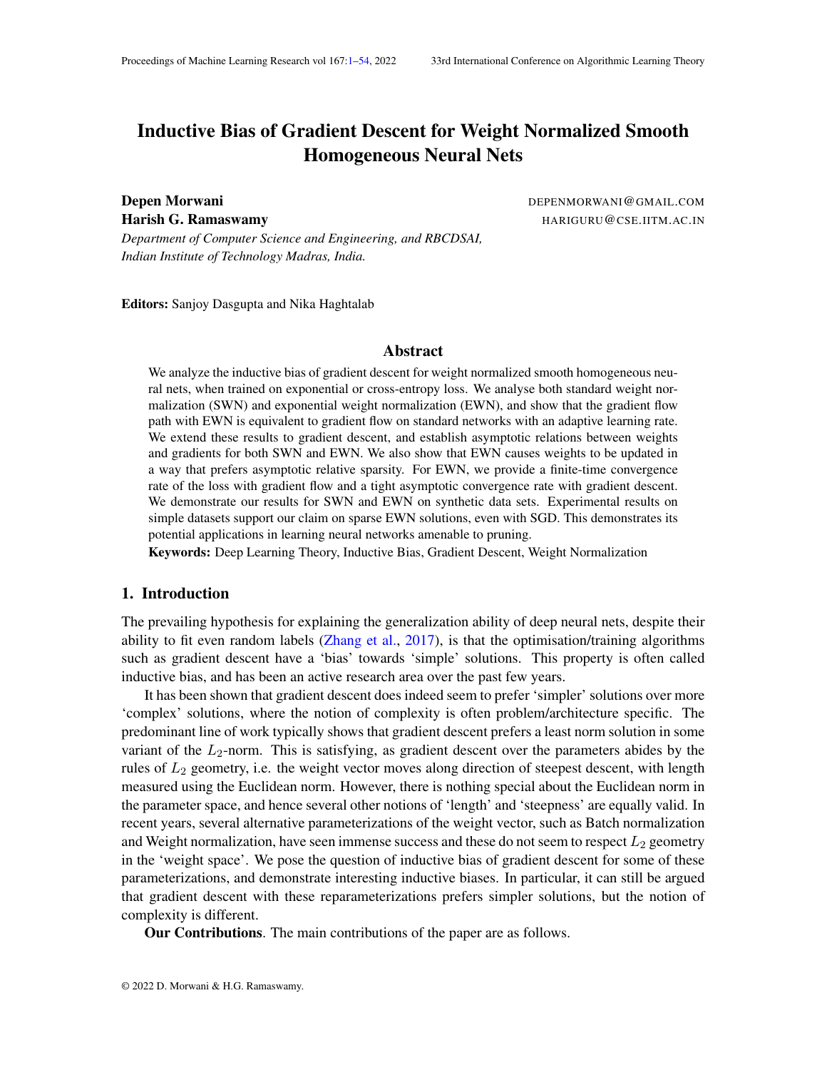# Inductive Bias of Gradient Descent for Weight Normalized Smooth Homogeneous Neural Nets

**Depen Morwani** DEPENMORWANI@GMAIL.COM

**Harish G. Ramaswamy** HARIGURU@CSE.IITM.AC.IN

*Department of Computer Science and Engineering, and RBCDSAI, Indian Institute of Technology Madras, India.*

**Editors:** Sanjoy Dasgupta and Nika Haghtalab

## Abstract

We analyze the inductive bias of gradient descent for weight normalized smooth homogeneous neural nets, when trained on exponential or cross-entropy loss. We analyse both standard weight normalization (SWN) and exponential weight normalization (EWN), and show that the gradient flow path with EWN is equivalent to gradient flow on standard networks with an adaptive learning rate. We extend these results to gradient descent, and establish asymptotic relations between weights and gradients for both SWN and EWN. We also show that EWN causes weights to be updated in a way that prefers asymptotic relative sparsity. For EWN, we provide a finite-time convergence rate of the loss with gradient flow and a tight asymptotic convergence rate with gradient descent. We demonstrate our results for SWN and EWN on synthetic data sets. Experimental results on simple datasets support our claim on sparse EWN solutions, even with SGD. This demonstrates its potential applications in learning neural networks amenable to pruning.

**Keywords:** Deep Learning Theory, Inductive Bias, Gradient Descent, Weight Normalization

## 1. Introduction

The prevailing hypothesis for explaining the generalization ability of deep neural nets, despite their ability to fit even random labels (Zhang et al., 2017), is that the optimisation/training algorithms such as gradient descent have a 'bias' towards 'simple' solutions. This property is often called inductive bias, and has been an active research area over the past few years.

It has been shown that gradient descent does indeed seem to prefer 'simpler' solutions over more 'complex' solutions, where the notion of complexity is often problem/architecture specific. The predominant line of work typically shows that gradient descent prefers a least norm solution in some variant of the $L_2$-norm. This is satisfying, as gradient descent over the parameters abides by the rules of $L_2$ geometry, i.e. the weight vector moves along direction of steepest descent, with length measured using the Euclidean norm. However, there is nothing special about the Euclidean norm in the parameter space, and hence several other notions of 'length' and 'steepness' are equally valid. In recent years, several alternative parameterizations of the weight vector, such as Batch normalization and Weight normalization, have seen immense success and these do not seem to respect $L_2$ geometry in the 'weight space'. We pose the question of inductive bias of gradient descent for some of these parameterizations, and demonstrate interesting inductive biases. In particular, it can still be argued that gradient descent with these reparameterizations prefers simpler solutions, but the notion of complexity is different.

**Our Contributions**. The main contributions of the paper are as follows.

© 2022 D. Morwani & H.G. Ramaswamy.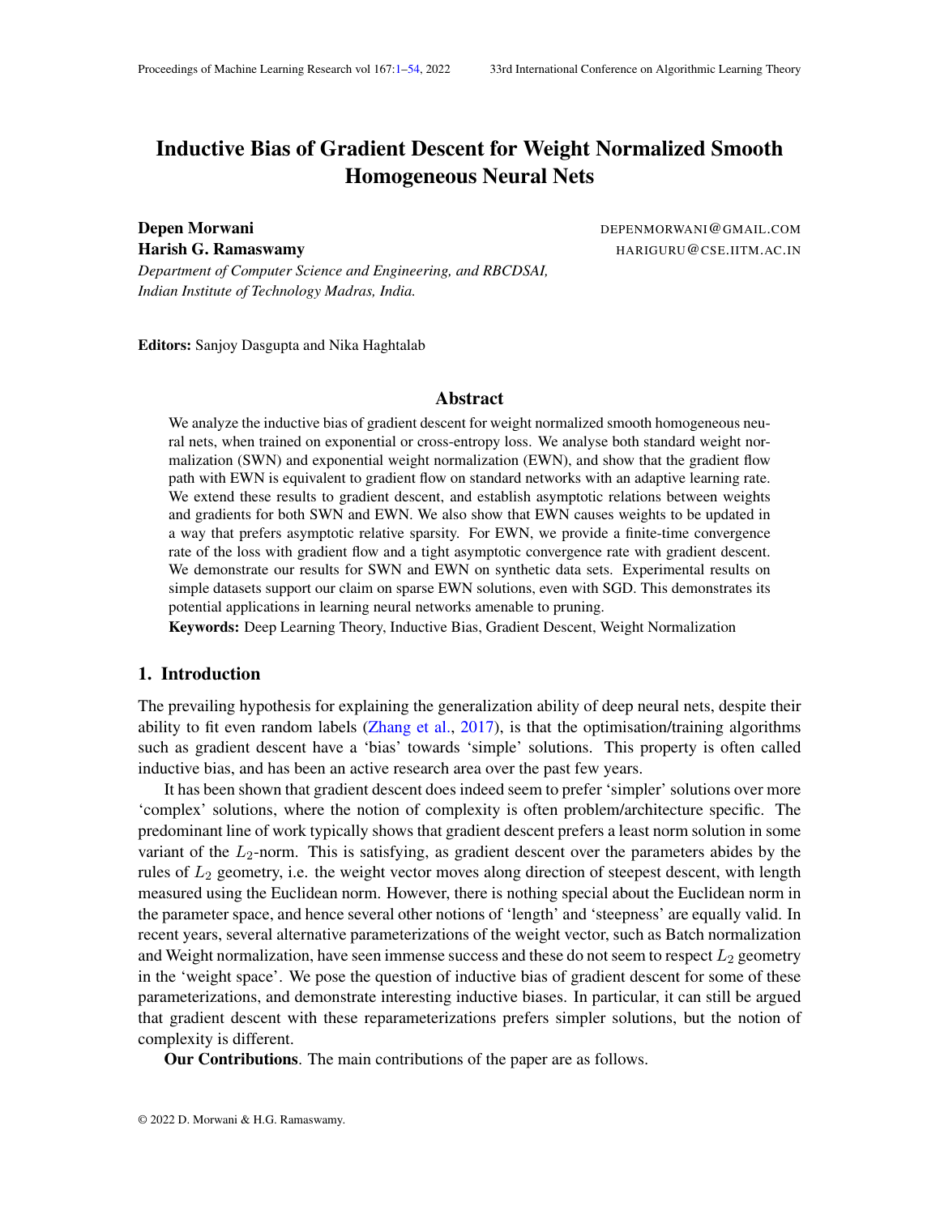# Inductive Bias of Gradient Descent for Weight Normalized Smooth Homogeneous Neural Nets

**Depen Morwani** DEPENMORWANI@GMAIL.COM

**Harish G. Ramaswamy** HARIGURU@CSE.IITM.AC.IN

*Department of Computer Science and Engineering, and RBCDSAI, Indian Institute of Technology Madras, India.*

**Editors:** Sanjoy Dasgupta and Nika Haghtalab

## Abstract

We analyze the inductive bias of gradient descent for weight normalized smooth homogeneous neural nets, when trained on exponential or cross-entropy loss. We analyse both standard weight normalization (SWN) and exponential weight normalization (EWN), and show that the gradient flow path with EWN is equivalent to gradient flow on standard networks with an adaptive learning rate. We extend these results to gradient descent, and establish asymptotic relations between weights and gradients for both SWN and EWN. We also show that EWN causes weights to be updated in a way that prefers asymptotic relative sparsity. For EWN, we provide a finite-time convergence rate of the loss with gradient flow and a tight asymptotic convergence rate with gradient descent. We demonstrate our results for SWN and EWN on synthetic data sets. Experimental results on simple datasets support our claim on sparse EWN solutions, even with SGD. This demonstrates its potential applications in learning neural networks amenable to pruning.

**Keywords:** Deep Learning Theory, Inductive Bias, Gradient Descent, Weight Normalization

## 1. Introduction

The prevailing hypothesis for explaining the generalization ability of deep neural nets, despite their ability to fit even random labels (Zhang et al., 2017), is that the optimisation/training algorithms such as gradient descent have a 'bias' towards 'simple' solutions. This property is often called inductive bias, and has been an active research area over the past few years.

It has been shown that gradient descent does indeed seem to prefer 'simpler' solutions over more 'complex' solutions, where the notion of complexity is often problem/architecture specific. The predominant line of work typically shows that gradient descent prefers a least norm solution in some variant of the $L_2$-norm. This is satisfying, as gradient descent over the parameters abides by the rules of $L_2$ geometry, i.e. the weight vector moves along direction of steepest descent, with length measured using the Euclidean norm. However, there is nothing special about the Euclidean norm in the parameter space, and hence several other notions of 'length' and 'steepness' are equally valid. In recent years, several alternative parameterizations of the weight vector, such as Batch normalization and Weight normalization, have seen immense success and these do not seem to respect $L_2$ geometry in the 'weight space'. We pose the question of inductive bias of gradient descent for some of these parameterizations, and demonstrate interesting inductive biases. In particular, it can still be argued that gradient descent with these reparameterizations prefers simpler solutions, but the notion of complexity is different.

**Our Contributions**. The main contributions of the paper are as follows.

© 2022 D. Morwani & H.G. Ramaswamy.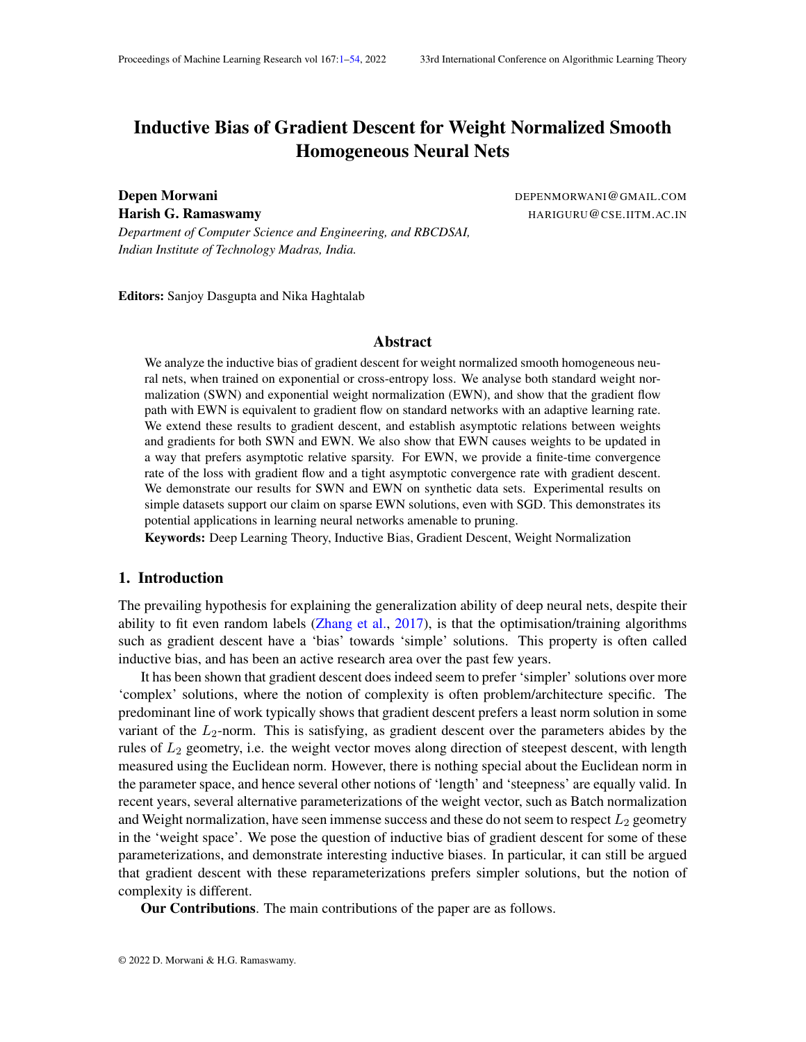# Inductive Bias of Gradient Descent for Weight Normalized Smooth Homogeneous Neural Nets

**Depen Morwani** DEPENMORWANI@GMAIL.COM

**Harish G. Ramaswamy** HARIGURU@CSE.IITM.AC.IN

*Department of Computer Science and Engineering, and RBCDSAI, Indian Institute of Technology Madras, India.*

**Editors:** Sanjoy Dasgupta and Nika Haghtalab

## Abstract

We analyze the inductive bias of gradient descent for weight normalized smooth homogeneous neural nets, when trained on exponential or cross-entropy loss. We analyse both standard weight normalization (SWN) and exponential weight normalization (EWN), and show that the gradient flow path with EWN is equivalent to gradient flow on standard networks with an adaptive learning rate. We extend these results to gradient descent, and establish asymptotic relations between weights and gradients for both SWN and EWN. We also show that EWN causes weights to be updated in a way that prefers asymptotic relative sparsity. For EWN, we provide a finite-time convergence rate of the loss with gradient flow and a tight asymptotic convergence rate with gradient descent. We demonstrate our results for SWN and EWN on synthetic data sets. Experimental results on simple datasets support our claim on sparse EWN solutions, even with SGD. This demonstrates its potential applications in learning neural networks amenable to pruning.

**Keywords:** Deep Learning Theory, Inductive Bias, Gradient Descent, Weight Normalization

## 1. Introduction

The prevailing hypothesis for explaining the generalization ability of deep neural nets, despite their ability to fit even random labels (Zhang et al., 2017), is that the optimisation/training algorithms such as gradient descent have a 'bias' towards 'simple' solutions. This property is often called inductive bias, and has been an active research area over the past few years.

It has been shown that gradient descent does indeed seem to prefer 'simpler' solutions over more 'complex' solutions, where the notion of complexity is often problem/architecture specific. The predominant line of work typically shows that gradient descent prefers a least norm solution in some variant of the $L_2$-norm. This is satisfying, as gradient descent over the parameters abides by the rules of $L_2$ geometry, i.e. the weight vector moves along direction of steepest descent, with length measured using the Euclidean norm. However, there is nothing special about the Euclidean norm in the parameter space, and hence several other notions of 'length' and 'steepness' are equally valid. In recent years, several alternative parameterizations of the weight vector, such as Batch normalization and Weight normalization, have seen immense success and these do not seem to respect $L_2$ geometry in the 'weight space'. We pose the question of inductive bias of gradient descent for some of these parameterizations, and demonstrate interesting inductive biases. In particular, it can still be argued that gradient descent with these reparameterizations prefers simpler solutions, but the notion of complexity is different.

**Our Contributions**. The main contributions of the paper are as follows.

© 2022 D. Morwani & H.G. Ramaswamy.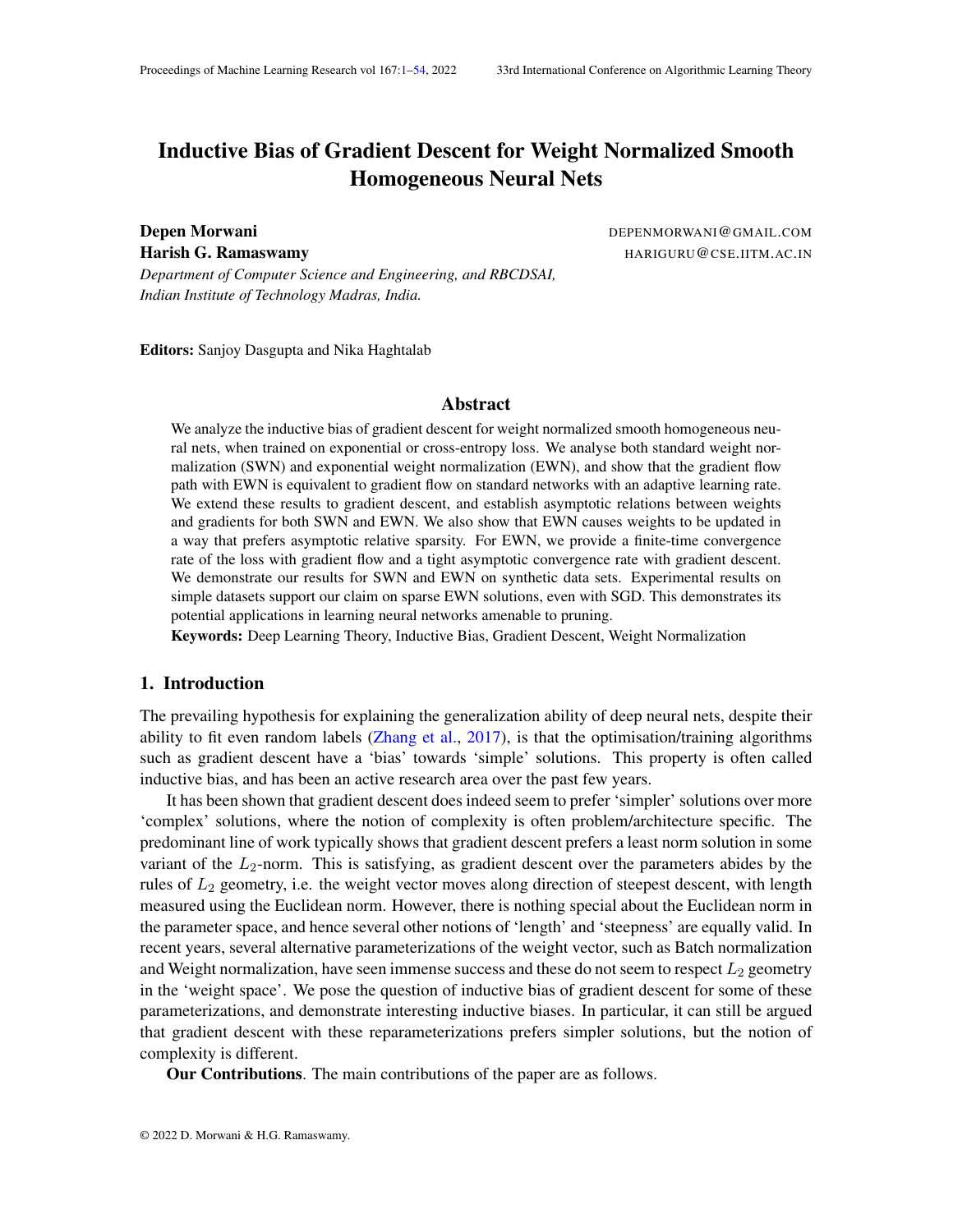# Inductive Bias of Gradient Descent for Weight Normalized Smooth Homogeneous Neural Nets

**Depen Morwani** DEPENMORWANI@GMAIL.COM
**Harish G. Ramaswamy** HARIGURU@CSE.IITM.AC.IN
*Department of Computer Science and Engineering, and RBCDSAI,*
*Indian Institute of Technology Madras, India.*

**Editors:** Sanjoy Dasgupta and Nika Haghtalab

## Abstract

We analyze the inductive bias of gradient descent for weight normalized smooth homogeneous neural nets, when trained on exponential or cross-entropy loss. We analyse both standard weight normalization (SWN) and exponential weight normalization (EWN), and show that the gradient flow path with EWN is equivalent to gradient flow on standard networks with an adaptive learning rate. We extend these results to gradient descent, and establish asymptotic relations between weights and gradients for both SWN and EWN. We also show that EWN causes weights to be updated in a way that prefers asymptotic relative sparsity. For EWN, we provide a finite-time convergence rate of the loss with gradient flow and a tight asymptotic convergence rate with gradient descent. We demonstrate our results for SWN and EWN on synthetic data sets. Experimental results on simple datasets support our claim on sparse EWN solutions, even with SGD. This demonstrates its potential applications in learning neural networks amenable to pruning.

**Keywords:** Deep Learning Theory, Inductive Bias, Gradient Descent, Weight Normalization

## 1. Introduction

The prevailing hypothesis for explaining the generalization ability of deep neural nets, despite their ability to fit even random labels (Zhang et al., 2017), is that the optimisation/training algorithms such as gradient descent have a 'bias' towards 'simple' solutions. This property is often called inductive bias, and has been an active research area over the past few years.

It has been shown that gradient descent does indeed seem to prefer 'simpler' solutions over more 'complex' solutions, where the notion of complexity is often problem/architecture specific. The predominant line of work typically shows that gradient descent prefers a least norm solution in some variant of the $L_2$-norm. This is satisfying, as gradient descent over the parameters abides by the rules of $L_2$ geometry, i.e. the weight vector moves along direction of steepest descent, with length measured using the Euclidean norm. However, there is nothing special about the Euclidean norm in the parameter space, and hence several other notions of 'length' and 'steepness' are equally valid. In recent years, several alternative parameterizations of the weight vector, such as Batch normalization and Weight normalization, have seen immense success and these do not seem to respect $L_2$ geometry in the 'weight space'. We pose the question of inductive bias of gradient descent for some of these parameterizations, and demonstrate interesting inductive biases. In particular, it can still be argued that gradient descent with these reparameterizations prefers simpler solutions, but the notion of complexity is different.

**Our Contributions**. The main contributions of the paper are as follows.

© 2022 D. Morwani & H.G. Ramaswamy.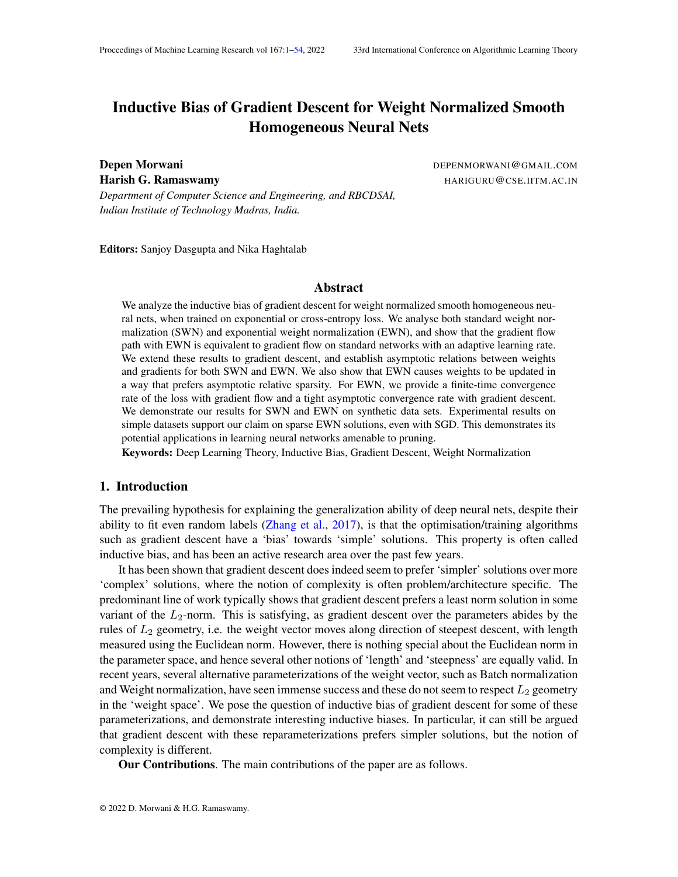# Inductive Bias of Gradient Descent for Weight Normalized Smooth Homogeneous Neural Nets

**Depen Morwani** DEPENMORWANI@GMAIL.COM
**Harish G. Ramaswamy** HARIGURU@CSE.IITM.AC.IN

*Department of Computer Science and Engineering, and RBCDSAI,*
*Indian Institute of Technology Madras, India.*

**Editors:** Sanjoy Dasgupta and Nika Haghtalab

## Abstract

We analyze the inductive bias of gradient descent for weight normalized smooth homogeneous neural nets, when trained on exponential or cross-entropy loss. We analyse both standard weight normalization (SWN) and exponential weight normalization (EWN), and show that the gradient flow path with EWN is equivalent to gradient flow on standard networks with an adaptive learning rate. We extend these results to gradient descent, and establish asymptotic relations between weights and gradients for both SWN and EWN. We also show that EWN causes weights to be updated in a way that prefers asymptotic relative sparsity. For EWN, we provide a finite-time convergence rate of the loss with gradient flow and a tight asymptotic convergence rate with gradient descent. We demonstrate our results for SWN and EWN on synthetic data sets. Experimental results on simple datasets support our claim on sparse EWN solutions, even with SGD. This demonstrates its potential applications in learning neural networks amenable to pruning.

**Keywords:** Deep Learning Theory, Inductive Bias, Gradient Descent, Weight Normalization

## 1. Introduction

The prevailing hypothesis for explaining the generalization ability of deep neural nets, despite their ability to fit even random labels (Zhang et al., 2017), is that the optimisation/training algorithms such as gradient descent have a 'bias' towards 'simple' solutions. This property is often called inductive bias, and has been an active research area over the past few years.

It has been shown that gradient descent does indeed seem to prefer 'simpler' solutions over more 'complex' solutions, where the notion of complexity is often problem/architecture specific. The predominant line of work typically shows that gradient descent prefers a least norm solution in some variant of the $L_2$-norm. This is satisfying, as gradient descent over the parameters abides by the rules of $L_2$ geometry, i.e. the weight vector moves along direction of steepest descent, with length measured using the Euclidean norm. However, there is nothing special about the Euclidean norm in the parameter space, and hence several other notions of 'length' and 'steepness' are equally valid. In recent years, several alternative parameterizations of the weight vector, such as Batch normalization and Weight normalization, have seen immense success and these do not seem to respect $L_2$ geometry in the 'weight space'. We pose the question of inductive bias of gradient descent for some of these parameterizations, and demonstrate interesting inductive biases. In particular, it can still be argued that gradient descent with these reparameterizations prefers simpler solutions, but the notion of complexity is different.

**Our Contributions**. The main contributions of the paper are as follows.

© 2022 D. Morwani & H.G. Ramaswamy.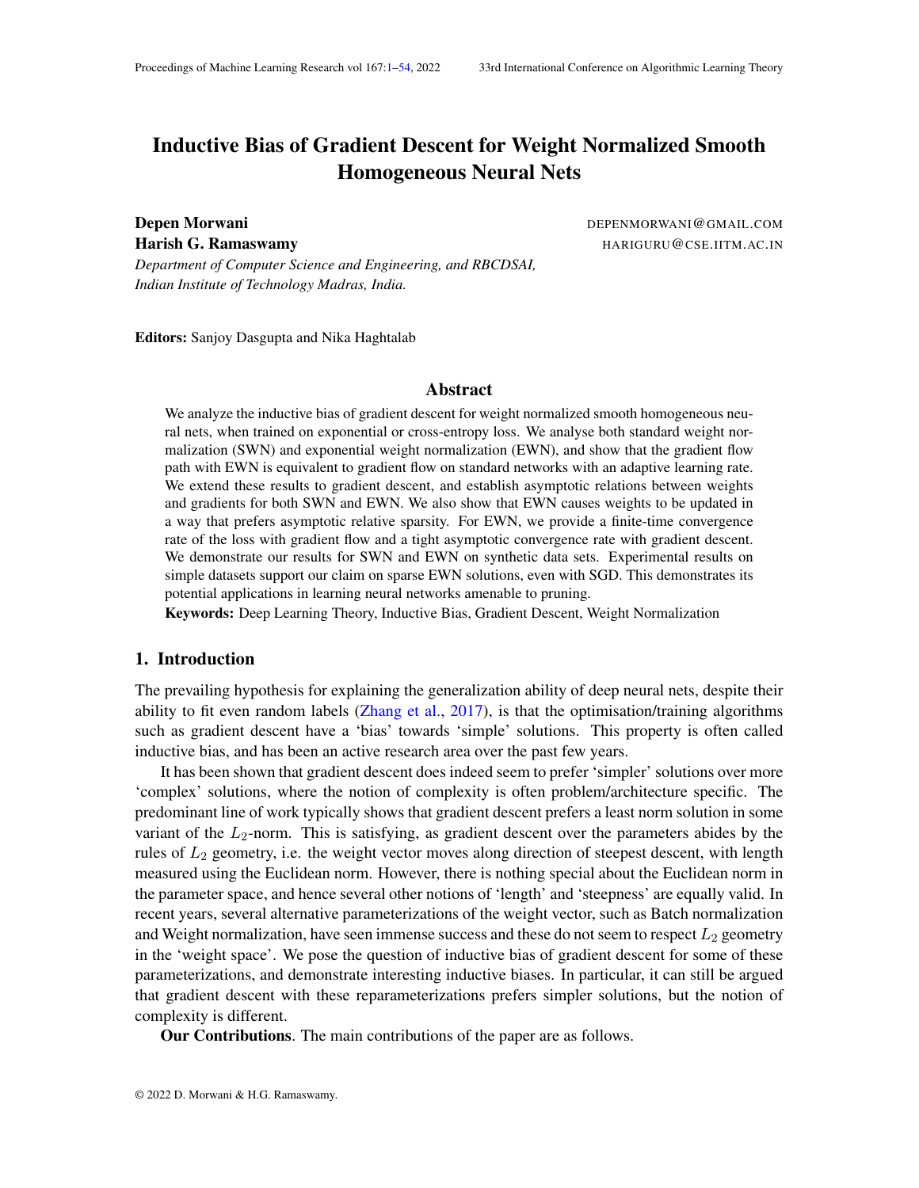# Inductive Bias of Gradient Descent for Weight Normalized Smooth Homogeneous Neural Nets

**Depen Morwani** DEPENMORWANI@GMAIL.COM

**Harish G. Ramaswamy** HARIGURU@CSE.IITM.AC.IN

*Department of Computer Science and Engineering, and RBCDSAI, Indian Institute of Technology Madras, India.*

**Editors:** Sanjoy Dasgupta and Nika Haghtalab

## Abstract

We analyze the inductive bias of gradient descent for weight normalized smooth homogeneous neural nets, when trained on exponential or cross-entropy loss. We analyse both standard weight normalization (SWN) and exponential weight normalization (EWN), and show that the gradient flow path with EWN is equivalent to gradient flow on standard networks with an adaptive learning rate. We extend these results to gradient descent, and establish asymptotic relations between weights and gradients for both SWN and EWN. We also show that EWN causes weights to be updated in a way that prefers asymptotic relative sparsity. For EWN, we provide a finite-time convergence rate of the loss with gradient flow and a tight asymptotic convergence rate with gradient descent. We demonstrate our results for SWN and EWN on synthetic data sets. Experimental results on simple datasets support our claim on sparse EWN solutions, even with SGD. This demonstrates its potential applications in learning neural networks amenable to pruning.

**Keywords:** Deep Learning Theory, Inductive Bias, Gradient Descent, Weight Normalization

## 1. Introduction

The prevailing hypothesis for explaining the generalization ability of deep neural nets, despite their ability to fit even random labels (Zhang et al., 2017), is that the optimisation/training algorithms such as gradient descent have a 'bias' towards 'simple' solutions. This property is often called inductive bias, and has been an active research area over the past few years.

It has been shown that gradient descent does indeed seem to prefer 'simpler' solutions over more 'complex' solutions, where the notion of complexity is often problem/architecture specific. The predominant line of work typically shows that gradient descent prefers a least norm solution in some variant of the $L_2$-norm. This is satisfying, as gradient descent over the parameters abides by the rules of $L_2$ geometry, i.e. the weight vector moves along direction of steepest descent, with length measured using the Euclidean norm. However, there is nothing special about the Euclidean norm in the parameter space, and hence several other notions of 'length' and 'steepness' are equally valid. In recent years, several alternative parameterizations of the weight vector, such as Batch normalization and Weight normalization, have seen immense success and these do not seem to respect $L_2$ geometry in the 'weight space'. We pose the question of inductive bias of gradient descent for some of these parameterizations, and demonstrate interesting inductive biases. In particular, it can still be argued that gradient descent with these reparameterizations prefers simpler solutions, but the notion of complexity is different.

**Our Contributions**. The main contributions of the paper are as follows.

© 2022 D. Morwani & H.G. Ramaswamy.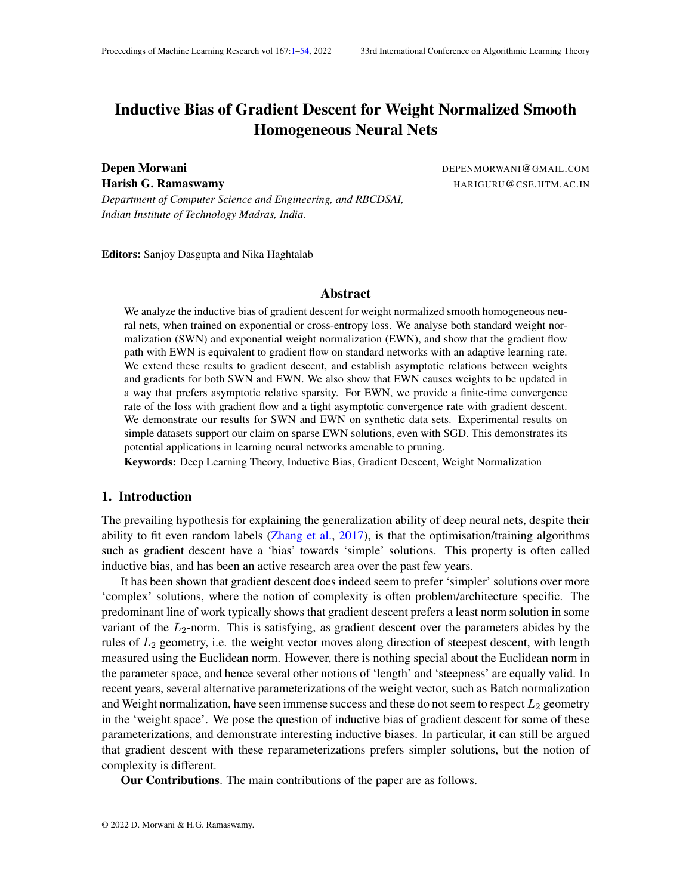# Inductive Bias of Gradient Descent for Weight Normalized Smooth Homogeneous Neural Nets

**Depen Morwani** DEPENMORWANI@GMAIL.COM

**Harish G. Ramaswamy** HARIGURU@CSE.IITM.AC.IN

*Department of Computer Science and Engineering, and RBCDSAI,*
*Indian Institute of Technology Madras, India.*

**Editors:** Sanjoy Dasgupta and Nika Haghtalab

## Abstract

We analyze the inductive bias of gradient descent for weight normalized smooth homogeneous neural nets, when trained on exponential or cross-entropy loss. We analyse both standard weight normalization (SWN) and exponential weight normalization (EWN), and show that the gradient flow path with EWN is equivalent to gradient flow on standard networks with an adaptive learning rate. We extend these results to gradient descent, and establish asymptotic relations between weights and gradients for both SWN and EWN. We also show that EWN causes weights to be updated in a way that prefers asymptotic relative sparsity. For EWN, we provide a finite-time convergence rate of the loss with gradient flow and a tight asymptotic convergence rate with gradient descent. We demonstrate our results for SWN and EWN on synthetic data sets. Experimental results on simple datasets support our claim on sparse EWN solutions, even with SGD. This demonstrates its potential applications in learning neural networks amenable to pruning.

**Keywords:** Deep Learning Theory, Inductive Bias, Gradient Descent, Weight Normalization

## 1. Introduction

The prevailing hypothesis for explaining the generalization ability of deep neural nets, despite their ability to fit even random labels (Zhang et al., 2017), is that the optimisation/training algorithms such as gradient descent have a 'bias' towards 'simple' solutions. This property is often called inductive bias, and has been an active research area over the past few years.

It has been shown that gradient descent does indeed seem to prefer 'simpler' solutions over more 'complex' solutions, where the notion of complexity is often problem/architecture specific. The predominant line of work typically shows that gradient descent prefers a least norm solution in some variant of the $L_2$-norm. This is satisfying, as gradient descent over the parameters abides by the rules of $L_2$ geometry, i.e. the weight vector moves along direction of steepest descent, with length measured using the Euclidean norm. However, there is nothing special about the Euclidean norm in the parameter space, and hence several other notions of 'length' and 'steepness' are equally valid. In recent years, several alternative parameterizations of the weight vector, such as Batch normalization and Weight normalization, have seen immense success and these do not seem to respect $L_2$ geometry in the 'weight space'. We pose the question of inductive bias of gradient descent for some of these parameterizations, and demonstrate interesting inductive biases. In particular, it can still be argued that gradient descent with these reparameterizations prefers simpler solutions, but the notion of complexity is different.

**Our Contributions**. The main contributions of the paper are as follows.

© 2022 D. Morwani & H.G. Ramaswamy.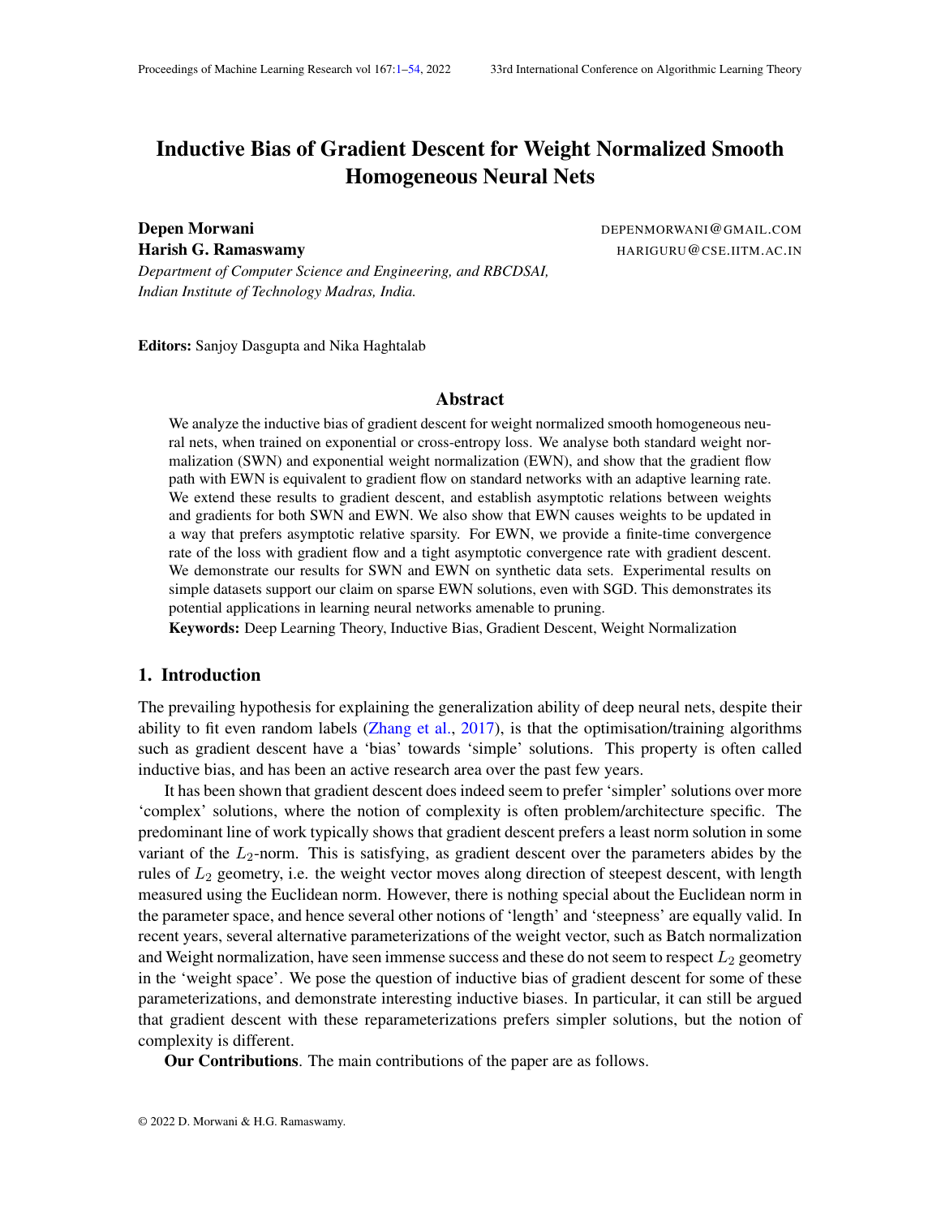# Inductive Bias of Gradient Descent for Weight Normalized Smooth Homogeneous Neural Nets

**Depen Morwani** DEPENMORWANI@GMAIL.COM

**Harish G. Ramaswamy** HARIGURU@CSE.IITM.AC.IN

*Department of Computer Science and Engineering, and RBCDSAI, Indian Institute of Technology Madras, India.*

**Editors:** Sanjoy Dasgupta and Nika Haghtalab

## Abstract

We analyze the inductive bias of gradient descent for weight normalized smooth homogeneous neural nets, when trained on exponential or cross-entropy loss. We analyse both standard weight normalization (SWN) and exponential weight normalization (EWN), and show that the gradient flow path with EWN is equivalent to gradient flow on standard networks with an adaptive learning rate. We extend these results to gradient descent, and establish asymptotic relations between weights and gradients for both SWN and EWN. We also show that EWN causes weights to be updated in a way that prefers asymptotic relative sparsity. For EWN, we provide a finite-time convergence rate of the loss with gradient flow and a tight asymptotic convergence rate with gradient descent. We demonstrate our results for SWN and EWN on synthetic data sets. Experimental results on simple datasets support our claim on sparse EWN solutions, even with SGD. This demonstrates its potential applications in learning neural networks amenable to pruning.

**Keywords:** Deep Learning Theory, Inductive Bias, Gradient Descent, Weight Normalization

## 1. Introduction

The prevailing hypothesis for explaining the generalization ability of deep neural nets, despite their ability to fit even random labels (Zhang et al., 2017), is that the optimisation/training algorithms such as gradient descent have a 'bias' towards 'simple' solutions. This property is often called inductive bias, and has been an active research area over the past few years.

It has been shown that gradient descent does indeed seem to prefer 'simpler' solutions over more 'complex' solutions, where the notion of complexity is often problem/architecture specific. The predominant line of work typically shows that gradient descent prefers a least norm solution in some variant of the $L_2$-norm. This is satisfying, as gradient descent over the parameters abides by the rules of $L_2$ geometry, i.e. the weight vector moves along direction of steepest descent, with length measured using the Euclidean norm. However, there is nothing special about the Euclidean norm in the parameter space, and hence several other notions of 'length' and 'steepness' are equally valid. In recent years, several alternative parameterizations of the weight vector, such as Batch normalization and Weight normalization, have seen immense success and these do not seem to respect $L_2$ geometry in the 'weight space'. We pose the question of inductive bias of gradient descent for some of these parameterizations, and demonstrate interesting inductive biases. In particular, it can still be argued that gradient descent with these reparameterizations prefers simpler solutions, but the notion of complexity is different.

**Our Contributions**. The main contributions of the paper are as follows.

© 2022 D. Morwani & H.G. Ramaswamy.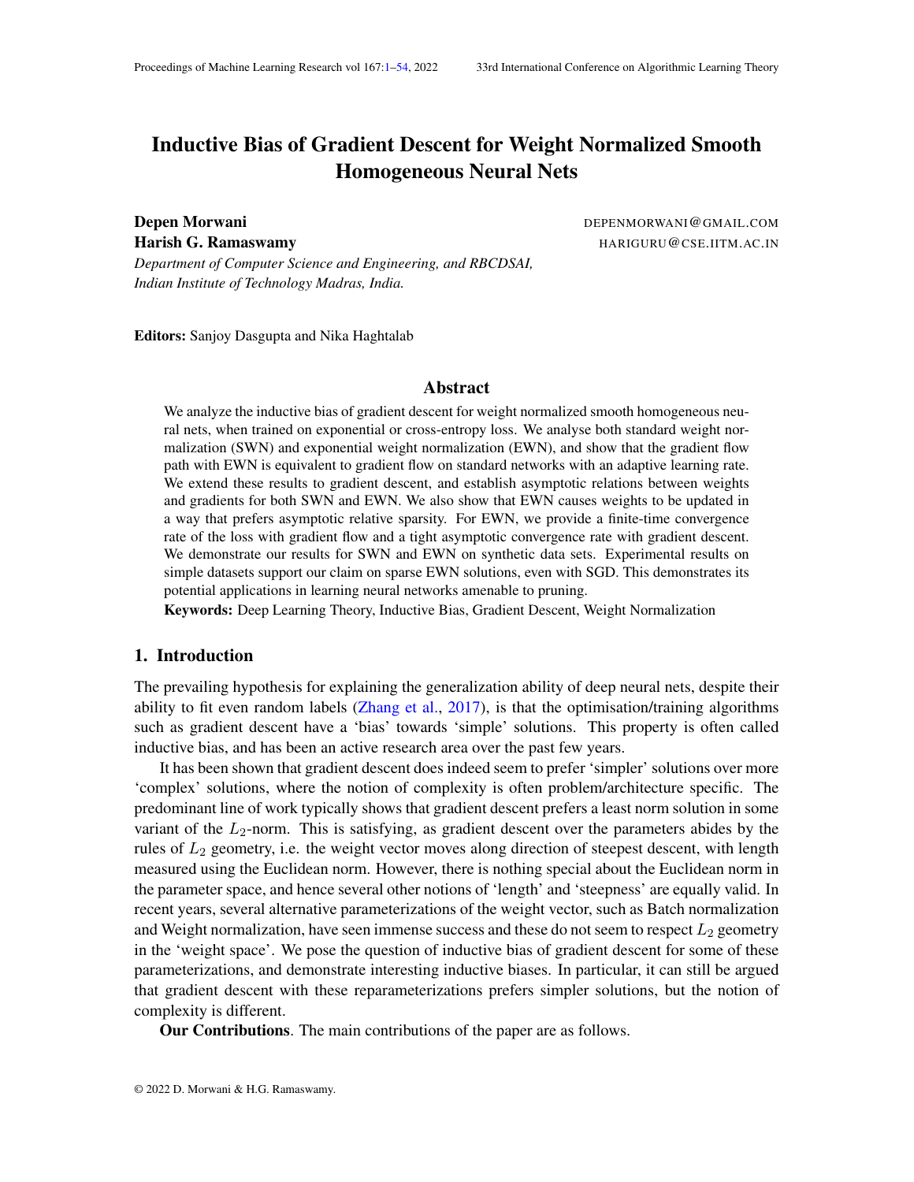# Inductive Bias of Gradient Descent for Weight Normalized Smooth Homogeneous Neural Nets

**Depen Morwani** DEPENMORWANI@GMAIL.COM

**Harish G. Ramaswamy** HARIGURU@CSE.IITM.AC.IN

*Department of Computer Science and Engineering, and RBCDSAI, Indian Institute of Technology Madras, India.*

**Editors:** Sanjoy Dasgupta and Nika Haghtalab

## Abstract

We analyze the inductive bias of gradient descent for weight normalized smooth homogeneous neural nets, when trained on exponential or cross-entropy loss. We analyse both standard weight normalization (SWN) and exponential weight normalization (EWN), and show that the gradient flow path with EWN is equivalent to gradient flow on standard networks with an adaptive learning rate. We extend these results to gradient descent, and establish asymptotic relations between weights and gradients for both SWN and EWN. We also show that EWN causes weights to be updated in a way that prefers asymptotic relative sparsity. For EWN, we provide a finite-time convergence rate of the loss with gradient flow and a tight asymptotic convergence rate with gradient descent. We demonstrate our results for SWN and EWN on synthetic data sets. Experimental results on simple datasets support our claim on sparse EWN solutions, even with SGD. This demonstrates its potential applications in learning neural networks amenable to pruning.

**Keywords:** Deep Learning Theory, Inductive Bias, Gradient Descent, Weight Normalization

## 1. Introduction

The prevailing hypothesis for explaining the generalization ability of deep neural nets, despite their ability to fit even random labels (Zhang et al., 2017), is that the optimisation/training algorithms such as gradient descent have a 'bias' towards 'simple' solutions. This property is often called inductive bias, and has been an active research area over the past few years.

It has been shown that gradient descent does indeed seem to prefer 'simpler' solutions over more 'complex' solutions, where the notion of complexity is often problem/architecture specific. The predominant line of work typically shows that gradient descent prefers a least norm solution in some variant of the $L_2$-norm. This is satisfying, as gradient descent over the parameters abides by the rules of $L_2$ geometry, i.e. the weight vector moves along direction of steepest descent, with length measured using the Euclidean norm. However, there is nothing special about the Euclidean norm in the parameter space, and hence several other notions of 'length' and 'steepness' are equally valid. In recent years, several alternative parameterizations of the weight vector, such as Batch normalization and Weight normalization, have seen immense success and these do not seem to respect $L_2$ geometry in the 'weight space'. We pose the question of inductive bias of gradient descent for some of these parameterizations, and demonstrate interesting inductive biases. In particular, it can still be argued that gradient descent with these reparameterizations prefers simpler solutions, but the notion of complexity is different.

**Our Contributions**. The main contributions of the paper are as follows.

© 2022 D. Morwani & H.G. Ramaswamy.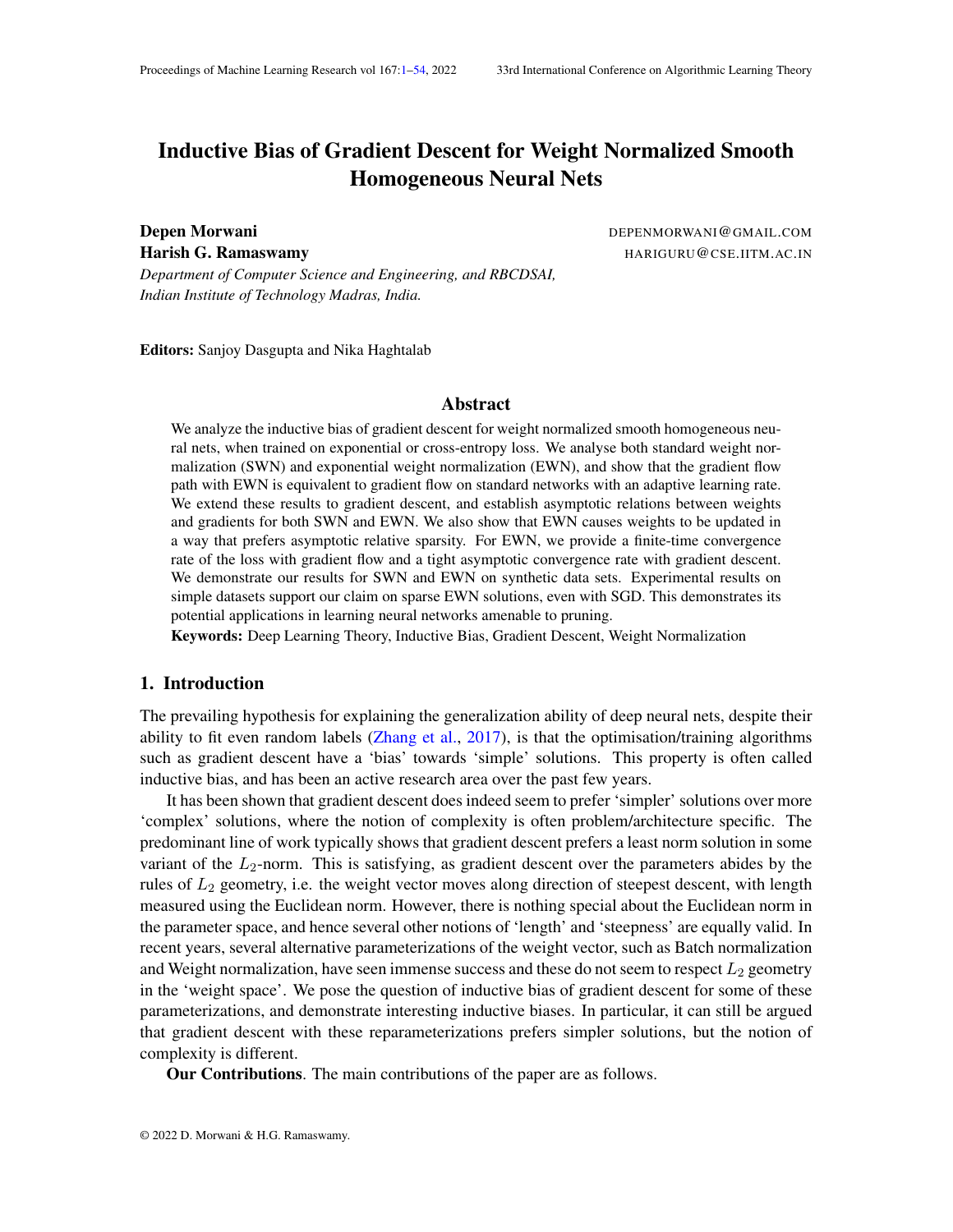# Inductive Bias of Gradient Descent for Weight Normalized Smooth Homogeneous Neural Nets

**Depen Morwani** DEPENMORWANI@GMAIL.COM

**Harish G. Ramaswamy** HARIGURU@CSE.IITM.AC.IN

*Department of Computer Science and Engineering, and RBCDSAI, Indian Institute of Technology Madras, India.*

**Editors:** Sanjoy Dasgupta and Nika Haghtalab

## Abstract

We analyze the inductive bias of gradient descent for weight normalized smooth homogeneous neural nets, when trained on exponential or cross-entropy loss. We analyse both standard weight normalization (SWN) and exponential weight normalization (EWN), and show that the gradient flow path with EWN is equivalent to gradient flow on standard networks with an adaptive learning rate. We extend these results to gradient descent, and establish asymptotic relations between weights and gradients for both SWN and EWN. We also show that EWN causes weights to be updated in a way that prefers asymptotic relative sparsity. For EWN, we provide a finite-time convergence rate of the loss with gradient flow and a tight asymptotic convergence rate with gradient descent. We demonstrate our results for SWN and EWN on synthetic data sets. Experimental results on simple datasets support our claim on sparse EWN solutions, even with SGD. This demonstrates its potential applications in learning neural networks amenable to pruning.

**Keywords:** Deep Learning Theory, Inductive Bias, Gradient Descent, Weight Normalization

## 1. Introduction

The prevailing hypothesis for explaining the generalization ability of deep neural nets, despite their ability to fit even random labels (Zhang et al., 2017), is that the optimisation/training algorithms such as gradient descent have a 'bias' towards 'simple' solutions. This property is often called inductive bias, and has been an active research area over the past few years.

It has been shown that gradient descent does indeed seem to prefer 'simpler' solutions over more 'complex' solutions, where the notion of complexity is often problem/architecture specific. The predominant line of work typically shows that gradient descent prefers a least norm solution in some variant of the $L_2$-norm. This is satisfying, as gradient descent over the parameters abides by the rules of $L_2$ geometry, i.e. the weight vector moves along direction of steepest descent, with length measured using the Euclidean norm. However, there is nothing special about the Euclidean norm in the parameter space, and hence several other notions of 'length' and 'steepness' are equally valid. In recent years, several alternative parameterizations of the weight vector, such as Batch normalization and Weight normalization, have seen immense success and these do not seem to respect $L_2$ geometry in the 'weight space'. We pose the question of inductive bias of gradient descent for some of these parameterizations, and demonstrate interesting inductive biases. In particular, it can still be argued that gradient descent with these reparameterizations prefers simpler solutions, but the notion of complexity is different.

**Our Contributions**. The main contributions of the paper are as follows.

© 2022 D. Morwani & H.G. Ramaswamy.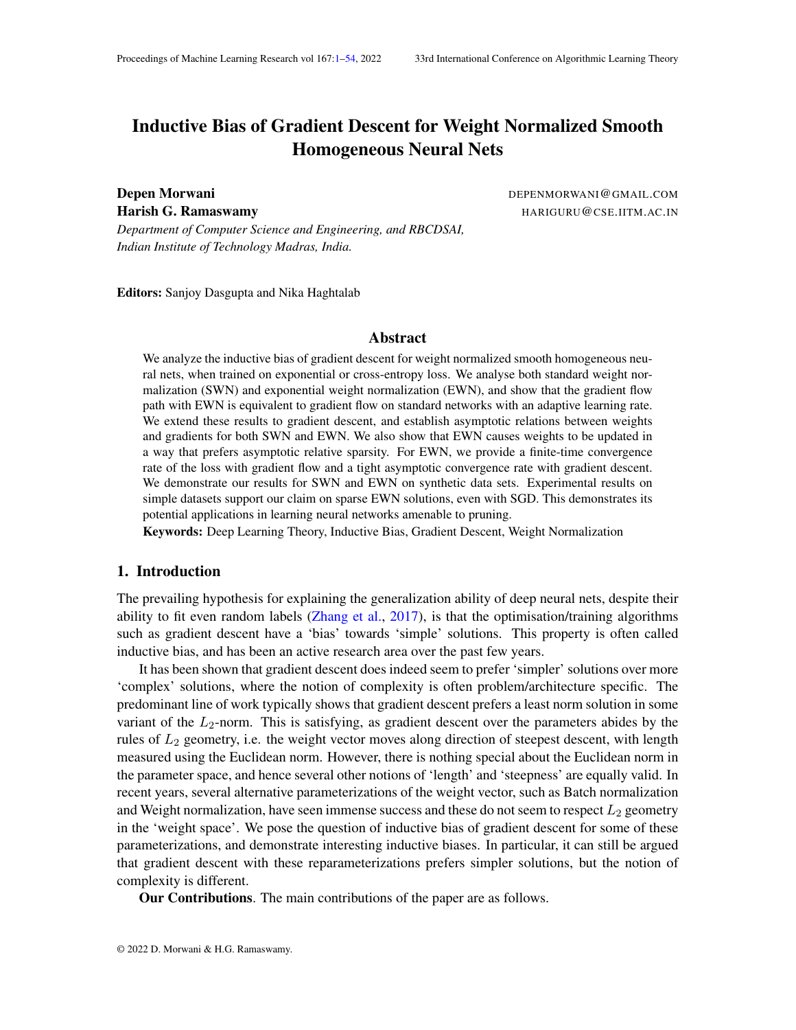# Inductive Bias of Gradient Descent for Weight Normalized Smooth Homogeneous Neural Nets

**Depen Morwani** DEPENMORWANI@GMAIL.COM

**Harish G. Ramaswamy** HARIGURU@CSE.IITM.AC.IN

*Department of Computer Science and Engineering, and RBCDSAI, Indian Institute of Technology Madras, India.*

**Editors:** Sanjoy Dasgupta and Nika Haghtalab

## Abstract

We analyze the inductive bias of gradient descent for weight normalized smooth homogeneous neural nets, when trained on exponential or cross-entropy loss. We analyse both standard weight normalization (SWN) and exponential weight normalization (EWN), and show that the gradient flow path with EWN is equivalent to gradient flow on standard networks with an adaptive learning rate. We extend these results to gradient descent, and establish asymptotic relations between weights and gradients for both SWN and EWN. We also show that EWN causes weights to be updated in a way that prefers asymptotic relative sparsity. For EWN, we provide a finite-time convergence rate of the loss with gradient flow and a tight asymptotic convergence rate with gradient descent. We demonstrate our results for SWN and EWN on synthetic data sets. Experimental results on simple datasets support our claim on sparse EWN solutions, even with SGD. This demonstrates its potential applications in learning neural networks amenable to pruning.

**Keywords:** Deep Learning Theory, Inductive Bias, Gradient Descent, Weight Normalization

## 1. Introduction

The prevailing hypothesis for explaining the generalization ability of deep neural nets, despite their ability to fit even random labels (Zhang et al., 2017), is that the optimisation/training algorithms such as gradient descent have a 'bias' towards 'simple' solutions. This property is often called inductive bias, and has been an active research area over the past few years.

It has been shown that gradient descent does indeed seem to prefer 'simpler' solutions over more 'complex' solutions, where the notion of complexity is often problem/architecture specific. The predominant line of work typically shows that gradient descent prefers a least norm solution in some variant of the $L_2$-norm. This is satisfying, as gradient descent over the parameters abides by the rules of $L_2$ geometry, i.e. the weight vector moves along direction of steepest descent, with length measured using the Euclidean norm. However, there is nothing special about the Euclidean norm in the parameter space, and hence several other notions of 'length' and 'steepness' are equally valid. In recent years, several alternative parameterizations of the weight vector, such as Batch normalization and Weight normalization, have seen immense success and these do not seem to respect $L_2$ geometry in the 'weight space'. We pose the question of inductive bias of gradient descent for some of these parameterizations, and demonstrate interesting inductive biases. In particular, it can still be argued that gradient descent with these reparameterizations prefers simpler solutions, but the notion of complexity is different.

**Our Contributions**. The main contributions of the paper are as follows.

© 2022 D. Morwani & H.G. Ramaswamy.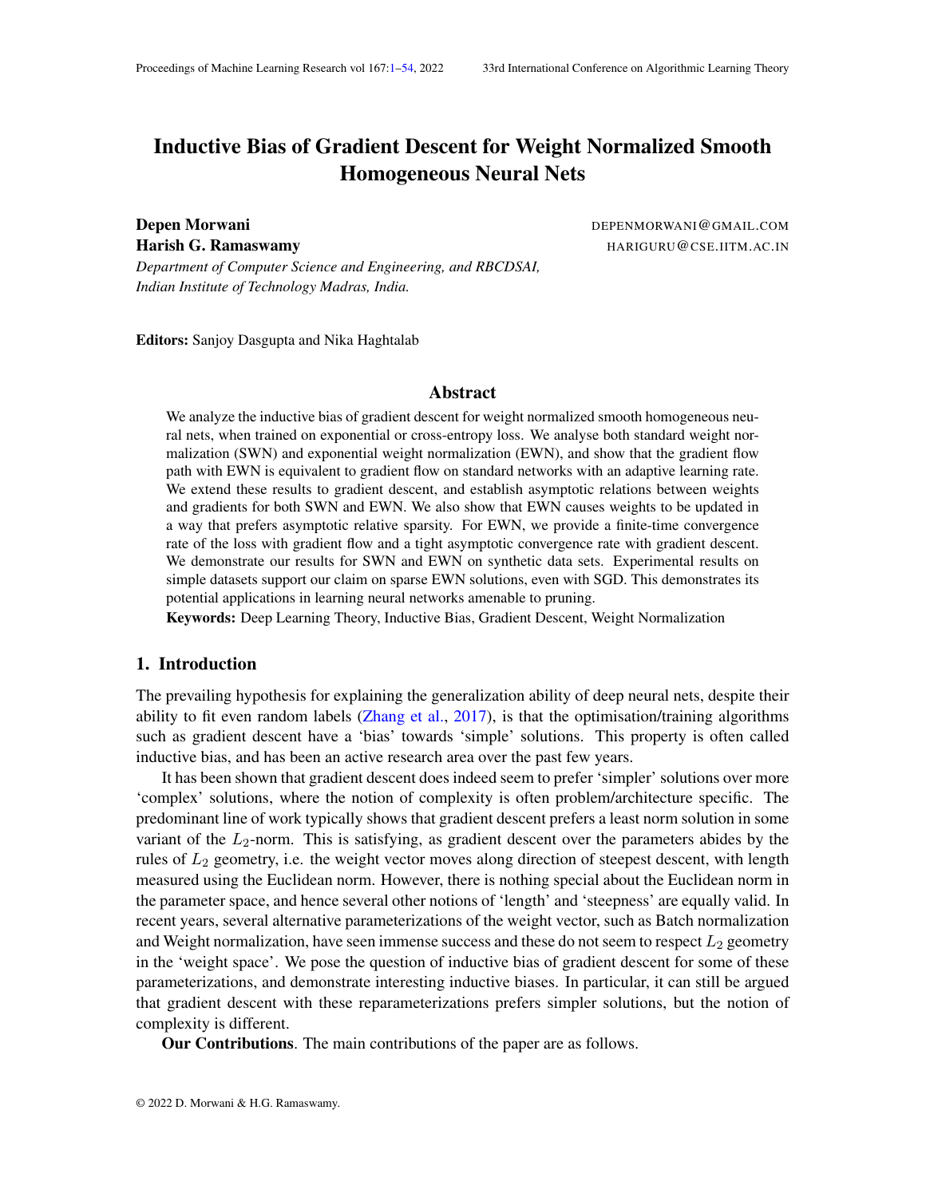# Inductive Bias of Gradient Descent for Weight Normalized Smooth Homogeneous Neural Nets

**Depen Morwani** DEPENMORWANI@GMAIL.COM
**Harish G. Ramaswamy** HARIGURU@CSE.IITM.AC.IN

*Department of Computer Science and Engineering, and RBCDSAI,*
*Indian Institute of Technology Madras, India.*

**Editors:** Sanjoy Dasgupta and Nika Haghtalab

## Abstract

We analyze the inductive bias of gradient descent for weight normalized smooth homogeneous neural nets, when trained on exponential or cross-entropy loss. We analyse both standard weight normalization (SWN) and exponential weight normalization (EWN), and show that the gradient flow path with EWN is equivalent to gradient flow on standard networks with an adaptive learning rate. We extend these results to gradient descent, and establish asymptotic relations between weights and gradients for both SWN and EWN. We also show that EWN causes weights to be updated in a way that prefers asymptotic relative sparsity. For EWN, we provide a finite-time convergence rate of the loss with gradient flow and a tight asymptotic convergence rate with gradient descent. We demonstrate our results for SWN and EWN on synthetic data sets. Experimental results on simple datasets support our claim on sparse EWN solutions, even with SGD. This demonstrates its potential applications in learning neural networks amenable to pruning.

**Keywords:** Deep Learning Theory, Inductive Bias, Gradient Descent, Weight Normalization

## 1. Introduction

The prevailing hypothesis for explaining the generalization ability of deep neural nets, despite their ability to fit even random labels (Zhang et al., 2017), is that the optimisation/training algorithms such as gradient descent have a 'bias' towards 'simple' solutions. This property is often called inductive bias, and has been an active research area over the past few years.

It has been shown that gradient descent does indeed seem to prefer 'simpler' solutions over more 'complex' solutions, where the notion of complexity is often problem/architecture specific. The predominant line of work typically shows that gradient descent prefers a least norm solution in some variant of the $L_2$-norm. This is satisfying, as gradient descent over the parameters abides by the rules of $L_2$ geometry, i.e. the weight vector moves along direction of steepest descent, with length measured using the Euclidean norm. However, there is nothing special about the Euclidean norm in the parameter space, and hence several other notions of 'length' and 'steepness' are equally valid. In recent years, several alternative parameterizations of the weight vector, such as Batch normalization and Weight normalization, have seen immense success and these do not seem to respect $L_2$ geometry in the 'weight space'. We pose the question of inductive bias of gradient descent for some of these parameterizations, and demonstrate interesting inductive biases. In particular, it can still be argued that gradient descent with these reparameterizations prefers simpler solutions, but the notion of complexity is different.

**Our Contributions**. The main contributions of the paper are as follows.

© 2022 D. Morwani & H.G. Ramaswamy.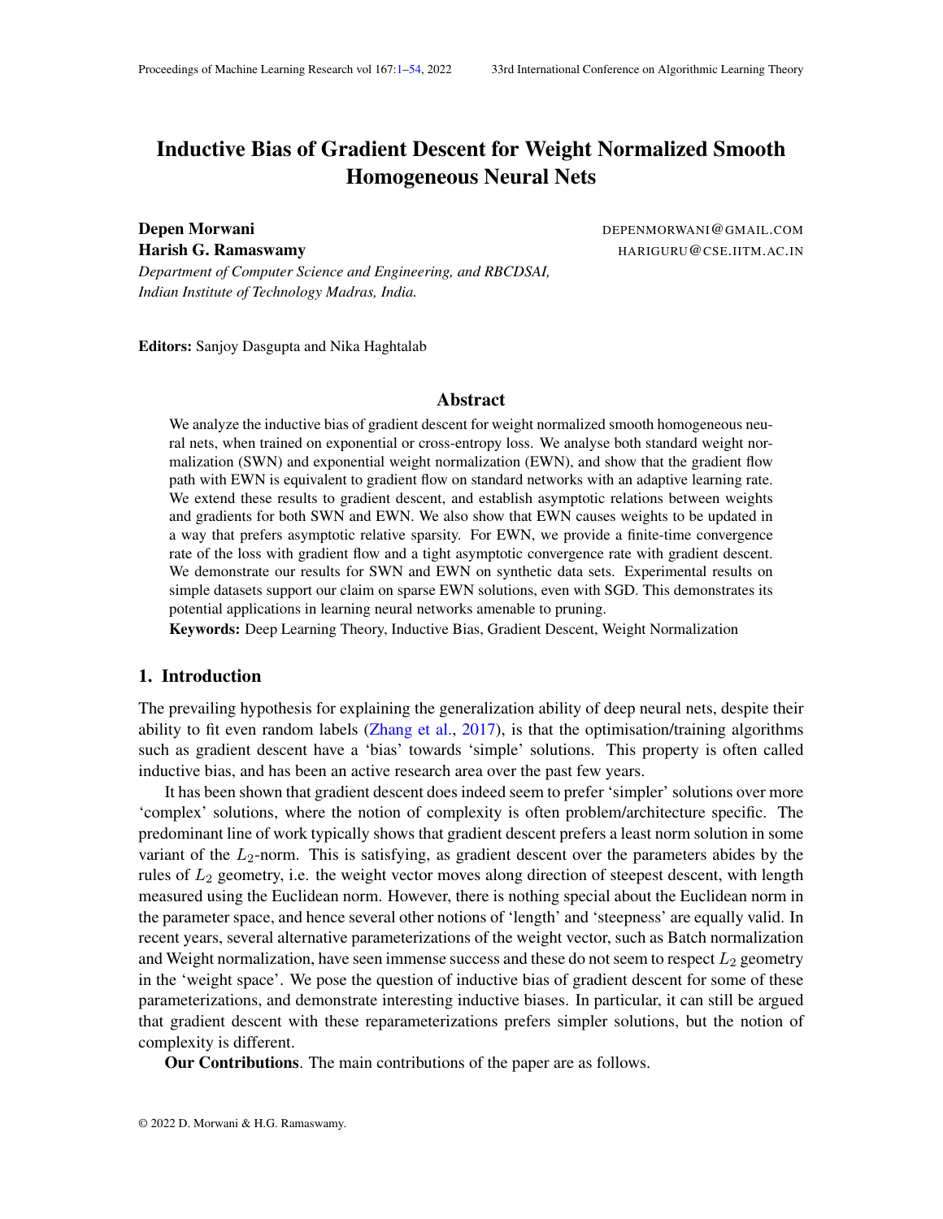# Inductive Bias of Gradient Descent for Weight Normalized Smooth Homogeneous Neural Nets

**Depen Morwani** DEPENMORWANI@GMAIL.COM

**Harish G. Ramaswamy** HARIGURU@CSE.IITM.AC.IN

*Department of Computer Science and Engineering, and RBCDSAI, Indian Institute of Technology Madras, India.*

**Editors:** Sanjoy Dasgupta and Nika Haghtalab

## Abstract

We analyze the inductive bias of gradient descent for weight normalized smooth homogeneous neural nets, when trained on exponential or cross-entropy loss. We analyse both standard weight normalization (SWN) and exponential weight normalization (EWN), and show that the gradient flow path with EWN is equivalent to gradient flow on standard networks with an adaptive learning rate. We extend these results to gradient descent, and establish asymptotic relations between weights and gradients for both SWN and EWN. We also show that EWN causes weights to be updated in a way that prefers asymptotic relative sparsity. For EWN, we provide a finite-time convergence rate of the loss with gradient flow and a tight asymptotic convergence rate with gradient descent. We demonstrate our results for SWN and EWN on synthetic data sets. Experimental results on simple datasets support our claim on sparse EWN solutions, even with SGD. This demonstrates its potential applications in learning neural networks amenable to pruning.

**Keywords:** Deep Learning Theory, Inductive Bias, Gradient Descent, Weight Normalization

## 1. Introduction

The prevailing hypothesis for explaining the generalization ability of deep neural nets, despite their ability to fit even random labels (Zhang et al., 2017), is that the optimisation/training algorithms such as gradient descent have a 'bias' towards 'simple' solutions. This property is often called inductive bias, and has been an active research area over the past few years.

It has been shown that gradient descent does indeed seem to prefer 'simpler' solutions over more 'complex' solutions, where the notion of complexity is often problem/architecture specific. The predominant line of work typically shows that gradient descent prefers a least norm solution in some variant of the $L_2$-norm. This is satisfying, as gradient descent over the parameters abides by the rules of $L_2$ geometry, i.e. the weight vector moves along direction of steepest descent, with length measured using the Euclidean norm. However, there is nothing special about the Euclidean norm in the parameter space, and hence several other notions of 'length' and 'steepness' are equally valid. In recent years, several alternative parameterizations of the weight vector, such as Batch normalization and Weight normalization, have seen immense success and these do not seem to respect $L_2$ geometry in the 'weight space'. We pose the question of inductive bias of gradient descent for some of these parameterizations, and demonstrate interesting inductive biases. In particular, it can still be argued that gradient descent with these reparameterizations prefers simpler solutions, but the notion of complexity is different.

**Our Contributions**. The main contributions of the paper are as follows.

© 2022 D. Morwani & H.G. Ramaswamy.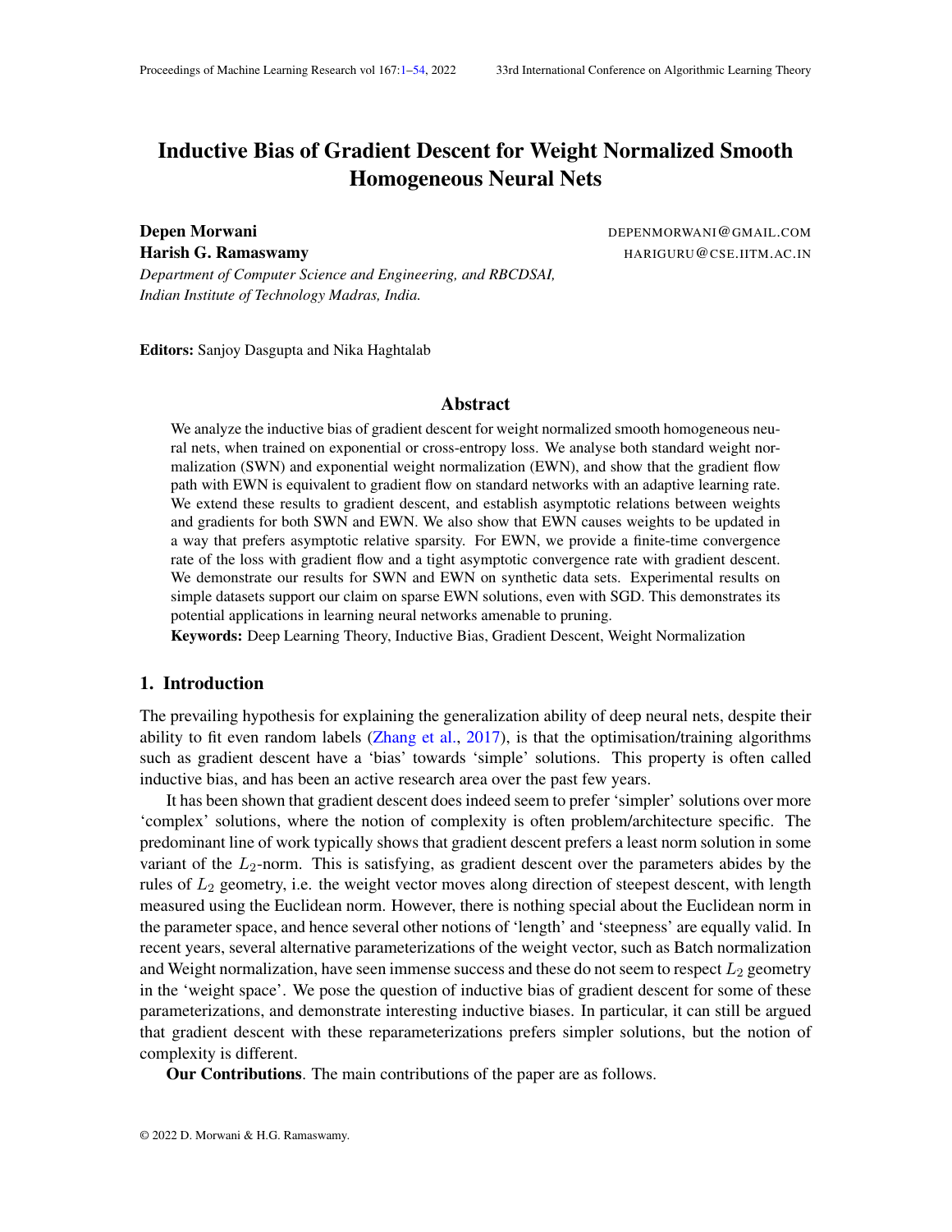# Inductive Bias of Gradient Descent for Weight Normalized Smooth Homogeneous Neural Nets

**Depen Morwani** DEPENMORWANI@GMAIL.COM

**Harish G. Ramaswamy** HARIGURU@CSE.IITM.AC.IN

*Department of Computer Science and Engineering, and RBCDSAI, Indian Institute of Technology Madras, India.*

**Editors:** Sanjoy Dasgupta and Nika Haghtalab

## Abstract

We analyze the inductive bias of gradient descent for weight normalized smooth homogeneous neural nets, when trained on exponential or cross-entropy loss. We analyse both standard weight normalization (SWN) and exponential weight normalization (EWN), and show that the gradient flow path with EWN is equivalent to gradient flow on standard networks with an adaptive learning rate. We extend these results to gradient descent, and establish asymptotic relations between weights and gradients for both SWN and EWN. We also show that EWN causes weights to be updated in a way that prefers asymptotic relative sparsity. For EWN, we provide a finite-time convergence rate of the loss with gradient flow and a tight asymptotic convergence rate with gradient descent. We demonstrate our results for SWN and EWN on synthetic data sets. Experimental results on simple datasets support our claim on sparse EWN solutions, even with SGD. This demonstrates its potential applications in learning neural networks amenable to pruning.

**Keywords:** Deep Learning Theory, Inductive Bias, Gradient Descent, Weight Normalization

## 1. Introduction

The prevailing hypothesis for explaining the generalization ability of deep neural nets, despite their ability to fit even random labels (Zhang et al., 2017), is that the optimisation/training algorithms such as gradient descent have a 'bias' towards 'simple' solutions. This property is often called inductive bias, and has been an active research area over the past few years.

It has been shown that gradient descent does indeed seem to prefer 'simpler' solutions over more 'complex' solutions, where the notion of complexity is often problem/architecture specific. The predominant line of work typically shows that gradient descent prefers a least norm solution in some variant of the $L_2$-norm. This is satisfying, as gradient descent over the parameters abides by the rules of $L_2$ geometry, i.e. the weight vector moves along direction of steepest descent, with length measured using the Euclidean norm. However, there is nothing special about the Euclidean norm in the parameter space, and hence several other notions of 'length' and 'steepness' are equally valid. In recent years, several alternative parameterizations of the weight vector, such as Batch normalization and Weight normalization, have seen immense success and these do not seem to respect $L_2$ geometry in the 'weight space'. We pose the question of inductive bias of gradient descent for some of these parameterizations, and demonstrate interesting inductive biases. In particular, it can still be argued that gradient descent with these reparameterizations prefers simpler solutions, but the notion of complexity is different.

**Our Contributions**. The main contributions of the paper are as follows.

© 2022 D. Morwani & H.G. Ramaswamy.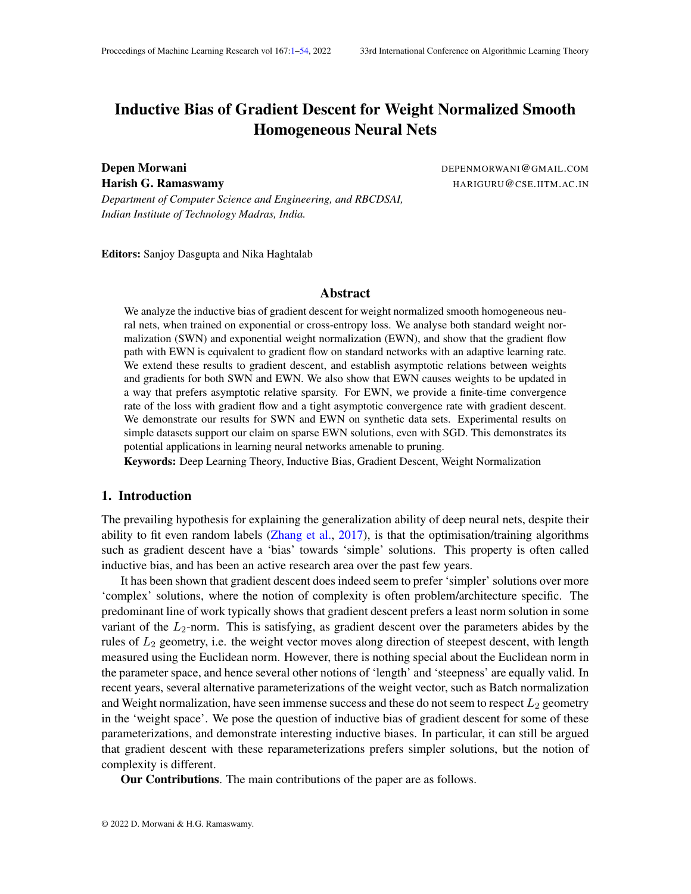# Inductive Bias of Gradient Descent for Weight Normalized Smooth Homogeneous Neural Nets

**Depen Morwani** DEPENMORWANI@GMAIL.COM

**Harish G. Ramaswamy** HARIGURU@CSE.IITM.AC.IN

*Department of Computer Science and Engineering, and RBCDSAI, Indian Institute of Technology Madras, India.*

**Editors:** Sanjoy Dasgupta and Nika Haghtalab

## Abstract

We analyze the inductive bias of gradient descent for weight normalized smooth homogeneous neural nets, when trained on exponential or cross-entropy loss. We analyse both standard weight normalization (SWN) and exponential weight normalization (EWN), and show that the gradient flow path with EWN is equivalent to gradient flow on standard networks with an adaptive learning rate. We extend these results to gradient descent, and establish asymptotic relations between weights and gradients for both SWN and EWN. We also show that EWN causes weights to be updated in a way that prefers asymptotic relative sparsity. For EWN, we provide a finite-time convergence rate of the loss with gradient flow and a tight asymptotic convergence rate with gradient descent. We demonstrate our results for SWN and EWN on synthetic data sets. Experimental results on simple datasets support our claim on sparse EWN solutions, even with SGD. This demonstrates its potential applications in learning neural networks amenable to pruning.

**Keywords:** Deep Learning Theory, Inductive Bias, Gradient Descent, Weight Normalization

## 1. Introduction

The prevailing hypothesis for explaining the generalization ability of deep neural nets, despite their ability to fit even random labels (Zhang et al., 2017), is that the optimisation/training algorithms such as gradient descent have a 'bias' towards 'simple' solutions. This property is often called inductive bias, and has been an active research area over the past few years.

It has been shown that gradient descent does indeed seem to prefer 'simpler' solutions over more 'complex' solutions, where the notion of complexity is often problem/architecture specific. The predominant line of work typically shows that gradient descent prefers a least norm solution in some variant of the $L_2$-norm. This is satisfying, as gradient descent over the parameters abides by the rules of $L_2$ geometry, i.e. the weight vector moves along direction of steepest descent, with length measured using the Euclidean norm. However, there is nothing special about the Euclidean norm in the parameter space, and hence several other notions of 'length' and 'steepness' are equally valid. In recent years, several alternative parameterizations of the weight vector, such as Batch normalization and Weight normalization, have seen immense success and these do not seem to respect $L_2$ geometry in the 'weight space'. We pose the question of inductive bias of gradient descent for some of these parameterizations, and demonstrate interesting inductive biases. In particular, it can still be argued that gradient descent with these reparameterizations prefers simpler solutions, but the notion of complexity is different.

**Our Contributions**. The main contributions of the paper are as follows.

© 2022 D. Morwani & H.G. Ramaswamy.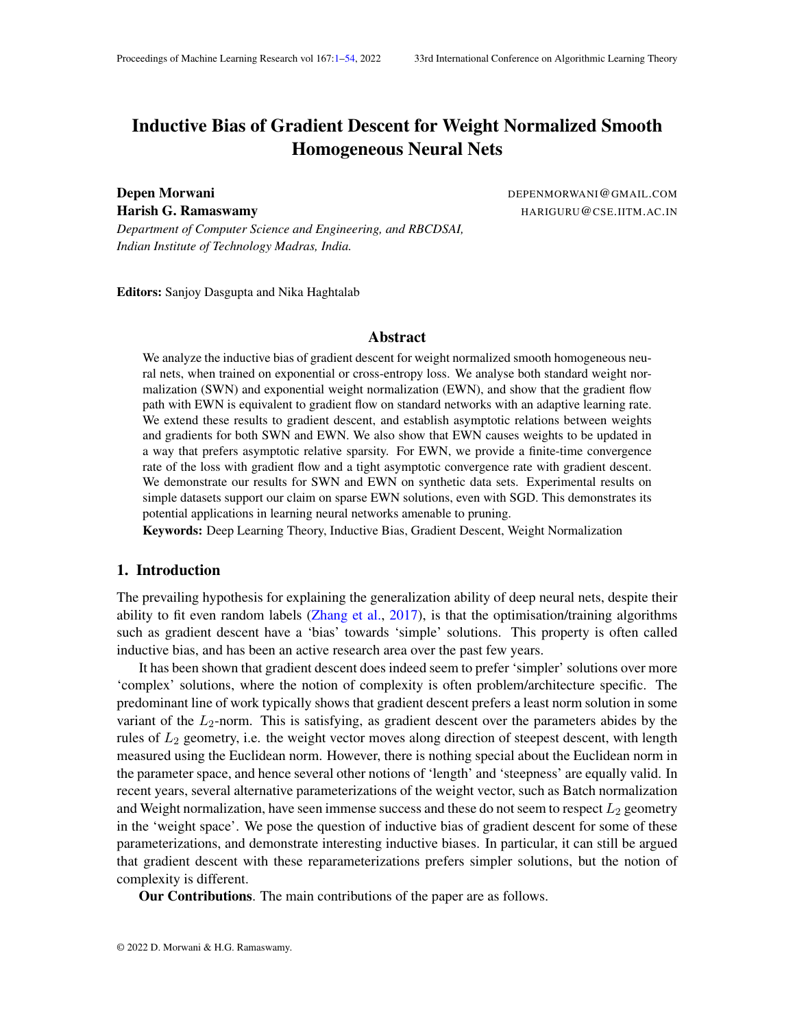# Inductive Bias of Gradient Descent for Weight Normalized Smooth Homogeneous Neural Nets

**Depen Morwani** DEPENMORWANI@GMAIL.COM

**Harish G. Ramaswamy** HARIGURU@CSE.IITM.AC.IN

*Department of Computer Science and Engineering, and RBCDSAI, Indian Institute of Technology Madras, India.*

**Editors:** Sanjoy Dasgupta and Nika Haghtalab

## Abstract

We analyze the inductive bias of gradient descent for weight normalized smooth homogeneous neural nets, when trained on exponential or cross-entropy loss. We analyse both standard weight normalization (SWN) and exponential weight normalization (EWN), and show that the gradient flow path with EWN is equivalent to gradient flow on standard networks with an adaptive learning rate. We extend these results to gradient descent, and establish asymptotic relations between weights and gradients for both SWN and EWN. We also show that EWN causes weights to be updated in a way that prefers asymptotic relative sparsity. For EWN, we provide a finite-time convergence rate of the loss with gradient flow and a tight asymptotic convergence rate with gradient descent. We demonstrate our results for SWN and EWN on synthetic data sets. Experimental results on simple datasets support our claim on sparse EWN solutions, even with SGD. This demonstrates its potential applications in learning neural networks amenable to pruning.

**Keywords:** Deep Learning Theory, Inductive Bias, Gradient Descent, Weight Normalization

## 1. Introduction

The prevailing hypothesis for explaining the generalization ability of deep neural nets, despite their ability to fit even random labels (Zhang et al., 2017), is that the optimisation/training algorithms such as gradient descent have a 'bias' towards 'simple' solutions. This property is often called inductive bias, and has been an active research area over the past few years.

It has been shown that gradient descent does indeed seem to prefer 'simpler' solutions over more 'complex' solutions, where the notion of complexity is often problem/architecture specific. The predominant line of work typically shows that gradient descent prefers a least norm solution in some variant of the $L_2$-norm. This is satisfying, as gradient descent over the parameters abides by the rules of $L_2$ geometry, i.e. the weight vector moves along direction of steepest descent, with length measured using the Euclidean norm. However, there is nothing special about the Euclidean norm in the parameter space, and hence several other notions of 'length' and 'steepness' are equally valid. In recent years, several alternative parameterizations of the weight vector, such as Batch normalization and Weight normalization, have seen immense success and these do not seem to respect $L_2$ geometry in the 'weight space'. We pose the question of inductive bias of gradient descent for some of these parameterizations, and demonstrate interesting inductive biases. In particular, it can still be argued that gradient descent with these reparameterizations prefers simpler solutions, but the notion of complexity is different.

**Our Contributions**. The main contributions of the paper are as follows.

© 2022 D. Morwani & H.G. Ramaswamy.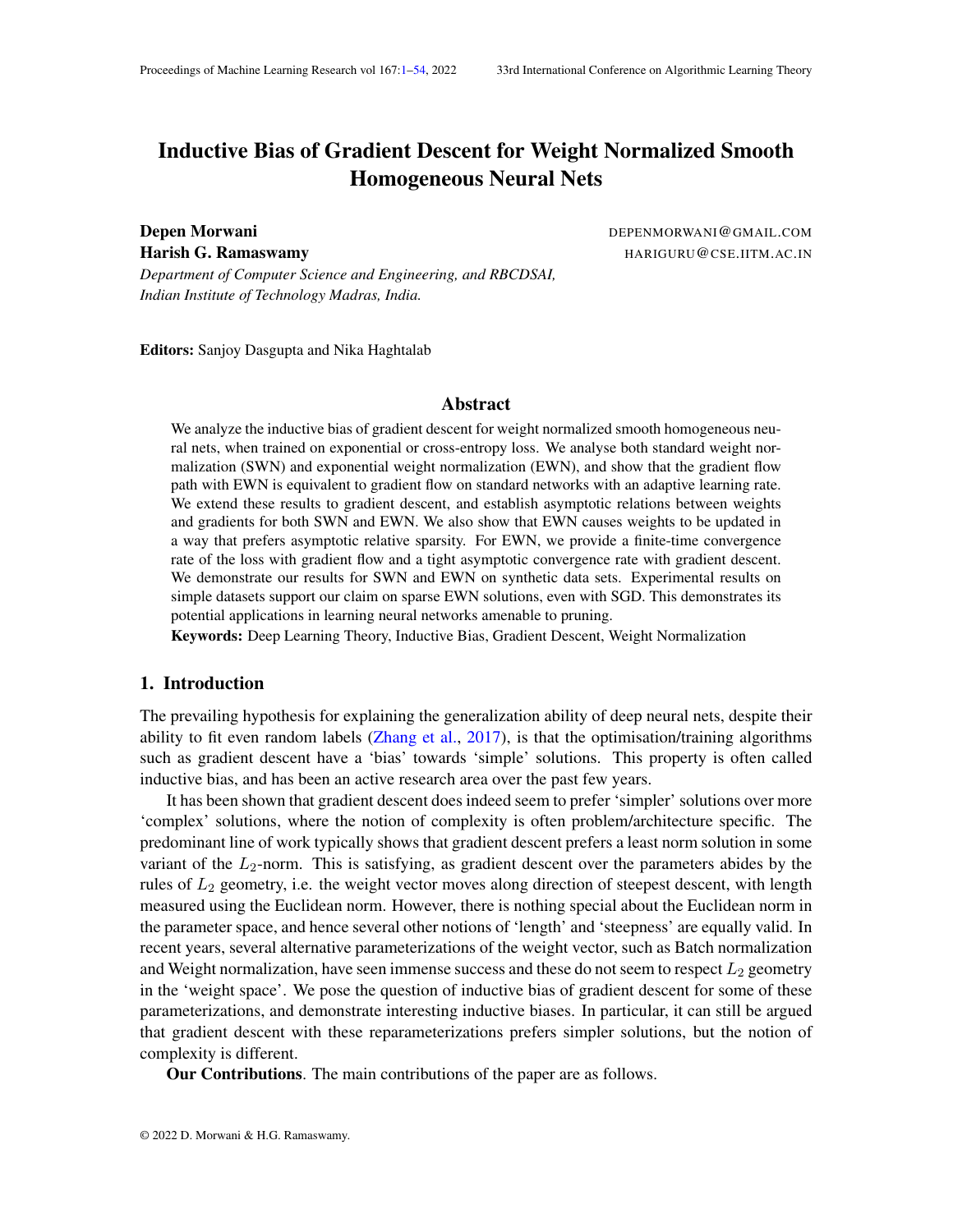# Inductive Bias of Gradient Descent for Weight Normalized Smooth Homogeneous Neural Nets

**Depen Morwani** DEPENMORWANI@GMAIL.COM

**Harish G. Ramaswamy** HARIGURU@CSE.IITM.AC.IN

*Department of Computer Science and Engineering, and RBCDSAI, Indian Institute of Technology Madras, India.*

**Editors:** Sanjoy Dasgupta and Nika Haghtalab

## Abstract

We analyze the inductive bias of gradient descent for weight normalized smooth homogeneous neural nets, when trained on exponential or cross-entropy loss. We analyse both standard weight normalization (SWN) and exponential weight normalization (EWN), and show that the gradient flow path with EWN is equivalent to gradient flow on standard networks with an adaptive learning rate. We extend these results to gradient descent, and establish asymptotic relations between weights and gradients for both SWN and EWN. We also show that EWN causes weights to be updated in a way that prefers asymptotic relative sparsity. For EWN, we provide a finite-time convergence rate of the loss with gradient flow and a tight asymptotic convergence rate with gradient descent. We demonstrate our results for SWN and EWN on synthetic data sets. Experimental results on simple datasets support our claim on sparse EWN solutions, even with SGD. This demonstrates its potential applications in learning neural networks amenable to pruning.

**Keywords:** Deep Learning Theory, Inductive Bias, Gradient Descent, Weight Normalization

## 1. Introduction

The prevailing hypothesis for explaining the generalization ability of deep neural nets, despite their ability to fit even random labels (Zhang et al., 2017), is that the optimisation/training algorithms such as gradient descent have a 'bias' towards 'simple' solutions. This property is often called inductive bias, and has been an active research area over the past few years.

It has been shown that gradient descent does indeed seem to prefer 'simpler' solutions over more 'complex' solutions, where the notion of complexity is often problem/architecture specific. The predominant line of work typically shows that gradient descent prefers a least norm solution in some variant of the $L_2$-norm. This is satisfying, as gradient descent over the parameters abides by the rules of $L_2$ geometry, i.e. the weight vector moves along direction of steepest descent, with length measured using the Euclidean norm. However, there is nothing special about the Euclidean norm in the parameter space, and hence several other notions of 'length' and 'steepness' are equally valid. In recent years, several alternative parameterizations of the weight vector, such as Batch normalization and Weight normalization, have seen immense success and these do not seem to respect $L_2$ geometry in the 'weight space'. We pose the question of inductive bias of gradient descent for some of these parameterizations, and demonstrate interesting inductive biases. In particular, it can still be argued that gradient descent with these reparameterizations prefers simpler solutions, but the notion of complexity is different.

**Our Contributions**. The main contributions of the paper are as follows.

© 2022 D. Morwani & H.G. Ramaswamy.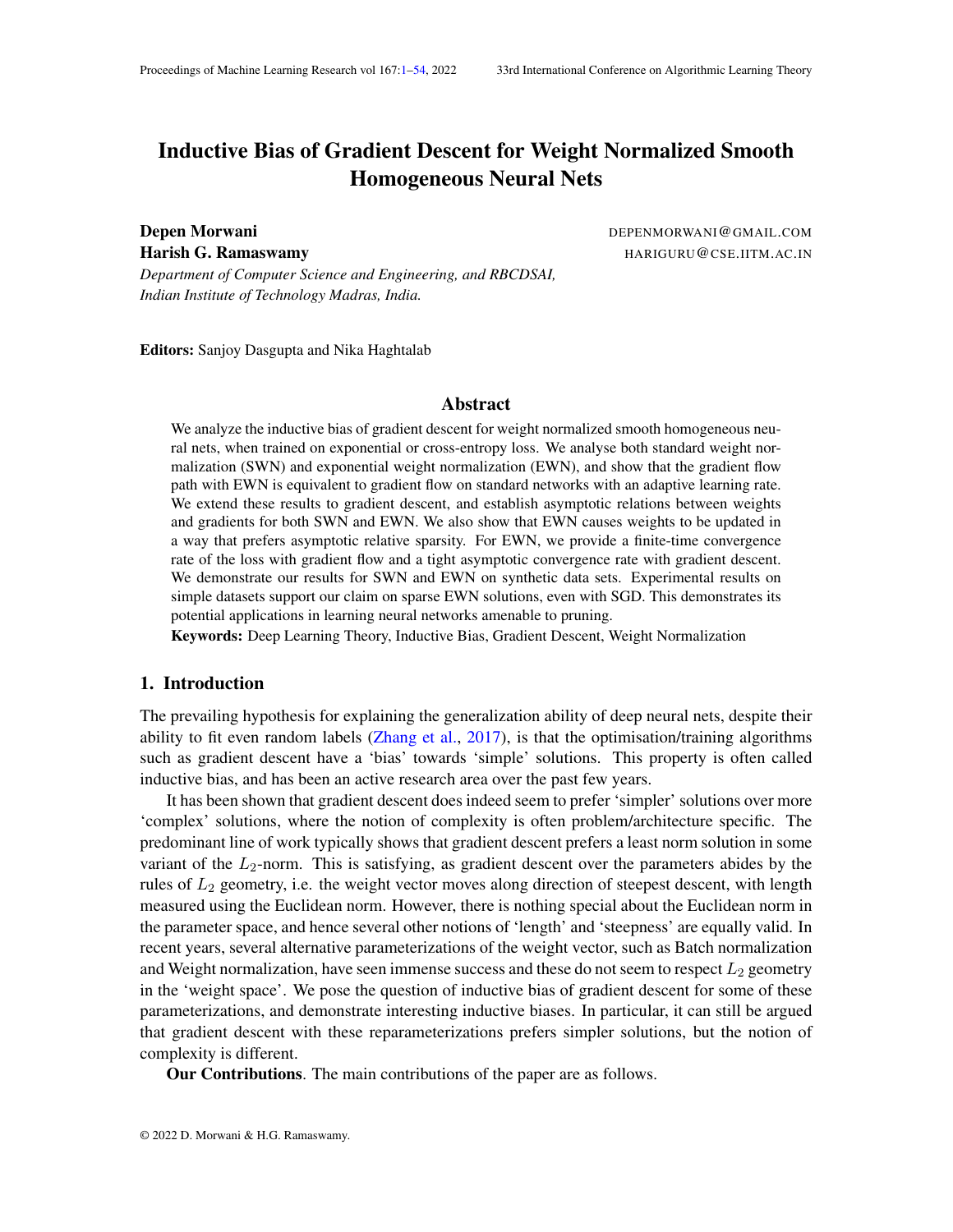# Inductive Bias of Gradient Descent for Weight Normalized Smooth Homogeneous Neural Nets

**Depen Morwani** DEPENMORWANI@GMAIL.COM

**Harish G. Ramaswamy** HARIGURU@CSE.IITM.AC.IN

*Department of Computer Science and Engineering, and RBCDSAI, Indian Institute of Technology Madras, India.*

**Editors:** Sanjoy Dasgupta and Nika Haghtalab

## Abstract

We analyze the inductive bias of gradient descent for weight normalized smooth homogeneous neural nets, when trained on exponential or cross-entropy loss. We analyse both standard weight normalization (SWN) and exponential weight normalization (EWN), and show that the gradient flow path with EWN is equivalent to gradient flow on standard networks with an adaptive learning rate. We extend these results to gradient descent, and establish asymptotic relations between weights and gradients for both SWN and EWN. We also show that EWN causes weights to be updated in a way that prefers asymptotic relative sparsity. For EWN, we provide a finite-time convergence rate of the loss with gradient flow and a tight asymptotic convergence rate with gradient descent. We demonstrate our results for SWN and EWN on synthetic data sets. Experimental results on simple datasets support our claim on sparse EWN solutions, even with SGD. This demonstrates its potential applications in learning neural networks amenable to pruning.

**Keywords:** Deep Learning Theory, Inductive Bias, Gradient Descent, Weight Normalization

## 1. Introduction

The prevailing hypothesis for explaining the generalization ability of deep neural nets, despite their ability to fit even random labels (Zhang et al., 2017), is that the optimisation/training algorithms such as gradient descent have a 'bias' towards 'simple' solutions. This property is often called inductive bias, and has been an active research area over the past few years.

It has been shown that gradient descent does indeed seem to prefer 'simpler' solutions over more 'complex' solutions, where the notion of complexity is often problem/architecture specific. The predominant line of work typically shows that gradient descent prefers a least norm solution in some variant of the $L_2$-norm. This is satisfying, as gradient descent over the parameters abides by the rules of $L_2$ geometry, i.e. the weight vector moves along direction of steepest descent, with length measured using the Euclidean norm. However, there is nothing special about the Euclidean norm in the parameter space, and hence several other notions of 'length' and 'steepness' are equally valid. In recent years, several alternative parameterizations of the weight vector, such as Batch normalization and Weight normalization, have seen immense success and these do not seem to respect $L_2$ geometry in the 'weight space'. We pose the question of inductive bias of gradient descent for some of these parameterizations, and demonstrate interesting inductive biases. In particular, it can still be argued that gradient descent with these reparameterizations prefers simpler solutions, but the notion of complexity is different.

**Our Contributions**. The main contributions of the paper are as follows.

© 2022 D. Morwani & H.G. Ramaswamy.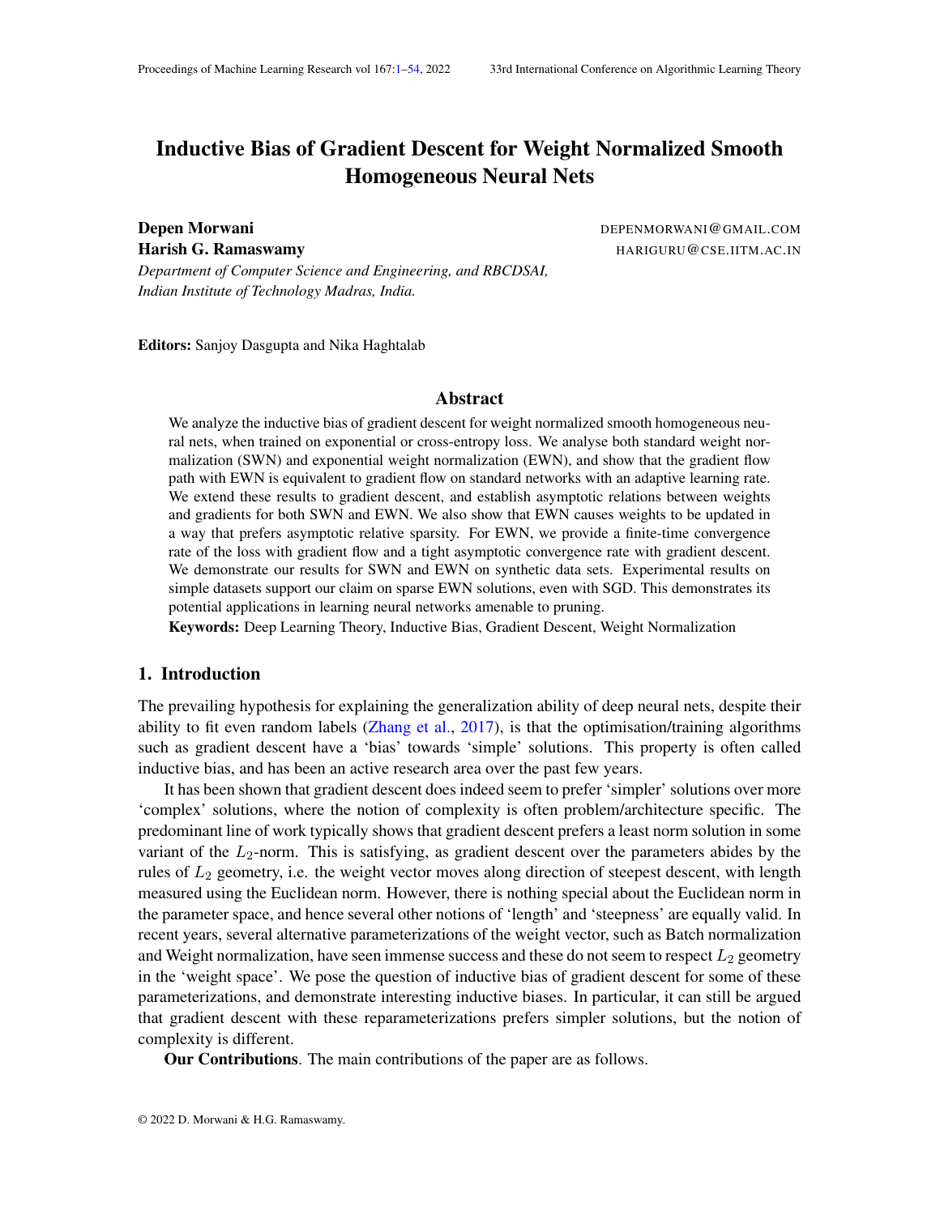# Inductive Bias of Gradient Descent for Weight Normalized Smooth Homogeneous Neural Nets

**Depen Morwani** DEPENMORWANI@GMAIL.COM
**Harish G. Ramaswamy** HARIGURU@CSE.IITM.AC.IN
*Department of Computer Science and Engineering, and RBCDSAI, Indian Institute of Technology Madras, India.*

**Editors:** Sanjoy Dasgupta and Nika Haghtalab

## Abstract

We analyze the inductive bias of gradient descent for weight normalized smooth homogeneous neural nets, when trained on exponential or cross-entropy loss. We analyse both standard weight normalization (SWN) and exponential weight normalization (EWN), and show that the gradient flow path with EWN is equivalent to gradient flow on standard networks with an adaptive learning rate. We extend these results to gradient descent, and establish asymptotic relations between weights and gradients for both SWN and EWN. We also show that EWN causes weights to be updated in a way that prefers asymptotic relative sparsity. For EWN, we provide a finite-time convergence rate of the loss with gradient flow and a tight asymptotic convergence rate with gradient descent. We demonstrate our results for SWN and EWN on synthetic data sets. Experimental results on simple datasets support our claim on sparse EWN solutions, even with SGD. This demonstrates its potential applications in learning neural networks amenable to pruning.

**Keywords:** Deep Learning Theory, Inductive Bias, Gradient Descent, Weight Normalization

## 1. Introduction

The prevailing hypothesis for explaining the generalization ability of deep neural nets, despite their ability to fit even random labels (Zhang et al., 2017), is that the optimisation/training algorithms such as gradient descent have a 'bias' towards 'simple' solutions. This property is often called inductive bias, and has been an active research area over the past few years.

It has been shown that gradient descent does indeed seem to prefer 'simpler' solutions over more 'complex' solutions, where the notion of complexity is often problem/architecture specific. The predominant line of work typically shows that gradient descent prefers a least norm solution in some variant of the $L_2$-norm. This is satisfying, as gradient descent over the parameters abides by the rules of $L_2$ geometry, i.e. the weight vector moves along direction of steepest descent, with length measured using the Euclidean norm. However, there is nothing special about the Euclidean norm in the parameter space, and hence several other notions of 'length' and 'steepness' are equally valid. In recent years, several alternative parameterizations of the weight vector, such as Batch normalization and Weight normalization, have seen immense success and these do not seem to respect $L_2$ geometry in the 'weight space'. We pose the question of inductive bias of gradient descent for some of these parameterizations, and demonstrate interesting inductive biases. In particular, it can still be argued that gradient descent with these reparameterizations prefers simpler solutions, but the notion of complexity is different.

**Our Contributions**. The main contributions of the paper are as follows.

© 2022 D. Morwani & H.G. Ramaswamy.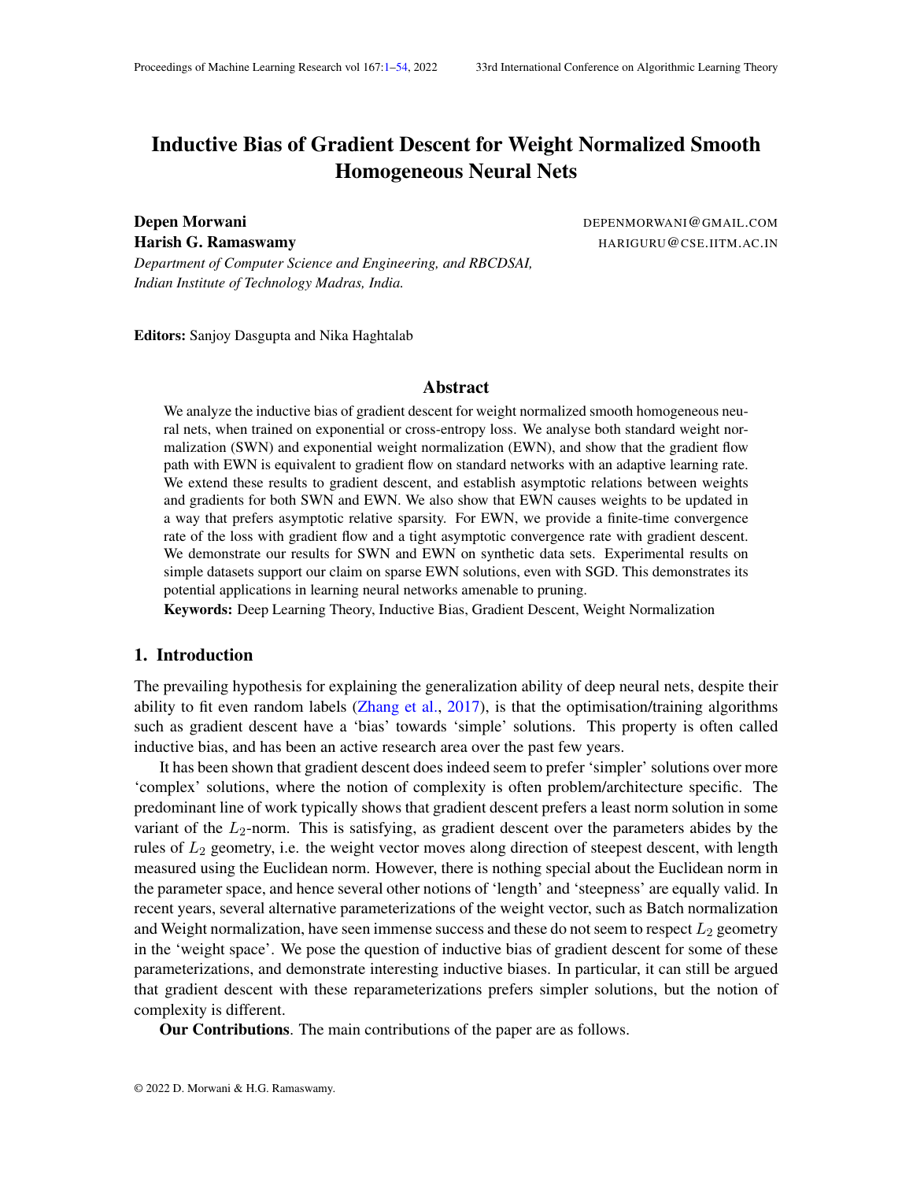# Inductive Bias of Gradient Descent for Weight Normalized Smooth Homogeneous Neural Nets

**Depen Morwani** DEPENMORWANI@GMAIL.COM

**Harish G. Ramaswamy** HARIGURU@CSE.IITM.AC.IN

*Department of Computer Science and Engineering, and RBCDSAI, Indian Institute of Technology Madras, India.*

**Editors:** Sanjoy Dasgupta and Nika Haghtalab

## Abstract

We analyze the inductive bias of gradient descent for weight normalized smooth homogeneous neural nets, when trained on exponential or cross-entropy loss. We analyse both standard weight normalization (SWN) and exponential weight normalization (EWN), and show that the gradient flow path with EWN is equivalent to gradient flow on standard networks with an adaptive learning rate. We extend these results to gradient descent, and establish asymptotic relations between weights and gradients for both SWN and EWN. We also show that EWN causes weights to be updated in a way that prefers asymptotic relative sparsity. For EWN, we provide a finite-time convergence rate of the loss with gradient flow and a tight asymptotic convergence rate with gradient descent. We demonstrate our results for SWN and EWN on synthetic data sets. Experimental results on simple datasets support our claim on sparse EWN solutions, even with SGD. This demonstrates its potential applications in learning neural networks amenable to pruning.

**Keywords:** Deep Learning Theory, Inductive Bias, Gradient Descent, Weight Normalization

## 1. Introduction

The prevailing hypothesis for explaining the generalization ability of deep neural nets, despite their ability to fit even random labels (Zhang et al., 2017), is that the optimisation/training algorithms such as gradient descent have a 'bias' towards 'simple' solutions. This property is often called inductive bias, and has been an active research area over the past few years.

It has been shown that gradient descent does indeed seem to prefer 'simpler' solutions over more 'complex' solutions, where the notion of complexity is often problem/architecture specific. The predominant line of work typically shows that gradient descent prefers a least norm solution in some variant of the $L_2$-norm. This is satisfying, as gradient descent over the parameters abides by the rules of $L_2$ geometry, i.e. the weight vector moves along direction of steepest descent, with length measured using the Euclidean norm. However, there is nothing special about the Euclidean norm in the parameter space, and hence several other notions of 'length' and 'steepness' are equally valid. In recent years, several alternative parameterizations of the weight vector, such as Batch normalization and Weight normalization, have seen immense success and these do not seem to respect $L_2$ geometry in the 'weight space'. We pose the question of inductive bias of gradient descent for some of these parameterizations, and demonstrate interesting inductive biases. In particular, it can still be argued that gradient descent with these reparameterizations prefers simpler solutions, but the notion of complexity is different.

**Our Contributions**. The main contributions of the paper are as follows.

© 2022 D. Morwani & H.G. Ramaswamy.